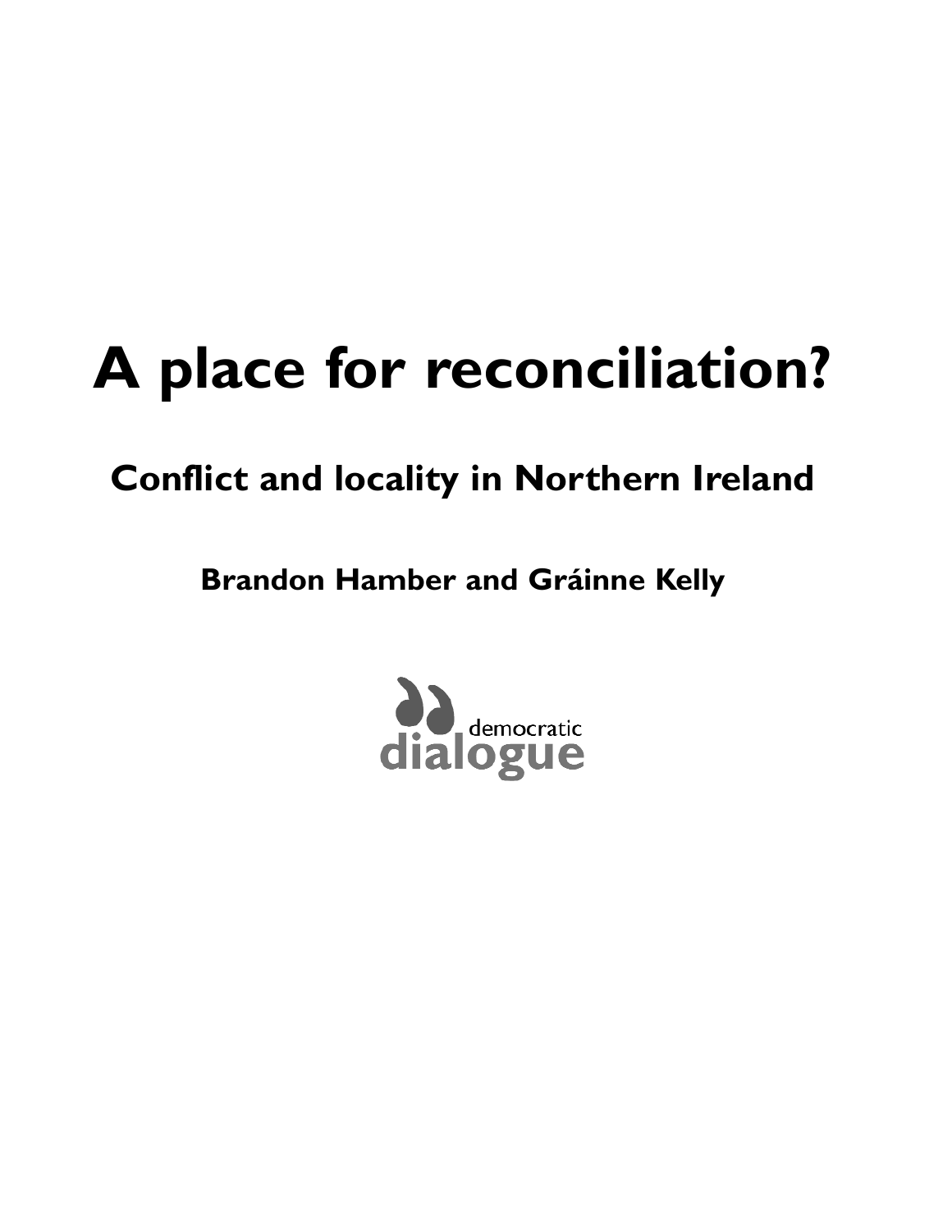# A place for reconciliation?

## Conflict and locality in Northern Ireland

**Brandon Hamber and Gráinne Kelly**

democratic dialogue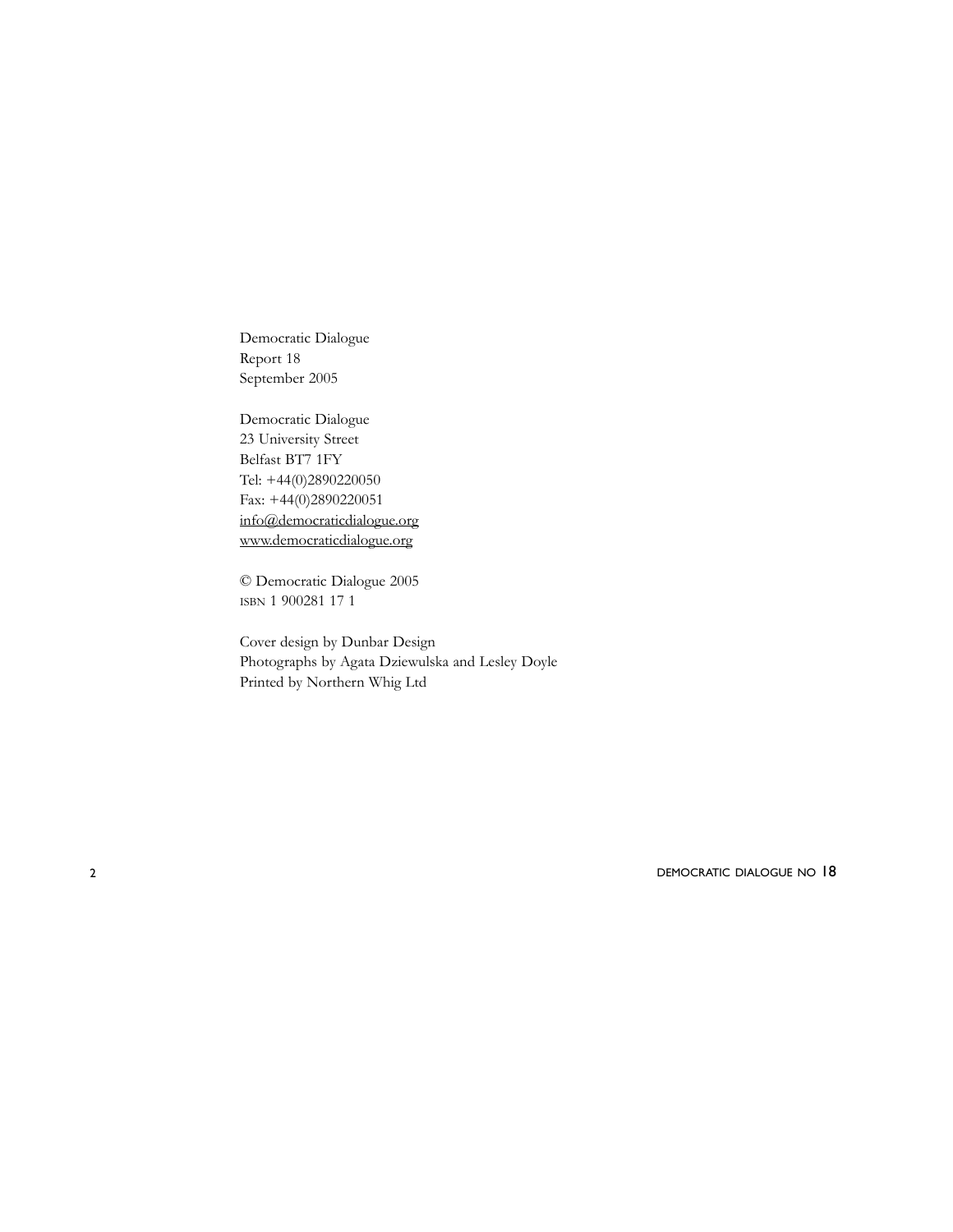Democratic Dialogue
Report 18
September 2005

Democratic Dialogue
23 University Street
Belfast BT7 1FY
Tel: +44(0)2890220050
Fax: +44(0)2890220051
info@democraticdialogue.org
www.democraticdialogue.org

© Democratic Dialogue 2005
ISBN 1 900281 17 1

Cover design by Dunbar Design
Photographs by Agata Dziewulska and Lesley Doyle
Printed by Northern Whig Ltd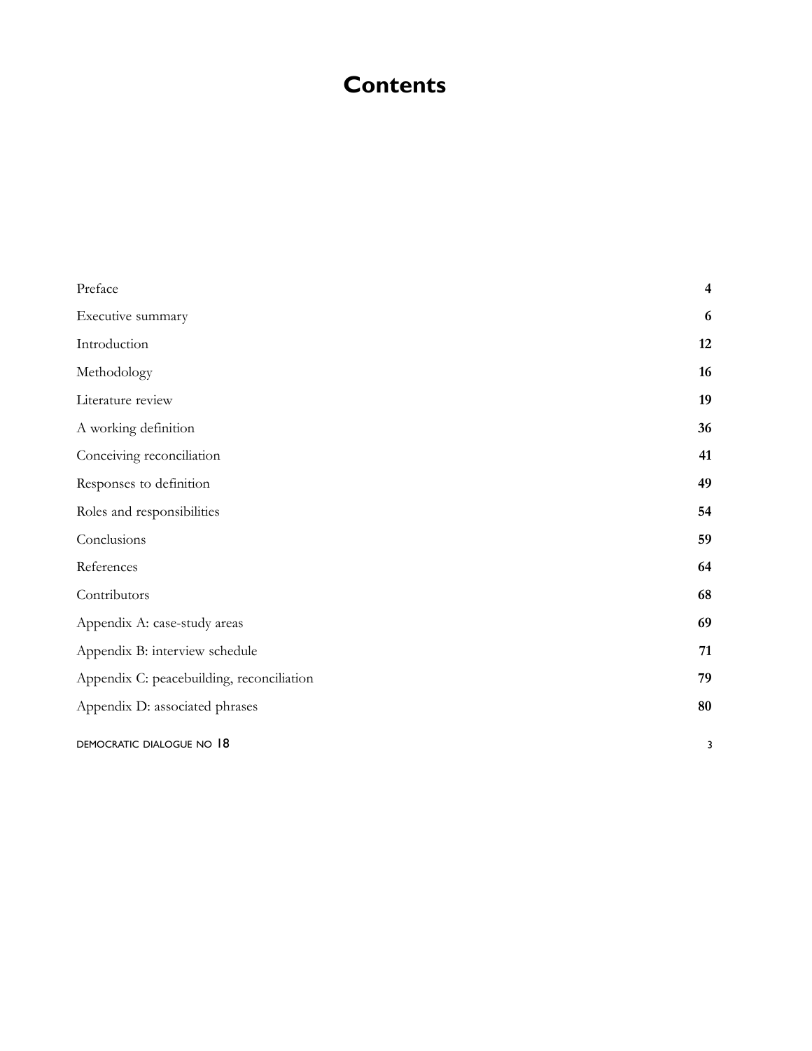# Contents

| | |
|---|---|
| Preface | **4** |
| Executive summary | **6** |
| Introduction | **12** |
| Methodology | **16** |
| Literature review | **19** |
| A working definition | **36** |
| Conceiving reconciliation | **41** |
| Responses to definition | **49** |
| Roles and responsibilities | **54** |
| Conclusions | **59** |
| References | **64** |
| Contributors | **68** |
| Appendix A: case-study areas | **69** |
| Appendix B: interview schedule | **71** |
| Appendix C: peacebuilding, reconciliation | **79** |
| Appendix D: associated phrases | **80** |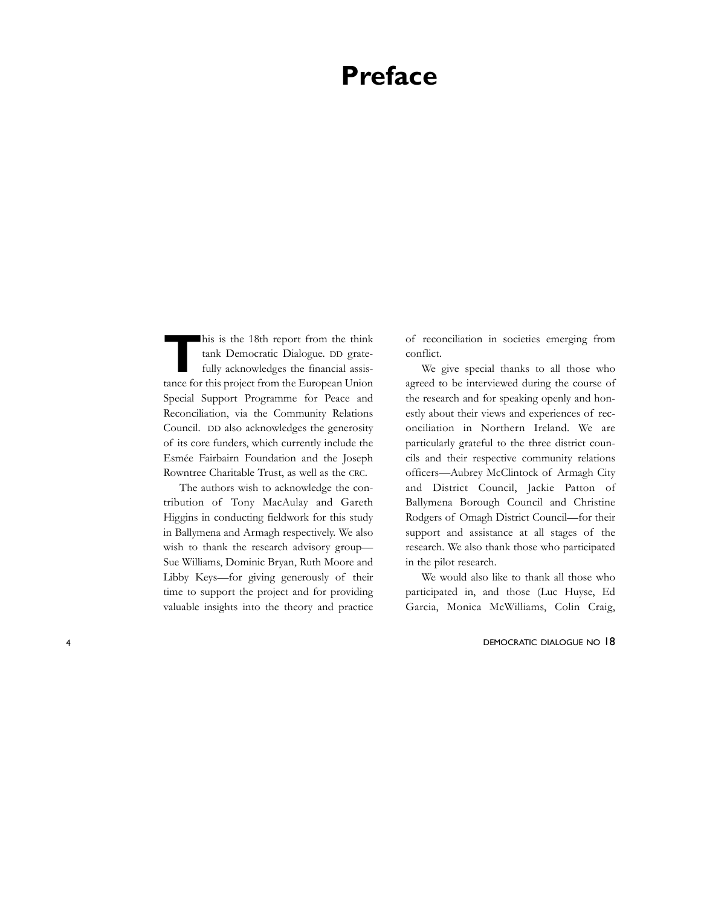# Preface

This is the 18th report from the think tank Democratic Dialogue. DD gratefully acknowledges the financial assistance for this project from the European Union Special Support Programme for Peace and Reconciliation, via the Community Relations Council. DD also acknowledges the generosity of its core funders, which currently include the Esmée Fairbairn Foundation and the Joseph Rowntree Charitable Trust, as well as the CRC.

The authors wish to acknowledge the contribution of Tony MacAulay and Gareth Higgins in conducting fieldwork for this study in Ballymena and Armagh respectively. We also wish to thank the research advisory group—Sue Williams, Dominic Bryan, Ruth Moore and Libby Keys—for giving generously of their time to support the project and for providing valuable insights into the theory and practice of reconciliation in societies emerging from conflict.

We give special thanks to all those who agreed to be interviewed during the course of the research and for speaking openly and honestly about their views and experiences of reconciliation in Northern Ireland. We are particularly grateful to the three district councils and their respective community relations officers—Aubrey McClintock of Armagh City and District Council, Jackie Patton of Ballymena Borough Council and Christine Rodgers of Omagh District Council—for their support and assistance at all stages of the research. We also thank those who participated in the pilot research.

We would also like to thank all those who participated in, and those (Luc Huyse, Ed Garcia, Monica McWilliams, Colin Craig,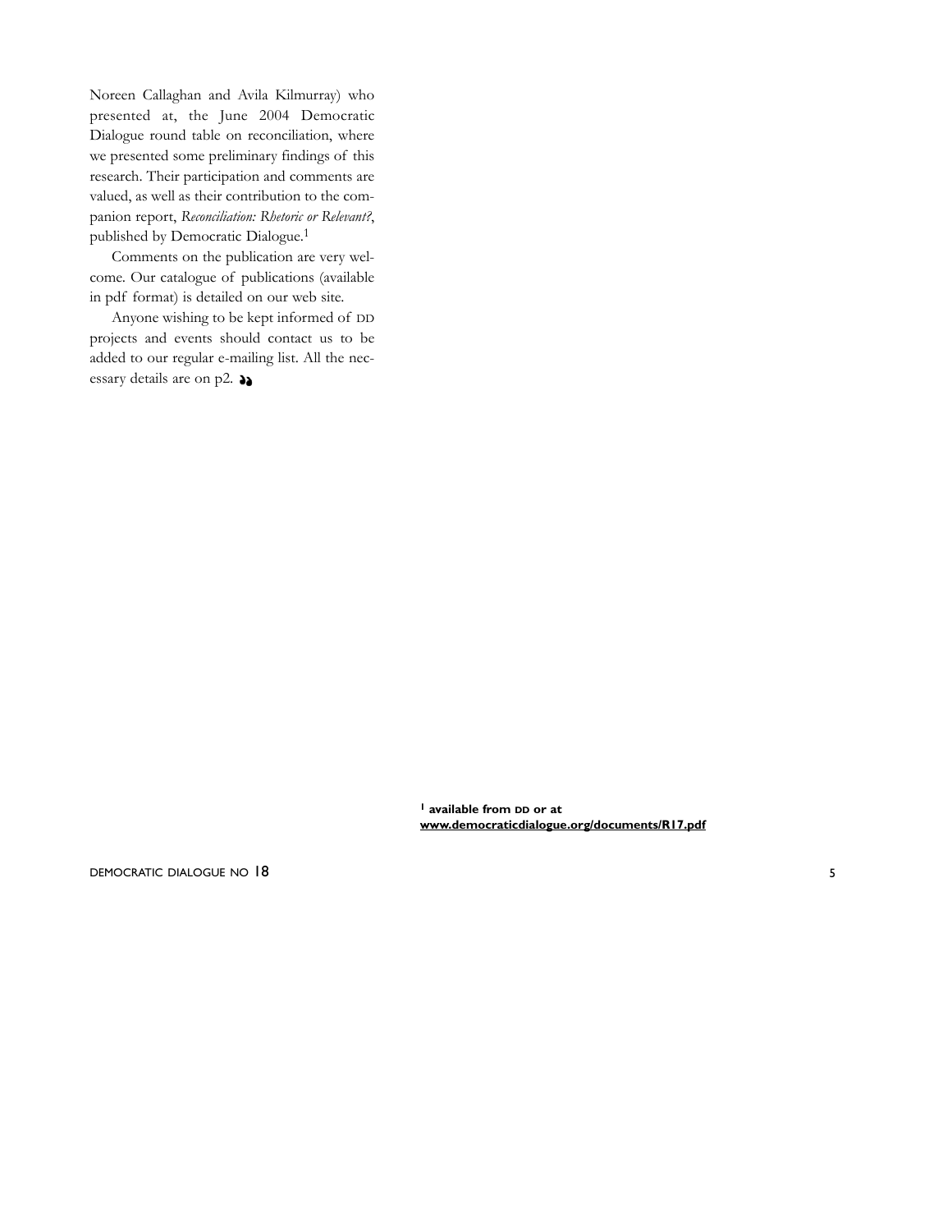Noreen Callaghan and Avila Kilmurray) who presented at, the June 2004 Democratic Dialogue round table on reconciliation, where we presented some preliminary findings of this research. Their participation and comments are valued, as well as their contribution to the companion report, *Reconciliation: Rhetoric or Relevant?*, published by Democratic Dialogue.[1]

Comments on the publication are very welcome. Our catalogue of publications (available in pdf format) is detailed on our web site.

Anyone wishing to be kept informed of DD projects and events should contact us to be added to our regular e-mailing list. All the necessary details are on p2.

[1] **available from DD or at** **www.democraticdialogue.org/documents/R17.pdf**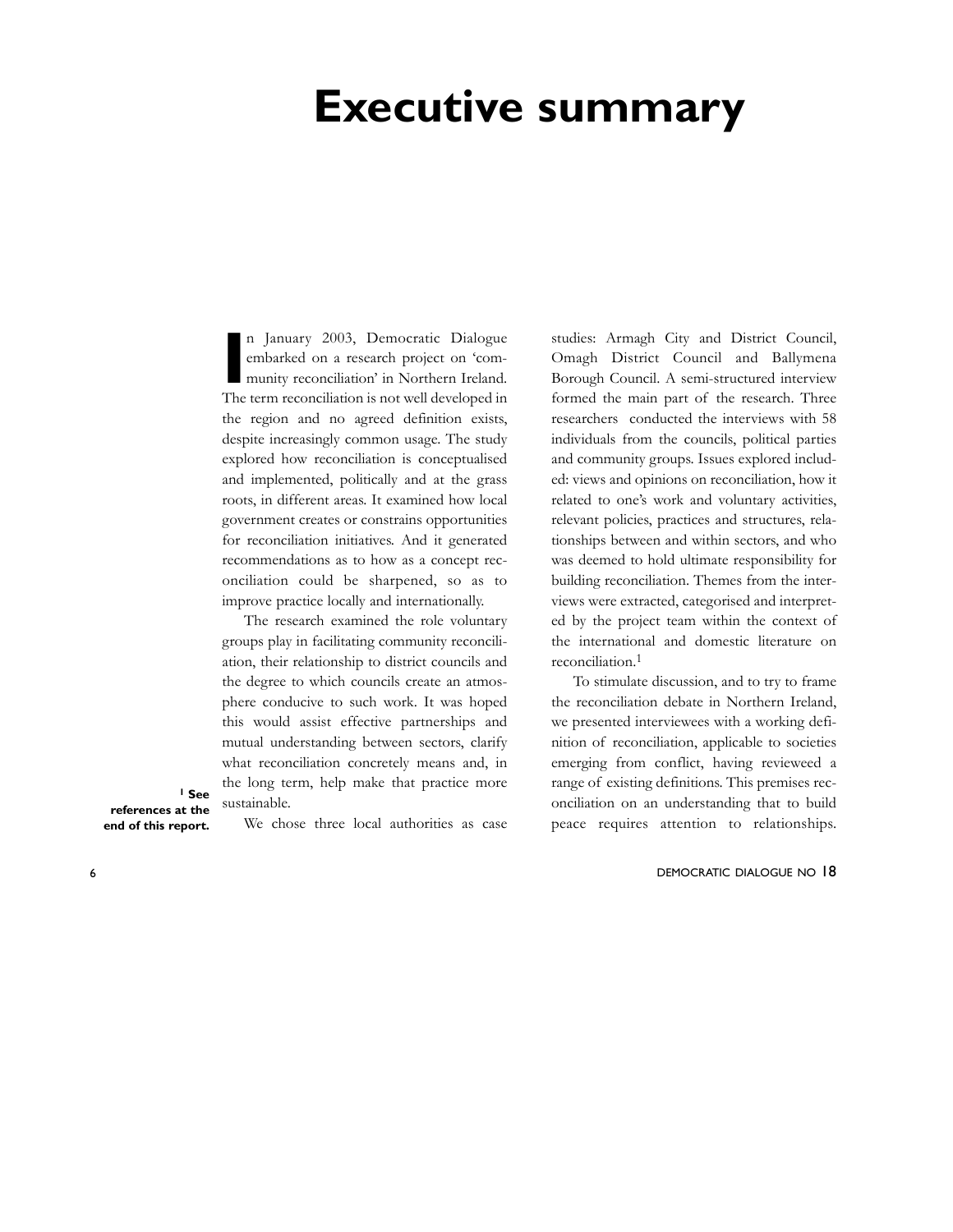# Executive summary

In January 2003, Democratic Dialogue embarked on a research project on 'community reconciliation' in Northern Ireland. The term reconciliation is not well developed in the region and no agreed definition exists, despite increasingly common usage. The study explored how reconciliation is conceptualised and implemented, politically and at the grass roots, in different areas. It examined how local government creates or constrains opportunities for reconciliation initiatives. And it generated recommendations as to how as a concept reconciliation could be sharpened, so as to improve practice locally and internationally.

The research examined the role voluntary groups play in facilitating community reconciliation, their relationship to district councils and the degree to which councils create an atmosphere conducive to such work. It was hoped this would assist effective partnerships and mutual understanding between sectors, clarify what reconciliation concretely means and, in the long term, help make that practice more sustainable.

We chose three local authorities as case studies: Armagh City and District Council, Omagh District Council and Ballymena Borough Council. A semi-structured interview formed the main part of the research. Three researchers conducted the interviews with 58 individuals from the councils, political parties and community groups. Issues explored included: views and opinions on reconciliation, how it related to one's work and voluntary activities, relevant policies, practices and structures, relationships between and within sectors, and who was deemed to hold ultimate responsibility for building reconciliation. Themes from the interviews were extracted, categorised and interpreted by the project team within the context of the international and domestic literature on reconciliation.[1]

To stimulate discussion, and to try to frame the reconciliation debate in Northern Ireland, we presented interviewees with a working definition of reconciliation, applicable to societies emerging from conflict, having reviewed a range of existing definitions. This premises reconciliation on an understanding that to build peace requires attention to relationships.

[1] **See references at the end of this report.**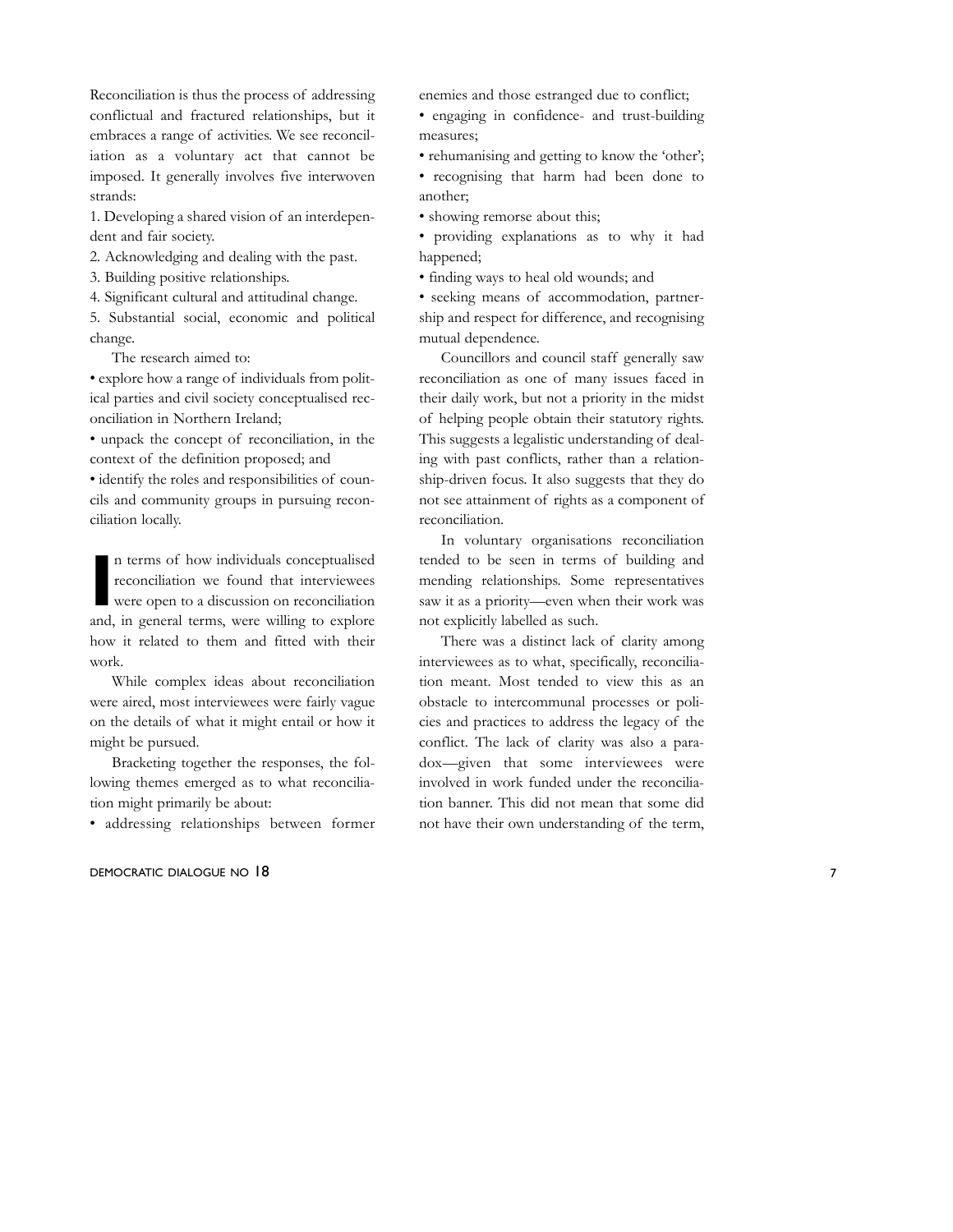Reconciliation is thus the process of addressing conflictual and fractured relationships, but it embraces a range of activities. We see reconciliation as a voluntary act that cannot be imposed. It generally involves five interwoven strands:

1. Developing a shared vision of an interdependent and fair society.
2. Acknowledging and dealing with the past.
3. Building positive relationships.
4. Significant cultural and attitudinal change.
5. Substantial social, economic and political change.

The research aimed to:

- explore how a range of individuals from political parties and civil society conceptualised reconciliation in Northern Ireland;
- unpack the concept of reconciliation, in the context of the definition proposed; and
- identify the roles and responsibilities of councils and community groups in pursuing reconciliation locally.

In terms of how individuals conceptualised reconciliation we found that interviewees were open to a discussion on reconciliation and, in general terms, were willing to explore how it related to them and fitted with their work.

While complex ideas about reconciliation were aired, most interviewees were fairly vague on the details of what it might entail or how it might be pursued.

Bracketing together the responses, the following themes emerged as to what reconciliation might primarily be about:

- addressing relationships between former enemies and those estranged due to conflict;
- engaging in confidence- and trust-building measures;
- rehumanising and getting to know the 'other';
- recognising that harm had been done to another;
- showing remorse about this;
- providing explanations as to why it had happened;
- finding ways to heal old wounds; and
- seeking means of accommodation, partnership and respect for difference, and recognising mutual dependence.

Councillors and council staff generally saw reconciliation as one of many issues faced in their daily work, but not a priority in the midst of helping people obtain their statutory rights. This suggests a legalistic understanding of dealing with past conflicts, rather than a relationship-driven focus. It also suggests that they do not see attainment of rights as a component of reconciliation.

In voluntary organisations reconciliation tended to be seen in terms of building and mending relationships. Some representatives saw it as a priority—even when their work was not explicitly labelled as such.

There was a distinct lack of clarity among interviewees as to what, specifically, reconciliation meant. Most tended to view this as an obstacle to intercommunal processes or policies and practices to address the legacy of the conflict. The lack of clarity was also a paradox—given that some interviewees were involved in work funded under the reconciliation banner. This did not mean that some did not have their own understanding of the term,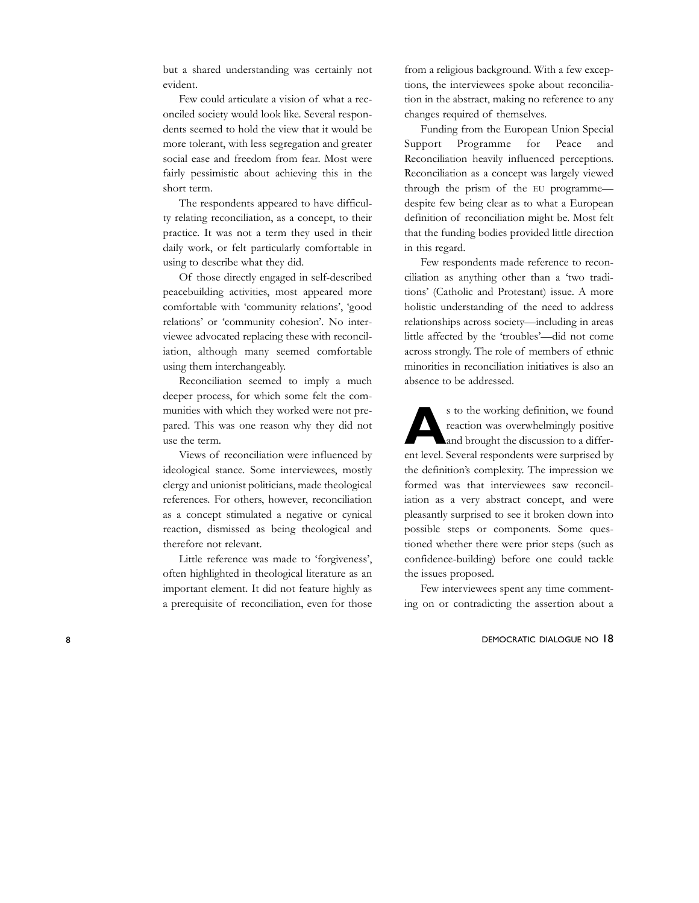but a shared understanding was certainly not evident.

Few could articulate a vision of what a reconciled society would look like. Several respondents seemed to hold the view that it would be more tolerant, with less segregation and greater social ease and freedom from fear. Most were fairly pessimistic about achieving this in the short term.

The respondents appeared to have difficulty relating reconciliation, as a concept, to their practice. It was not a term they used in their daily work, or felt particularly comfortable in using to describe what they did.

Of those directly engaged in self-described peacebuilding activities, most appeared more comfortable with 'community relations', 'good relations' or 'community cohesion'. No interviewee advocated replacing these with reconciliation, although many seemed comfortable using them interchangeably.

Reconciliation seemed to imply a much deeper process, for which some felt the communities with which they worked were not prepared. This was one reason why they did not use the term.

Views of reconciliation were influenced by ideological stance. Some interviewees, mostly clergy and unionist politicians, made theological references. For others, however, reconciliation as a concept stimulated a negative or cynical reaction, dismissed as being theological and therefore not relevant.

Little reference was made to 'forgiveness', often highlighted in theological literature as an important element. It did not feature highly as a prerequisite of reconciliation, even for those from a religious background. With a few exceptions, the interviewees spoke about reconciliation in the abstract, making no reference to any changes required of themselves.

Funding from the European Union Special Support Programme for Peace and Reconciliation heavily influenced perceptions. Reconciliation as a concept was largely viewed through the prism of the EU programme—despite few being clear as to what a European definition of reconciliation might be. Most felt that the funding bodies provided little direction in this regard.

Few respondents made reference to reconciliation as anything other than a 'two traditions' (Catholic and Protestant) issue. A more holistic understanding of the need to address relationships across society—including in areas little affected by the 'troubles'—did not come across strongly. The role of members of ethnic minorities in reconciliation initiatives is also an absence to be addressed.

As to the working definition, we found reaction was overwhelmingly positive and brought the discussion to a different level. Several respondents were surprised by the definition's complexity. The impression we formed was that interviewees saw reconciliation as a very abstract concept, and were pleasantly surprised to see it broken down into possible steps or components. Some questioned whether there were prior steps (such as confidence-building) before one could tackle the issues proposed.

Few interviewees spent any time commenting on or contradicting the assertion about a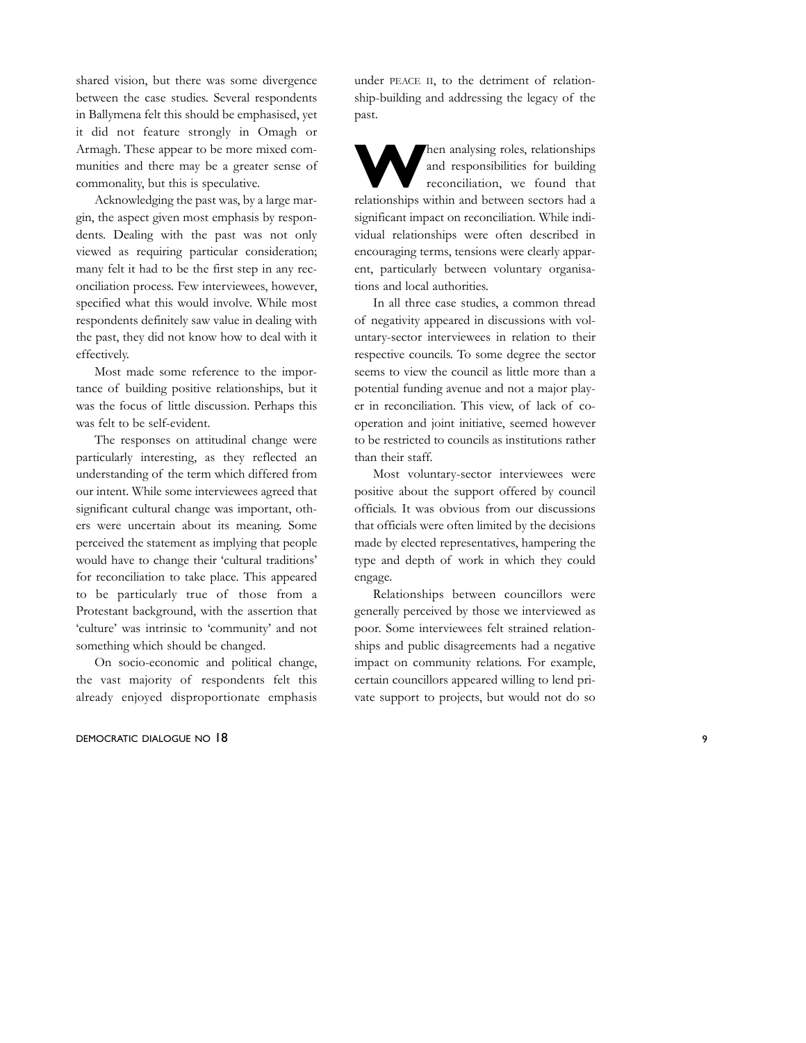shared vision, but there was some divergence between the case studies. Several respondents in Ballymena felt this should be emphasised, yet it did not feature strongly in Omagh or Armagh. These appear to be more mixed communities and there may be a greater sense of commonality, but this is speculative.

Acknowledging the past was, by a large margin, the aspect given most emphasis by respondents. Dealing with the past was not only viewed as requiring particular consideration; many felt it had to be the first step in any reconciliation process. Few interviewees, however, specified what this would involve. While most respondents definitely saw value in dealing with the past, they did not know how to deal with it effectively.

Most made some reference to the importance of building positive relationships, but it was the focus of little discussion. Perhaps this was felt to be self-evident.

The responses on attitudinal change were particularly interesting, as they reflected an understanding of the term which differed from our intent. While some interviewees agreed that significant cultural change was important, others were uncertain about its meaning. Some perceived the statement as implying that people would have to change their 'cultural traditions' for reconciliation to take place. This appeared to be particularly true of those from a Protestant background, with the assertion that 'culture' was intrinsic to 'community' and not something which should be changed.

On socio-economic and political change, the vast majority of respondents felt this already enjoyed disproportionate emphasis under PEACE II, to the detriment of relationship-building and addressing the legacy of the past.

When analysing roles, relationships and responsibilities for building reconciliation, we found that relationships within and between sectors had a significant impact on reconciliation. While individual relationships were often described in encouraging terms, tensions were clearly apparent, particularly between voluntary organisations and local authorities.

In all three case studies, a common thread of negativity appeared in discussions with voluntary-sector interviewees in relation to their respective councils. To some degree the sector seems to view the council as little more than a potential funding avenue and not a major player in reconciliation. This view, of lack of co-operation and joint initiative, seemed however to be restricted to councils as institutions rather than their staff.

Most voluntary-sector interviewees were positive about the support offered by council officials. It was obvious from our discussions that officials were often limited by the decisions made by elected representatives, hampering the type and depth of work in which they could engage.

Relationships between councillors were generally perceived by those we interviewed as poor. Some interviewees felt strained relationships and public disagreements had a negative impact on community relations. For example, certain councillors appeared willing to lend private support to projects, but would not do so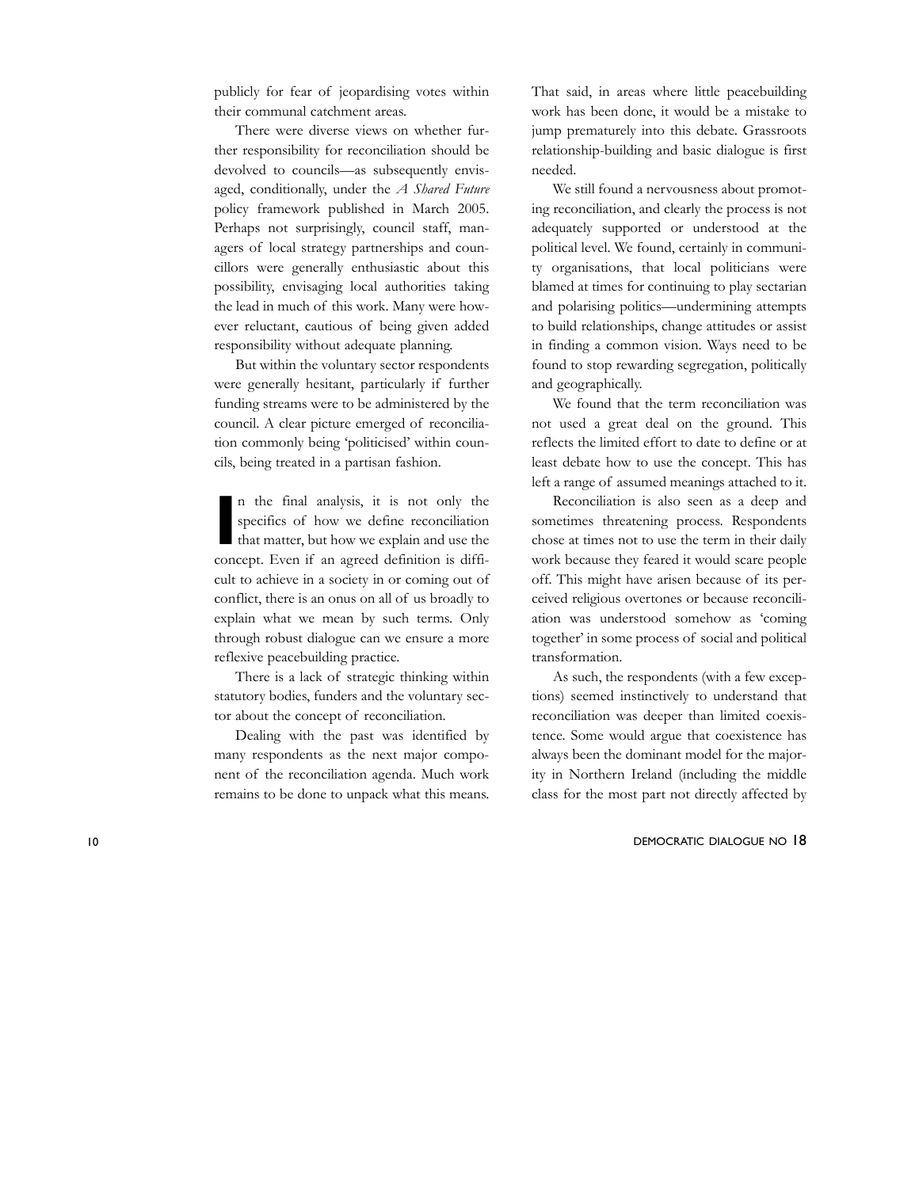publicly for fear of jeopardising votes within their communal catchment areas.

There were diverse views on whether further responsibility for reconciliation should be devolved to councils—as subsequently envisaged, conditionally, under the *A Shared Future* policy framework published in March 2005. Perhaps not surprisingly, council staff, managers of local strategy partnerships and councillors were generally enthusiastic about this possibility, envisaging local authorities taking the lead in much of this work. Many were however reluctant, cautious of being given added responsibility without adequate planning.

But within the voluntary sector respondents were generally hesitant, particularly if further funding streams were to be administered by the council. A clear picture emerged of reconciliation commonly being 'politicised' within councils, being treated in a partisan fashion.

In the final analysis, it is not only the specifics of how we define reconciliation that matter, but how we explain and use the concept. Even if an agreed definition is difficult to achieve in a society in or coming out of conflict, there is an onus on all of us broadly to explain what we mean by such terms. Only through robust dialogue can we ensure a more reflexive peacebuilding practice.

There is a lack of strategic thinking within statutory bodies, funders and the voluntary sector about the concept of reconciliation.

Dealing with the past was identified by many respondents as the next major component of the reconciliation agenda. Much work remains to be done to unpack what this means. That said, in areas where little peacebuilding work has been done, it would be a mistake to jump prematurely into this debate. Grassroots relationship-building and basic dialogue is first needed.

We still found a nervousness about promoting reconciliation, and clearly the process is not adequately supported or understood at the political level. We found, certainly in community organisations, that local politicians were blamed at times for continuing to play sectarian and polarising politics—undermining attempts to build relationships, change attitudes or assist in finding a common vision. Ways need to be found to stop rewarding segregation, politically and geographically.

We found that the term reconciliation was not used a great deal on the ground. This reflects the limited effort to date to define or at least debate how to use the concept. This has left a range of assumed meanings attached to it.

Reconciliation is also seen as a deep and sometimes threatening process. Respondents chose at times not to use the term in their daily work because they feared it would scare people off. This might have arisen because of its perceived religious overtones or because reconciliation was understood somehow as 'coming together' in some process of social and political transformation.

As such, the respondents (with a few exceptions) seemed instinctively to understand that reconciliation was deeper than limited coexistence. Some would argue that coexistence has always been the dominant model for the majority in Northern Ireland (including the middle class for the most part not directly affected by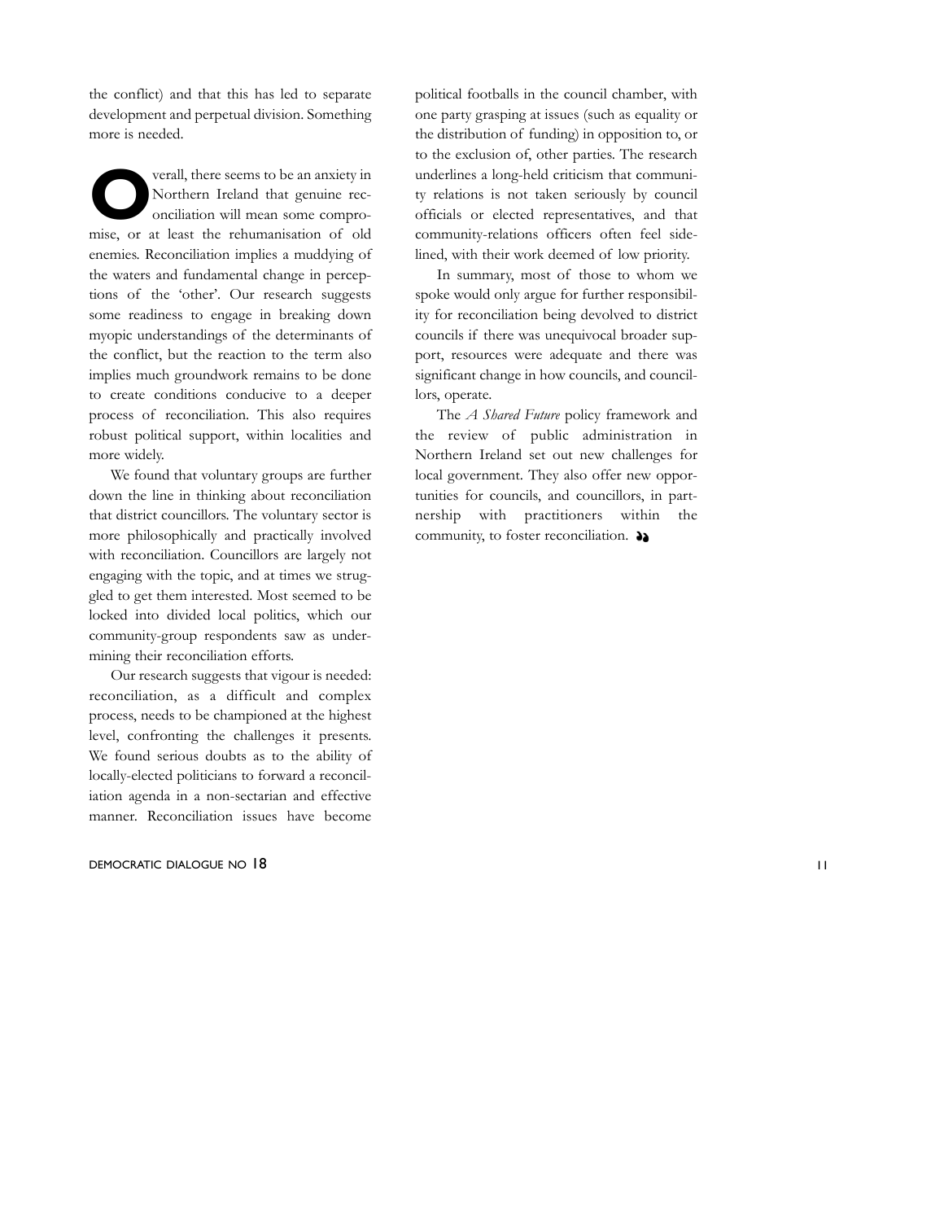the conflict) and that this has led to separate development and perpetual division. Something more is needed.

Overall, there seems to be an anxiety in Northern Ireland that genuine reconciliation will mean some compromise, or at least the rehumanisation of old enemies. Reconciliation implies a muddying of the waters and fundamental change in perceptions of the 'other'. Our research suggests some readiness to engage in breaking down myopic understandings of the determinants of the conflict, but the reaction to the term also implies much groundwork remains to be done to create conditions conducive to a deeper process of reconciliation. This also requires robust political support, within localities and more widely.

We found that voluntary groups are further down the line in thinking about reconciliation that district councillors. The voluntary sector is more philosophically and practically involved with reconciliation. Councillors are largely not engaging with the topic, and at times we struggled to get them interested. Most seemed to be locked into divided local politics, which our community-group respondents saw as undermining their reconciliation efforts.

Our research suggests that vigour is needed: reconciliation, as a difficult and complex process, needs to be championed at the highest level, confronting the challenges it presents. We found serious doubts as to the ability of locally-elected politicians to forward a reconciliation agenda in a non-sectarian and effective manner. Reconciliation issues have become political footballs in the council chamber, with one party grasping at issues (such as equality or the distribution of funding) in opposition to, or to the exclusion of, other parties. The research underlines a long-held criticism that community relations is not taken seriously by council officials or elected representatives, and that community-relations officers often feel sidelined, with their work deemed of low priority.

In summary, most of those to whom we spoke would only argue for further responsibility for reconciliation being devolved to district councils if there was unequivocal broader support, resources were adequate and there was significant change in how councils, and councillors, operate.

The *A Shared Future* policy framework and the review of public administration in Northern Ireland set out new challenges for local government. They also offer new opportunities for councils, and councillors, in partnership with practitioners within the community, to foster reconciliation.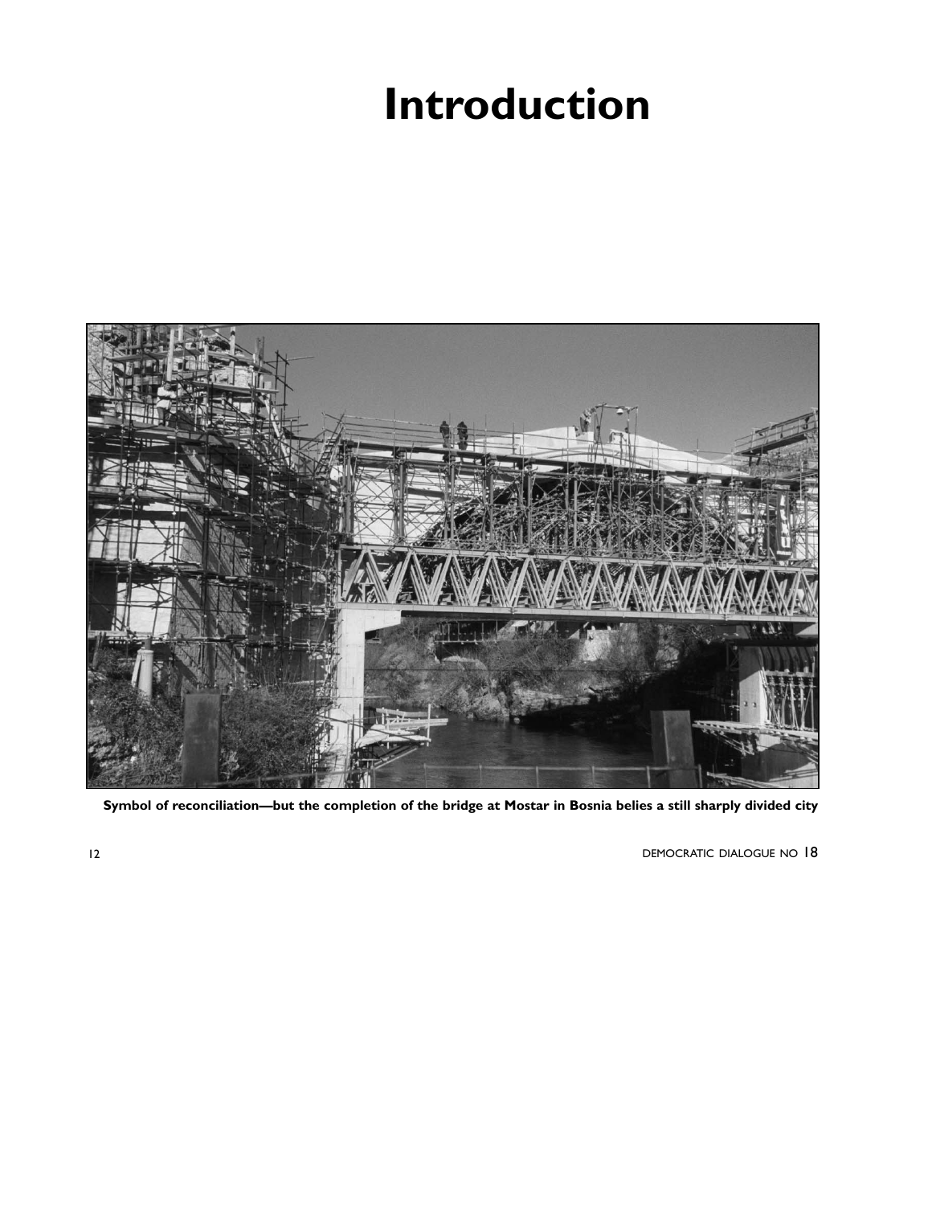# Introduction

**Symbol of reconciliation—but the completion of the bridge at Mostar in Bosnia belies a still sharply divided city**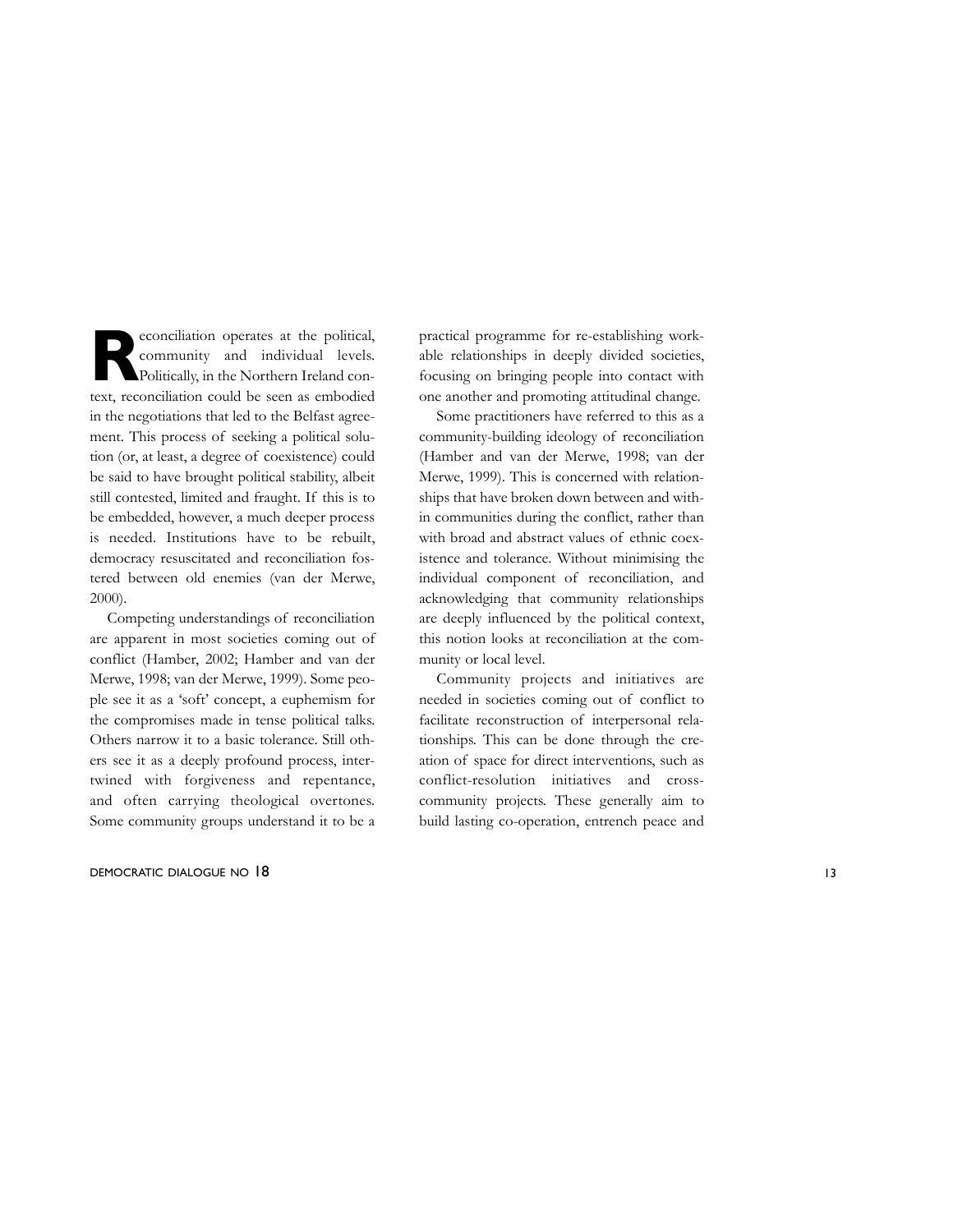Reconciliation operates at the political, community and individual levels. Politically, in the Northern Ireland context, reconciliation could be seen as embodied in the negotiations that led to the Belfast agreement. This process of seeking a political solution (or, at least, a degree of coexistence) could be said to have brought political stability, albeit still contested, limited and fraught. If this is to be embedded, however, a much deeper process is needed. Institutions have to be rebuilt, democracy resuscitated and reconciliation fostered between old enemies (van der Merwe, 2000).

Competing understandings of reconciliation are apparent in most societies coming out of conflict (Hamber, 2002; Hamber and van der Merwe, 1998; van der Merwe, 1999). Some people see it as a 'soft' concept, a euphemism for the compromises made in tense political talks. Others narrow it to a basic tolerance. Still others see it as a deeply profound process, intertwined with forgiveness and repentance, and often carrying theological overtones. Some community groups understand it to be a practical programme for re-establishing workable relationships in deeply divided societies, focusing on bringing people into contact with one another and promoting attitudinal change.

Some practitioners have referred to this as a community-building ideology of reconciliation (Hamber and van der Merwe, 1998; van der Merwe, 1999). This is concerned with relationships that have broken down between and within communities during the conflict, rather than with broad and abstract values of ethnic coexistence and tolerance. Without minimising the individual component of reconciliation, and acknowledging that community relationships are deeply influenced by the political context, this notion looks at reconciliation at the community or local level.

Community projects and initiatives are needed in societies coming out of conflict to facilitate reconstruction of interpersonal relationships. This can be done through the creation of space for direct interventions, such as conflict-resolution initiatives and cross-community projects. These generally aim to build lasting co-operation, entrench peace and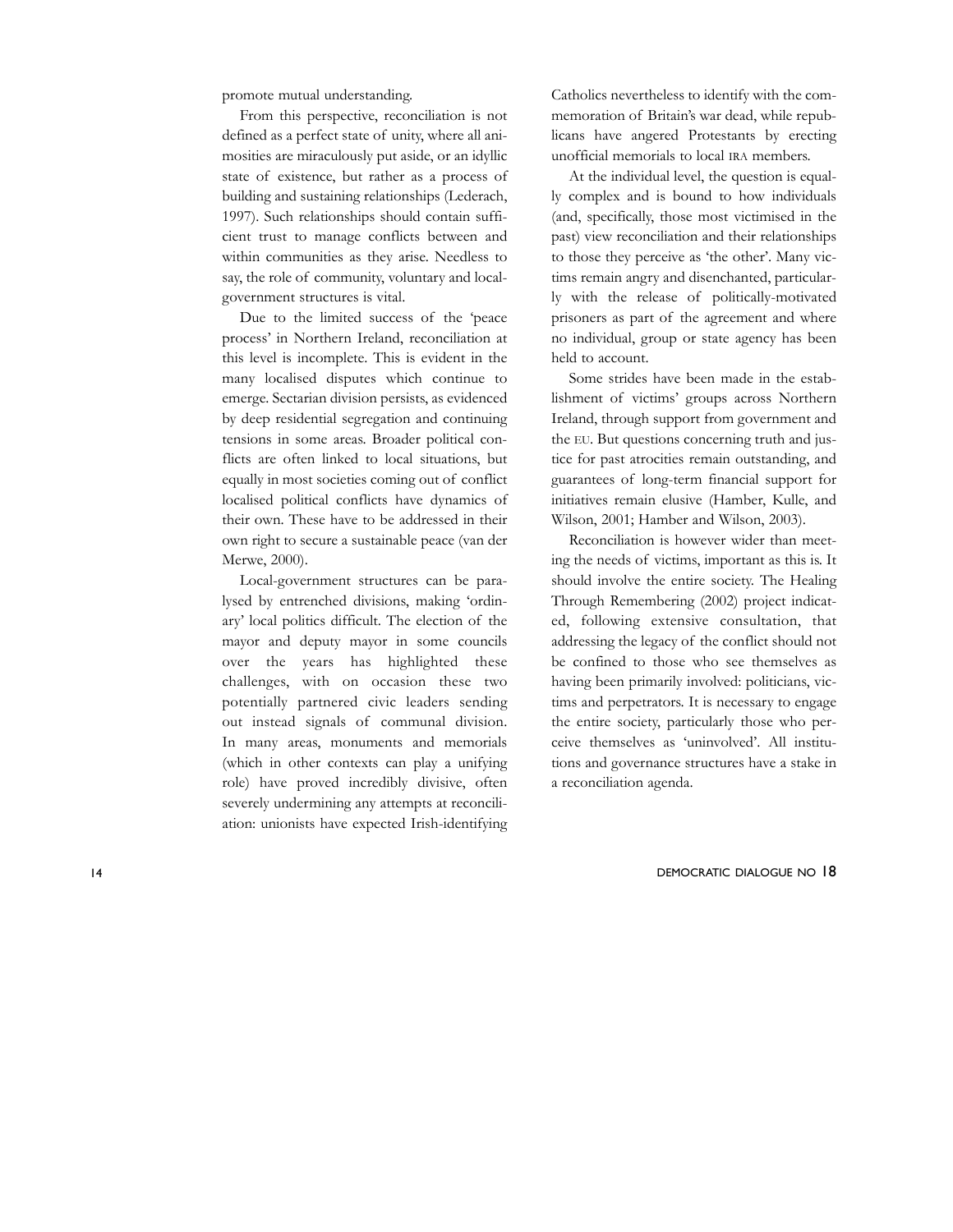promote mutual understanding.

From this perspective, reconciliation is not defined as a perfect state of unity, where all animosities are miraculously put aside, or an idyllic state of existence, but rather as a process of building and sustaining relationships (Lederach, 1997). Such relationships should contain sufficient trust to manage conflicts between and within communities as they arise. Needless to say, the role of community, voluntary and local-government structures is vital.

Due to the limited success of the 'peace process' in Northern Ireland, reconciliation at this level is incomplete. This is evident in the many localised disputes which continue to emerge. Sectarian division persists, as evidenced by deep residential segregation and continuing tensions in some areas. Broader political conflicts are often linked to local situations, but equally in most societies coming out of conflict localised political conflicts have dynamics of their own. These have to be addressed in their own right to secure a sustainable peace (van der Merwe, 2000).

Local-government structures can be paralysed by entrenched divisions, making 'ordinary' local politics difficult. The election of the mayor and deputy mayor in some councils over the years has highlighted these challenges, with on occasion these two potentially partnered civic leaders sending out instead signals of communal division. In many areas, monuments and memorials (which in other contexts can play a unifying role) have proved incredibly divisive, often severely undermining any attempts at reconciliation: unionists have expected Irish-identifying Catholics nevertheless to identify with the commemoration of Britain's war dead, while republicans have angered Protestants by erecting unofficial memorials to local IRA members.

At the individual level, the question is equally complex and is bound to how individuals (and, specifically, those most victimised in the past) view reconciliation and their relationships to those they perceive as 'the other'. Many victims remain angry and disenchanted, particularly with the release of politically-motivated prisoners as part of the agreement and where no individual, group or state agency has been held to account.

Some strides have been made in the establishment of victims' groups across Northern Ireland, through support from government and the EU. But questions concerning truth and justice for past atrocities remain outstanding, and guarantees of long-term financial support for initiatives remain elusive (Hamber, Kulle, and Wilson, 2001; Hamber and Wilson, 2003).

Reconciliation is however wider than meeting the needs of victims, important as this is. It should involve the entire society. The Healing Through Remembering (2002) project indicated, following extensive consultation, that addressing the legacy of the conflict should not be confined to those who see themselves as having been primarily involved: politicians, victims and perpetrators. It is necessary to engage the entire society, particularly those who perceive themselves as 'uninvolved'. All institutions and governance structures have a stake in a reconciliation agenda.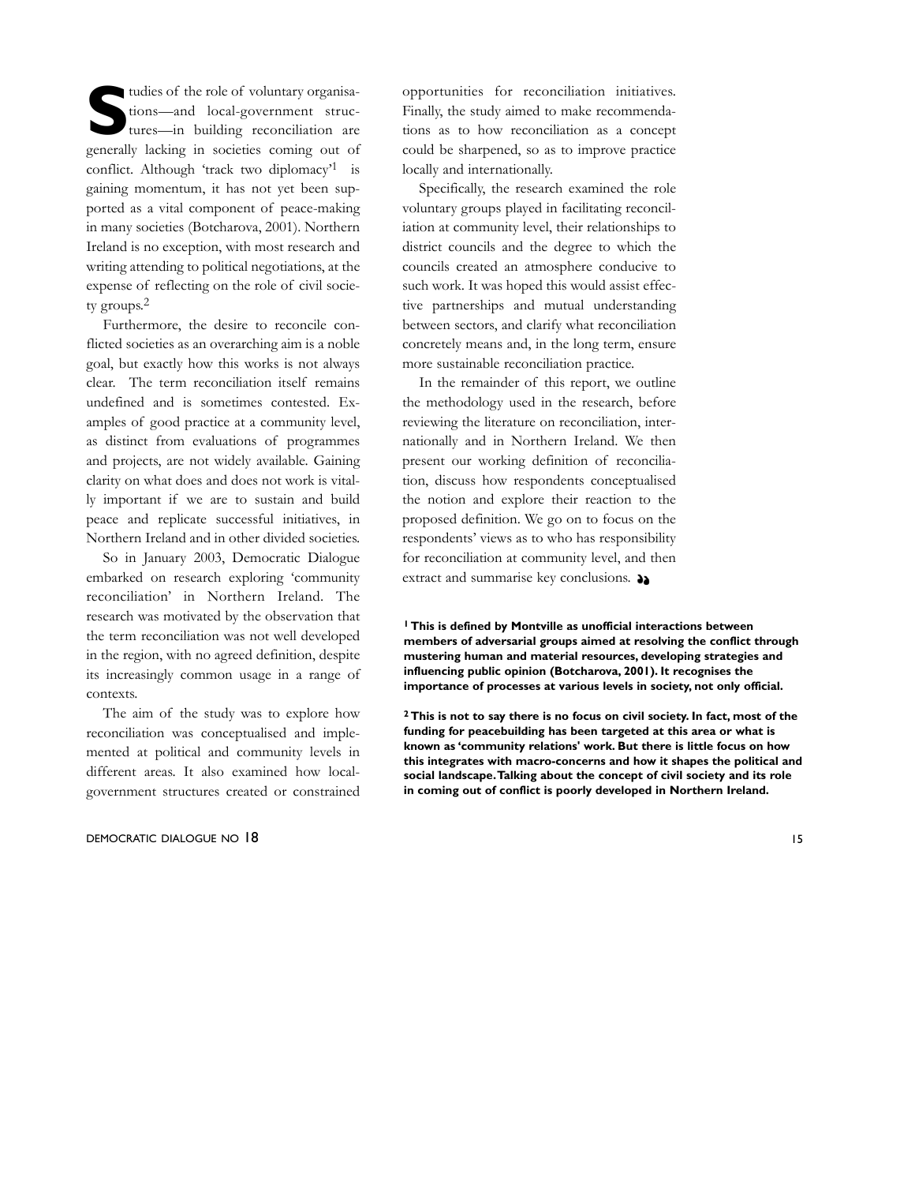Studies of the role of voluntary organisations—and local-government structures—in building reconciliation are generally lacking in societies coming out of conflict. Although 'track two diplomacy'[1] is gaining momentum, it has not yet been supported as a vital component of peace-making in many societies (Botcharova, 2001). Northern Ireland is no exception, with most research and writing attending to political negotiations, at the expense of reflecting on the role of civil society groups.[2]

Furthermore, the desire to reconcile conflicted societies as an overarching aim is a noble goal, but exactly how this works is not always clear. The term reconciliation itself remains undefined and is sometimes contested. Examples of good practice at a community level, as distinct from evaluations of programmes and projects, are not widely available. Gaining clarity on what does and does not work is vitally important if we are to sustain and build peace and replicate successful initiatives, in Northern Ireland and in other divided societies.

So in January 2003, Democratic Dialogue embarked on research exploring 'community reconciliation' in Northern Ireland. The research was motivated by the observation that the term reconciliation was not well developed in the region, with no agreed definition, despite its increasingly common usage in a range of contexts.

The aim of the study was to explore how reconciliation was conceptualised and implemented at political and community levels in different areas. It also examined how local-government structures created or constrained opportunities for reconciliation initiatives. Finally, the study aimed to make recommendations as to how reconciliation as a concept could be sharpened, so as to improve practice locally and internationally.

Specifically, the research examined the role voluntary groups played in facilitating reconciliation at community level, their relationships to district councils and the degree to which the councils created an atmosphere conducive to such work. It was hoped this would assist effective partnerships and mutual understanding between sectors, and clarify what reconciliation concretely means and, in the long term, ensure more sustainable reconciliation practice.

In the remainder of this report, we outline the methodology used in the research, before reviewing the literature on reconciliation, internationally and in Northern Ireland. We then present our working definition of reconciliation, discuss how respondents conceptualised the notion and explore their reaction to the proposed definition. We go on to focus on the respondents' views as to who has responsibility for reconciliation at community level, and then extract and summarise key conclusions.

**[1] This is defined by Montville as unofficial interactions between members of adversarial groups aimed at resolving the conflict through mustering human and material resources, developing strategies and influencing public opinion (Botcharova, 2001). It recognises the importance of processes at various levels in society, not only official.**

**[2] This is not to say there is no focus on civil society. In fact, most of the funding for peacebuilding has been targeted at this area or what is known as 'community relations' work. But there is little focus on how this integrates with macro-concerns and how it shapes the political and social landscape. Talking about the concept of civil society and its role in coming out of conflict is poorly developed in Northern Ireland.**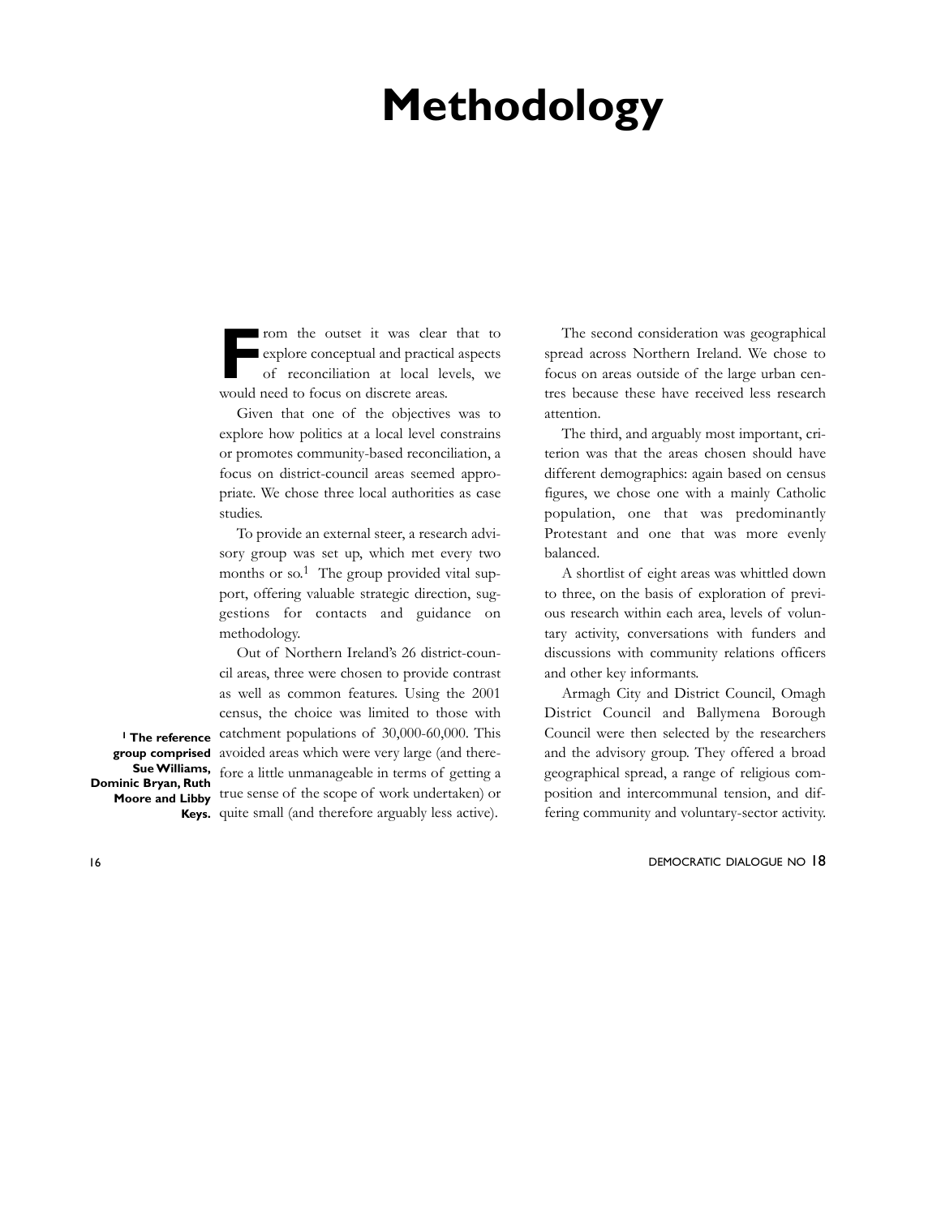# Methodology

From the outset it was clear that to explore conceptual and practical aspects of reconciliation at local levels, we would need to focus on discrete areas.

Given that one of the objectives was to explore how politics at a local level constrains or promotes community-based reconciliation, a focus on district-council areas seemed appropriate. We chose three local authorities as case studies.

To provide an external steer, a research advisory group was set up, which met every two months or so.[1] The group provided vital support, offering valuable strategic direction, suggestions for contacts and guidance on methodology.

Out of Northern Ireland's 26 district-council areas, three were chosen to provide contrast as well as common features. Using the 2001 census, the choice was limited to those with catchment populations of 30,000-60,000. This avoided areas which were very large (and therefore a little unmanageable in terms of getting a true sense of the scope of work undertaken) or quite small (and therefore arguably less active).

The second consideration was geographical spread across Northern Ireland. We chose to focus on areas outside of the large urban centres because these have received less research attention.

The third, and arguably most important, criterion was that the areas chosen should have different demographics: again based on census figures, we chose one with a mainly Catholic population, one that was predominantly Protestant and one that was more evenly balanced.

A shortlist of eight areas was whittled down to three, on the basis of exploration of previous research within each area, levels of voluntary activity, conversations with funders and discussions with community relations officers and other key informants.

Armagh City and District Council, Omagh District Council and Ballymena Borough Council were then selected by the researchers and the advisory group. They offered a broad geographical spread, a range of religious composition and intercommunal tension, and differing community and voluntary-sector activity.

**[1] The reference group comprised Sue Williams, Dominic Bryan, Ruth Moore and Libby Keys.**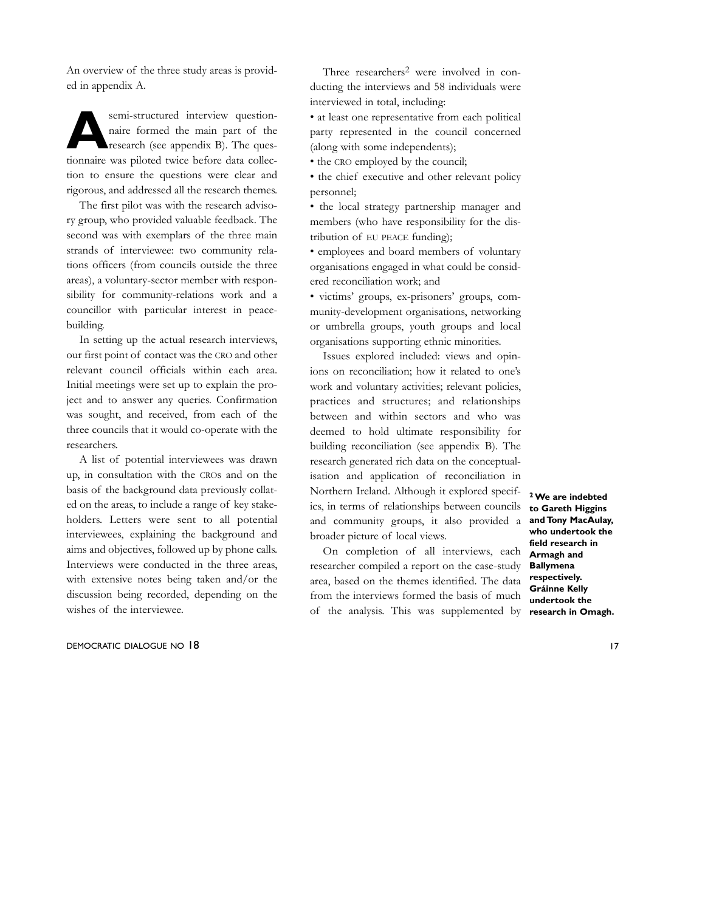An overview of the three study areas is provided in appendix A.

A semi-structured interview questionnaire formed the main part of the research (see appendix B). The questionnaire was piloted twice before data collection to ensure the questions were clear and rigorous, and addressed all the research themes.

The first pilot was with the research advisory group, who provided valuable feedback. The second was with exemplars of the three main strands of interviewee: two community relations officers (from councils outside the three areas), a voluntary-sector member with responsibility for community-relations work and a councillor with particular interest in peace-building.

In setting up the actual research interviews, our first point of contact was the CRO and other relevant council officials within each area. Initial meetings were set up to explain the project and to answer any queries. Confirmation was sought, and received, from each of the three councils that it would co-operate with the researchers.

A list of potential interviewees was drawn up, in consultation with the CROs and on the basis of the background data previously collated on the areas, to include a range of key stakeholders. Letters were sent to all potential interviewees, explaining the background and aims and objectives, followed up by phone calls. Interviews were conducted in the three areas, with extensive notes being taken and/or the discussion being recorded, depending on the wishes of the interviewee.

Three researchers[2] were involved in conducting the interviews and 58 individuals were interviewed in total, including:

- at least one representative from each political party represented in the council concerned (along with some independents);
- the CRO employed by the council;
- the chief executive and other relevant policy personnel;
- the local strategy partnership manager and members (who have responsibility for the distribution of EU PEACE funding);
- employees and board members of voluntary organisations engaged in what could be considered reconciliation work; and
- victims' groups, ex-prisoners' groups, community-development organisations, networking or umbrella groups, youth groups and local organisations supporting ethnic minorities.

Issues explored included: views and opinions on reconciliation; how it related to one's work and voluntary activities; relevant policies, practices and structures; and relationships between and within sectors and who was deemed to hold ultimate responsibility for building reconciliation (see appendix B). The research generated rich data on the conceptualisation and application of reconciliation in Northern Ireland. Although it explored specifics, in terms of relationships between councils and community groups, it also provided a broader picture of local views.

On completion of all interviews, each researcher compiled a report on the case-study area, based on the themes identified. The data from the interviews formed the basis of much of the analysis. This was supplemented by

**[2] We are indebted to Gareth Higgins and Tony MacAulay, who undertook the field research in Armagh and Ballymena respectively. Gráinne Kelly undertook the research in Omagh.**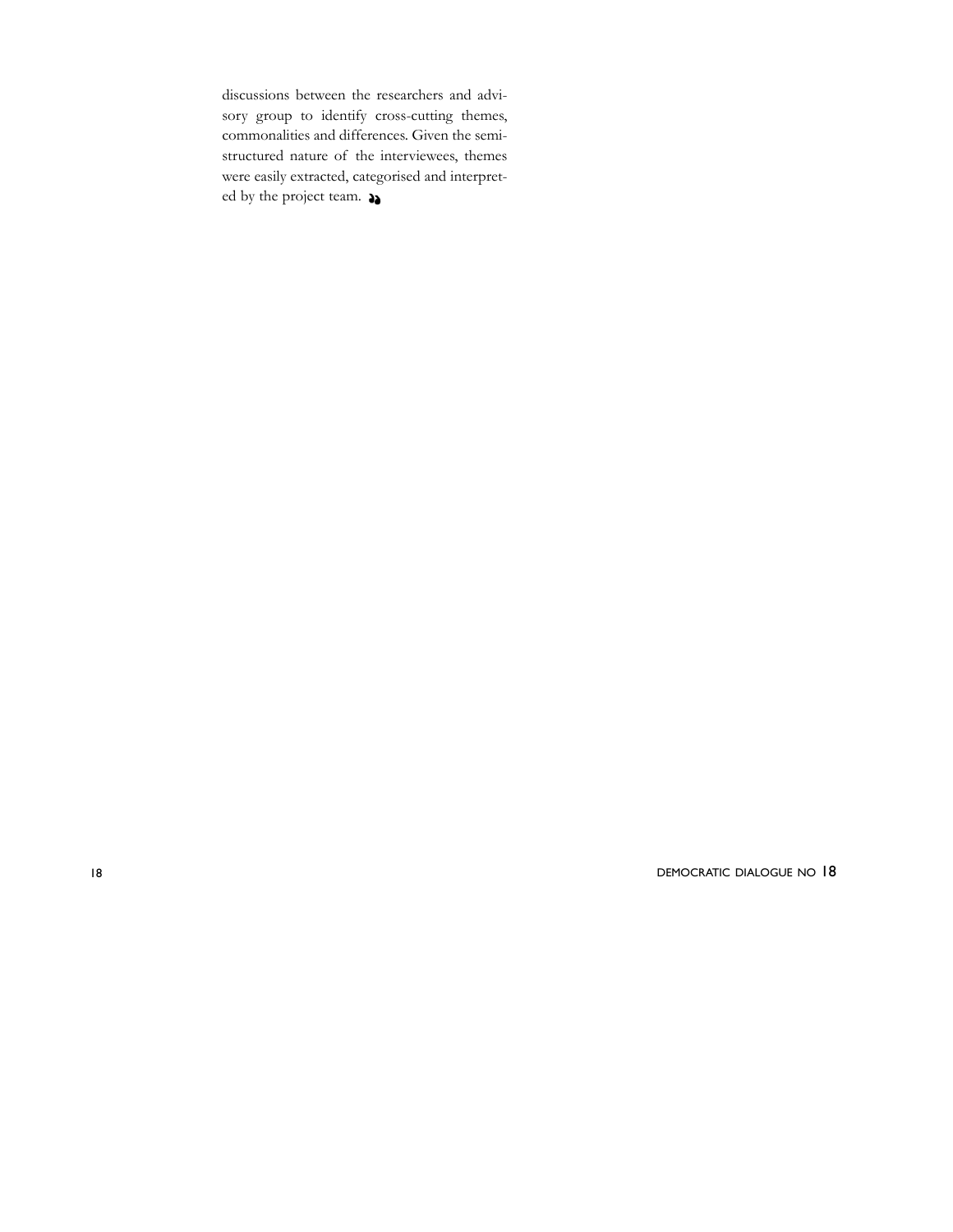discussions between the researchers and advisory group to identify cross-cutting themes, commonalities and differences. Given the semi-structured nature of the interviewees, themes were easily extracted, categorised and interpreted by the project team. ❞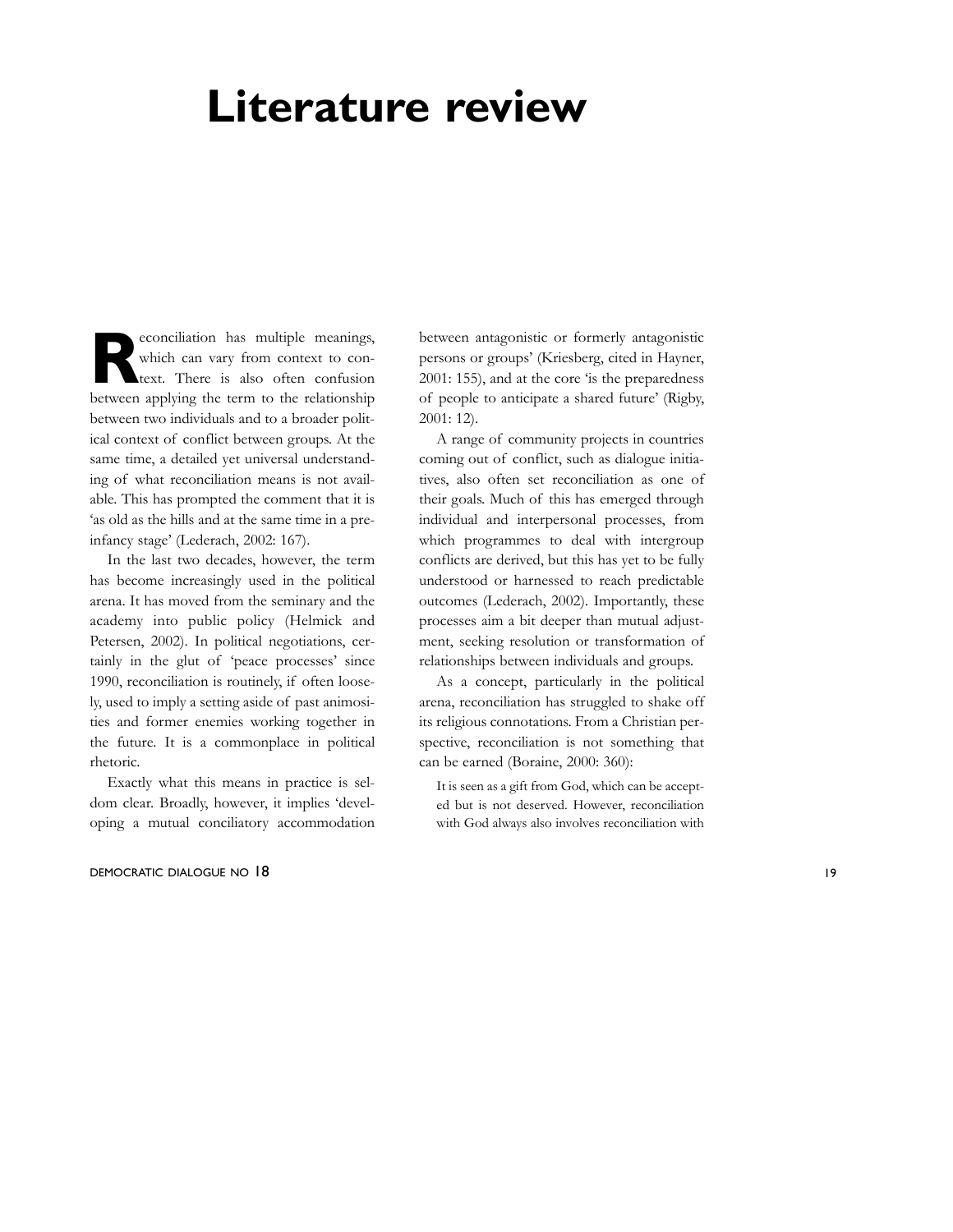# Literature review

Reconciliation has multiple meanings, which can vary from context to context. There is also often confusion between applying the term to the relationship between two individuals and to a broader political context of conflict between groups. At the same time, a detailed yet universal understanding of what reconciliation means is not available. This has prompted the comment that it is 'as old as the hills and at the same time in a pre-infancy stage' (Lederach, 2002: 167).

In the last two decades, however, the term has become increasingly used in the political arena. It has moved from the seminary and the academy into public policy (Helmick and Petersen, 2002). In political negotiations, certainly in the glut of 'peace processes' since 1990, reconciliation is routinely, if often loosely, used to imply a setting aside of past animosities and former enemies working together in the future. It is a commonplace in political rhetoric.

Exactly what this means in practice is seldom clear. Broadly, however, it implies 'developing a mutual conciliatory accommodation between antagonistic or formerly antagonistic persons or groups' (Kriesberg, cited in Hayner, 2001: 155), and at the core 'is the preparedness of people to anticipate a shared future' (Rigby, 2001: 12).

A range of community projects in countries coming out of conflict, such as dialogue initiatives, also often set reconciliation as one of their goals. Much of this has emerged through individual and interpersonal processes, from which programmes to deal with intergroup conflicts are derived, but this has yet to be fully understood or harnessed to reach predictable outcomes (Lederach, 2002). Importantly, these processes aim a bit deeper than mutual adjustment, seeking resolution or transformation of relationships between individuals and groups.

As a concept, particularly in the political arena, reconciliation has struggled to shake off its religious connotations. From a Christian perspective, reconciliation is not something that can be earned (Boraine, 2000: 360):

> It is seen as a gift from God, which can be accepted but is not deserved. However, reconciliation with God always also involves reconciliation with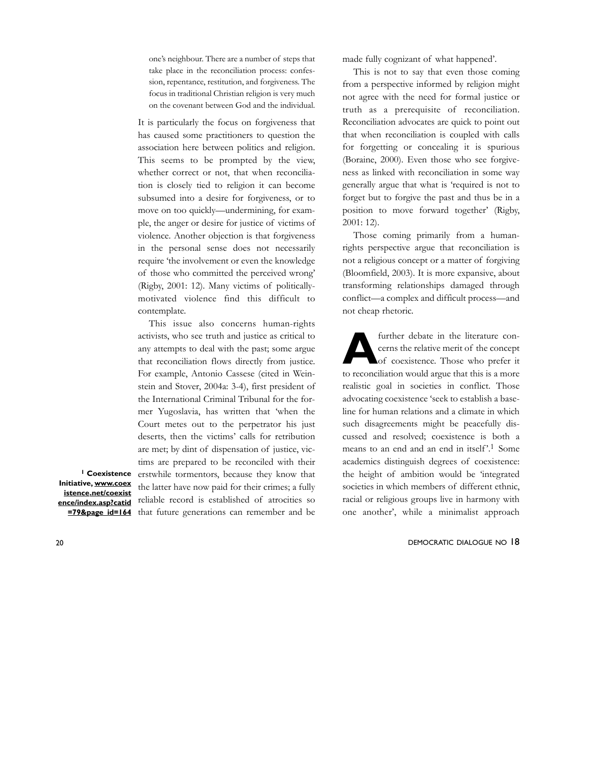one's neighbour. There are a number of steps that take place in the reconciliation process: confession, repentance, restitution, and forgiveness. The focus in traditional Christian religion is very much on the covenant between God and the individual.

It is particularly the focus on forgiveness that has caused some practitioners to question the association here between politics and religion. This seems to be prompted by the view, whether correct or not, that when reconciliation is closely tied to religion it can become subsumed into a desire for forgiveness, or to move on too quickly—undermining, for example, the anger or desire for justice of victims of violence. Another objection is that forgiveness in the personal sense does not necessarily require 'the involvement or even the knowledge of those who committed the perceived wrong' (Rigby, 2001: 12). Many victims of politically-motivated violence find this difficult to contemplate.

This issue also concerns human-rights activists, who see truth and justice as critical to any attempts to deal with the past; some argue that reconciliation flows directly from justice. For example, Antonio Cassese (cited in Weinstein and Stover, 2004a: 3-4), first president of the International Criminal Tribunal for the former Yugoslavia, has written that 'when the Court metes out to the perpetrator his just deserts, then the victims' calls for retribution are met; by dint of dispensation of justice, victims are prepared to be reconciled with their erstwhile tormentors, because they know that the latter have now paid for their crimes; a fully reliable record is established of atrocities so that future generations can remember and be made fully cognizant of what happened'.

This is not to say that even those coming from a perspective informed by religion might not agree with the need for formal justice or truth as a prerequisite of reconciliation. Reconciliation advocates are quick to point out that when reconciliation is coupled with calls for forgetting or concealing it is spurious (Boraine, 2000). Even those who see forgiveness as linked with reconciliation in some way generally argue that what is 'required is not to forget but to forgive the past and thus be in a position to move forward together' (Rigby, 2001: 12).

Those coming primarily from a human-rights perspective argue that reconciliation is not a religious concept or a matter of forgiving (Bloomfield, 2003). It is more expansive, about transforming relationships damaged through conflict—a complex and difficult process—and not cheap rhetoric.

A further debate in the literature concerns the relative merit of the concept of coexistence. Those who prefer it to reconciliation would argue that this is a more realistic goal in societies in conflict. Those advocating coexistence 'seek to establish a baseline for human relations and a climate in which such disagreements might be peacefully discussed and resolved; coexistence is both a means to an end and an end in itself'.[1] Some academics distinguish degrees of coexistence: the height of ambition would be 'integrated societies in which members of different ethnic, racial or religious groups live in harmony with one another', while a minimalist approach

[1] **Coexistence Initiative, www.coexistence.net/coexistence/index.asp?catid=79&page_id=164**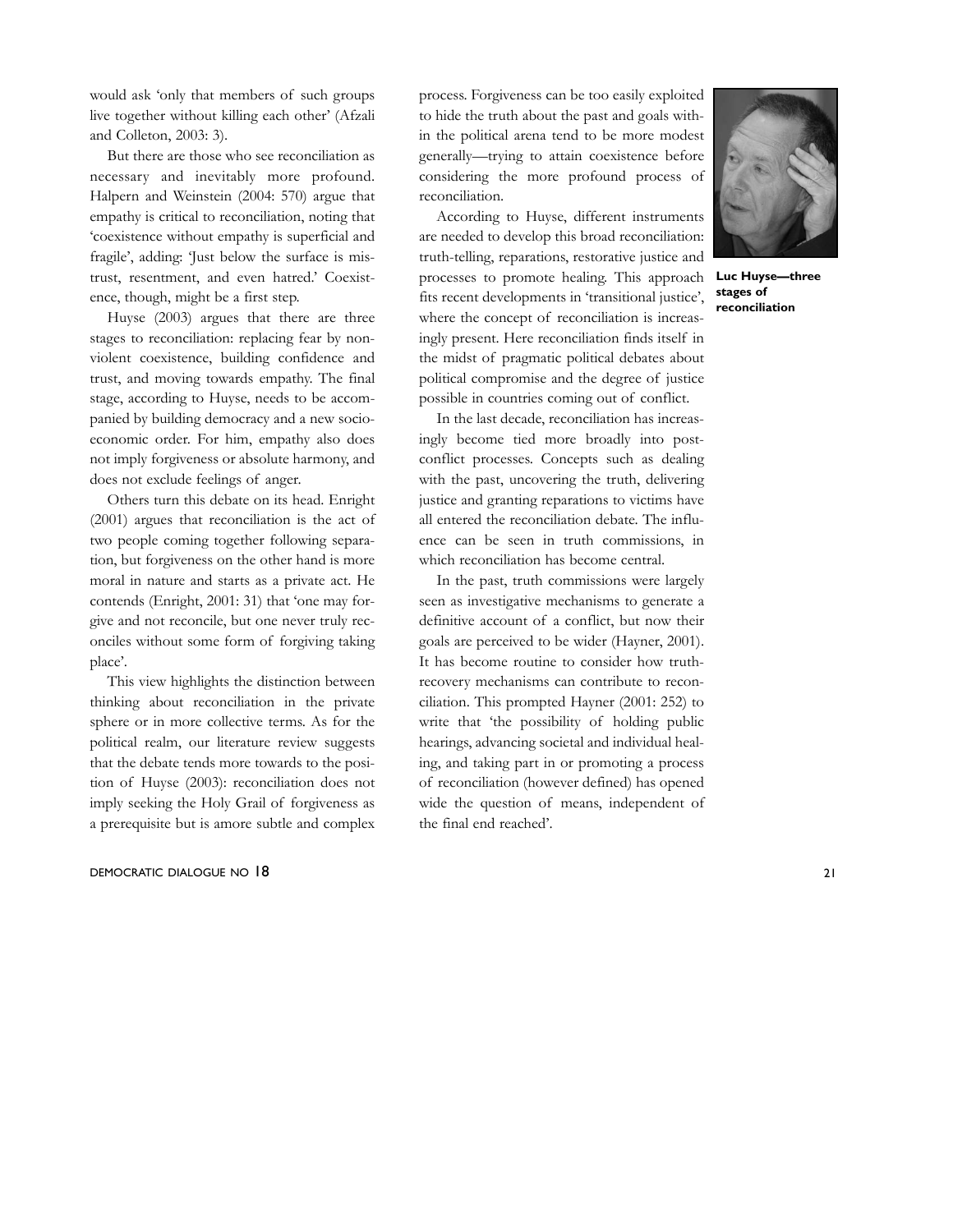would ask 'only that members of such groups live together without killing each other' (Afzali and Colleton, 2003: 3).

But there are those who see reconciliation as necessary and inevitably more profound. Halpern and Weinstein (2004: 570) argue that empathy is critical to reconciliation, noting that 'coexistence without empathy is superficial and fragile', adding: 'Just below the surface is mistrust, resentment, and even hatred.' Coexistence, though, might be a first step.

Huyse (2003) argues that there are three stages to reconciliation: replacing fear by non-violent coexistence, building confidence and trust, and moving towards empathy. The final stage, according to Huyse, needs to be accompanied by building democracy and a new socio-economic order. For him, empathy also does not imply forgiveness or absolute harmony, and does not exclude feelings of anger.

Others turn this debate on its head. Enright (2001) argues that reconciliation is the act of two people coming together following separation, but forgiveness on the other hand is more moral in nature and starts as a private act. He contends (Enright, 2001: 31) that 'one may forgive and not reconcile, but one never truly reconciles without some form of forgiving taking place'.

This view highlights the distinction between thinking about reconciliation in the private sphere or in more collective terms. As for the political realm, our literature review suggests that the debate tends more towards to the position of Huyse (2003): reconciliation does not imply seeking the Holy Grail of forgiveness as a prerequisite but is amore subtle and complex process. Forgiveness can be too easily exploited to hide the truth about the past and goals within the political arena tend to be more modest generally—trying to attain coexistence before considering the more profound process of reconciliation.

According to Huyse, different instruments are needed to develop this broad reconciliation: truth-telling, reparations, restorative justice and processes to promote healing. This approach fits recent developments in 'transitional justice', where the concept of reconciliation is increasingly present. Here reconciliation finds itself in the midst of pragmatic political debates about political compromise and the degree of justice possible in countries coming out of conflict.

**Luc Huyse—three stages of reconciliation**

In the last decade, reconciliation has increasingly become tied more broadly into post-conflict processes. Concepts such as dealing with the past, uncovering the truth, delivering justice and granting reparations to victims have all entered the reconciliation debate. The influence can be seen in truth commissions, in which reconciliation has become central.

In the past, truth commissions were largely seen as investigative mechanisms to generate a definitive account of a conflict, but now their goals are perceived to be wider (Hayner, 2001). It has become routine to consider how truth-recovery mechanisms can contribute to reconciliation. This prompted Hayner (2001: 252) to write that 'the possibility of holding public hearings, advancing societal and individual healing, and taking part in or promoting a process of reconciliation (however defined) has opened wide the question of means, independent of the final end reached'.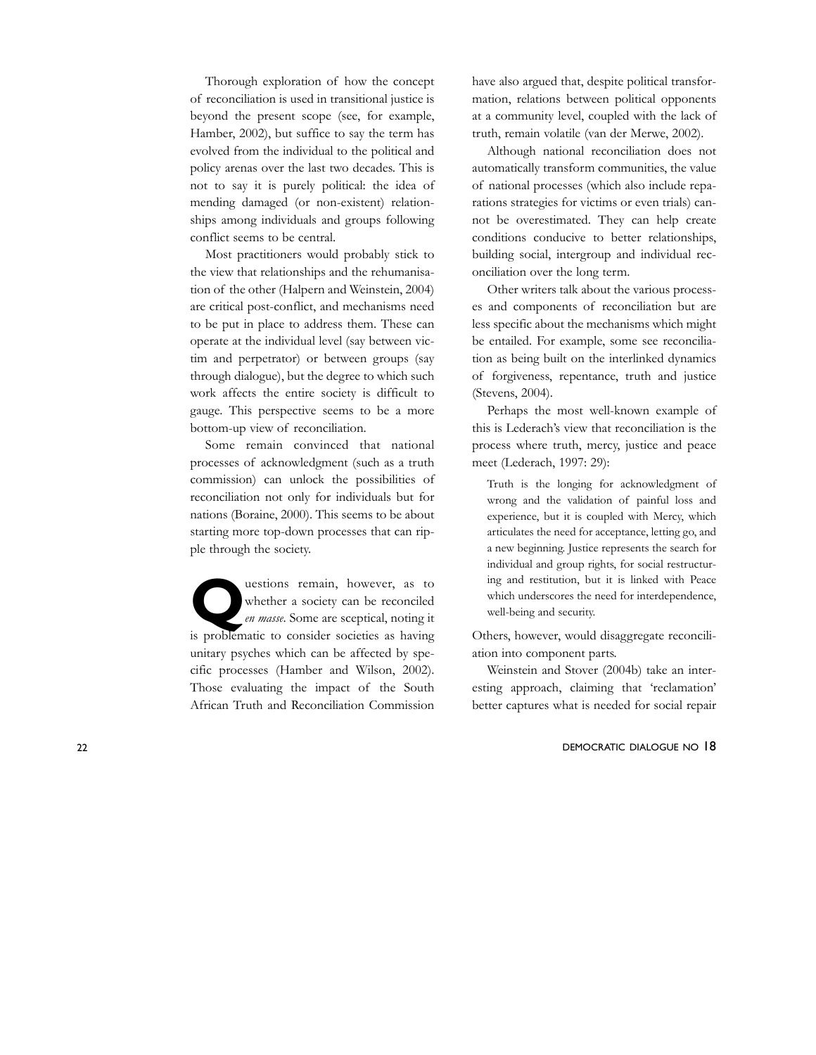Thorough exploration of how the concept of reconciliation is used in transitional justice is beyond the present scope (see, for example, Hamber, 2002), but suffice to say the term has evolved from the individual to the political and policy arenas over the last two decades. This is not to say it is purely political: the idea of mending damaged (or non-existent) relationships among individuals and groups following conflict seems to be central.

Most practitioners would probably stick to the view that relationships and the rehumanisation of the other (Halpern and Weinstein, 2004) are critical post-conflict, and mechanisms need to be put in place to address them. These can operate at the individual level (say between victim and perpetrator) or between groups (say through dialogue), but the degree to which such work affects the entire society is difficult to gauge. This perspective seems to be a more bottom-up view of reconciliation.

Some remain convinced that national processes of acknowledgment (such as a truth commission) can unlock the possibilities of reconciliation not only for individuals but for nations (Boraine, 2000). This seems to be about starting more top-down processes that can ripple through the society.

Questions remain, however, as to whether a society can be reconciled *en masse*. Some are sceptical, noting it is problematic to consider societies as having unitary psyches which can be affected by specific processes (Hamber and Wilson, 2002). Those evaluating the impact of the South African Truth and Reconciliation Commission have also argued that, despite political transformation, relations between political opponents at a community level, coupled with the lack of truth, remain volatile (van der Merwe, 2002).

Although national reconciliation does not automatically transform communities, the value of national processes (which also include reparations strategies for victims or even trials) cannot be overestimated. They can help create conditions conducive to better relationships, building social, intergroup and individual reconciliation over the long term.

Other writers talk about the various processes and components of reconciliation but are less specific about the mechanisms which might be entailed. For example, some see reconciliation as being built on the interlinked dynamics of forgiveness, repentance, truth and justice (Stevens, 2004).

Perhaps the most well-known example of this is Lederach's view that reconciliation is the process where truth, mercy, justice and peace meet (Lederach, 1997: 29):

> Truth is the longing for acknowledgment of wrong and the validation of painful loss and experience, but it is coupled with Mercy, which articulates the need for acceptance, letting go, and a new beginning. Justice represents the search for individual and group rights, for social restructuring and restitution, but it is linked with Peace which underscores the need for interdependence, well-being and security.

Others, however, would disaggregate reconciliation into component parts.

Weinstein and Stover (2004b) take an interesting approach, claiming that 'reclamation' better captures what is needed for social repair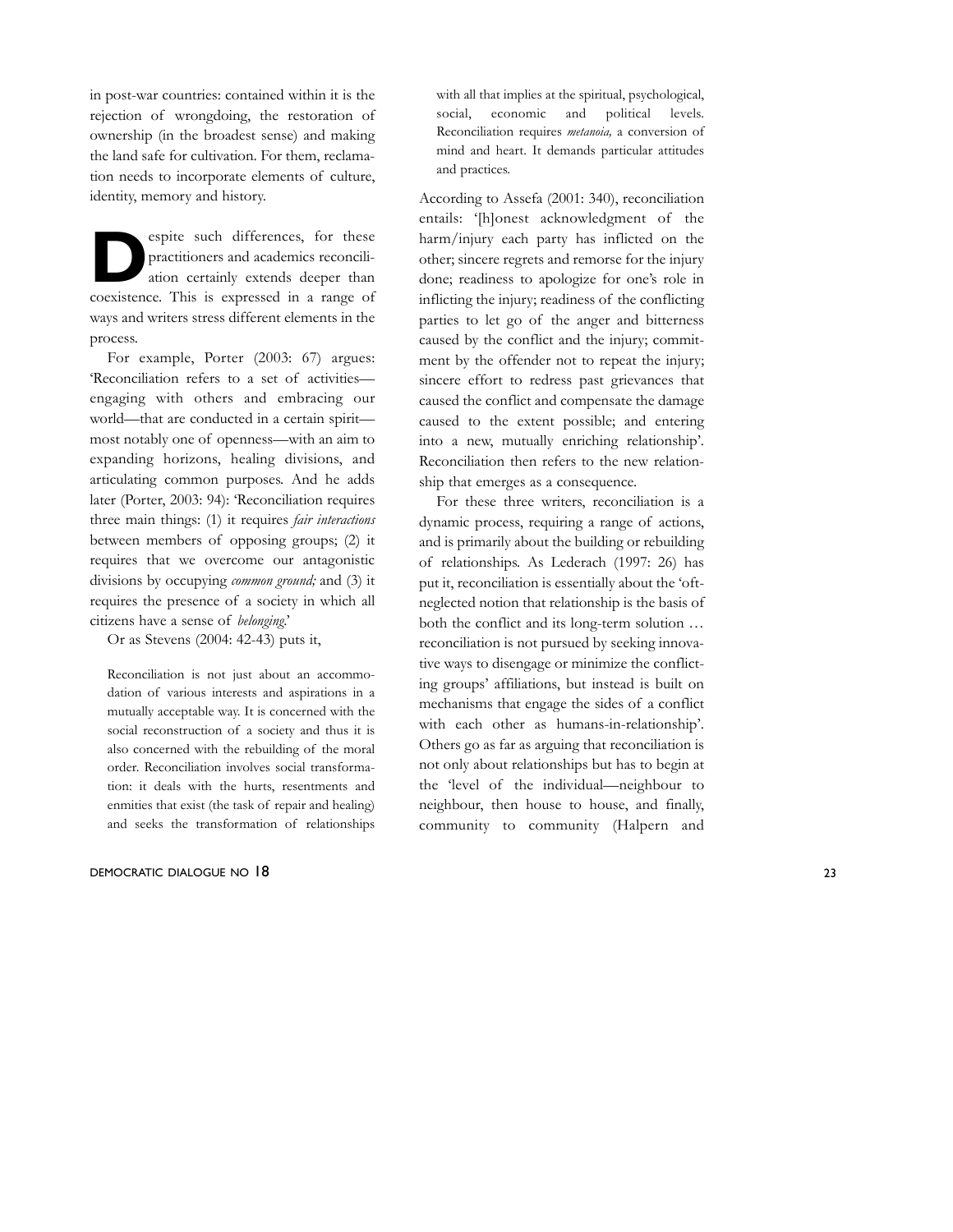in post-war countries: contained within it is the rejection of wrongdoing, the restoration of ownership (in the broadest sense) and making the land safe for cultivation. For them, reclamation needs to incorporate elements of culture, identity, memory and history.

Despite such differences, for these practitioners and academics reconciliation certainly extends deeper than coexistence. This is expressed in a range of ways and writers stress different elements in the process.

For example, Porter (2003: 67) argues: 'Reconciliation refers to a set of activities—engaging with others and embracing our world—that are conducted in a certain spirit—most notably one of openness—with an aim to expanding horizons, healing divisions, and articulating common purposes. And he adds later (Porter, 2003: 94): 'Reconciliation requires three main things: (1) it requires *fair interactions* between members of opposing groups; (2) it requires that we overcome our antagonistic divisions by occupying *common ground;* and (3) it requires the presence of a society in which all citizens have a sense of *belonging*.'

Or as Stevens (2004: 42-43) puts it,

> Reconciliation is not just about an accommodation of various interests and aspirations in a mutually acceptable way. It is concerned with the social reconstruction of a society and thus it is also concerned with the rebuilding of the moral order. Reconciliation involves social transformation: it deals with the hurts, resentments and enmities that exist (the task of repair and healing) and seeks the transformation of relationships with all that implies at the spiritual, psychological, social, economic and political levels. Reconciliation requires *metanoia,* a conversion of mind and heart. It demands particular attitudes and practices.

According to Assefa (2001: 340), reconciliation entails: '[h]onest acknowledgment of the harm/injury each party has inflicted on the other; sincere regrets and remorse for the injury done; readiness to apologize for one's role in inflicting the injury; readiness of the conflicting parties to let go of the anger and bitterness caused by the conflict and the injury; commitment by the offender not to repeat the injury; sincere effort to redress past grievances that caused the conflict and compensate the damage caused to the extent possible; and entering into a new, mutually enriching relationship'. Reconciliation then refers to the new relationship that emerges as a consequence.

For these three writers, reconciliation is a dynamic process, requiring a range of actions, and is primarily about the building or rebuilding of relationships. As Lederach (1997: 26) has put it, reconciliation is essentially about the 'oft-neglected notion that relationship is the basis of both the conflict and its long-term solution … reconciliation is not pursued by seeking innovative ways to disengage or minimize the conflicting groups' affiliations, but instead is built on mechanisms that engage the sides of a conflict with each other as humans-in-relationship'. Others go as far as arguing that reconciliation is not only about relationships but has to begin at the 'level of the individual—neighbour to neighbour, then house to house, and finally, community to community (Halpern and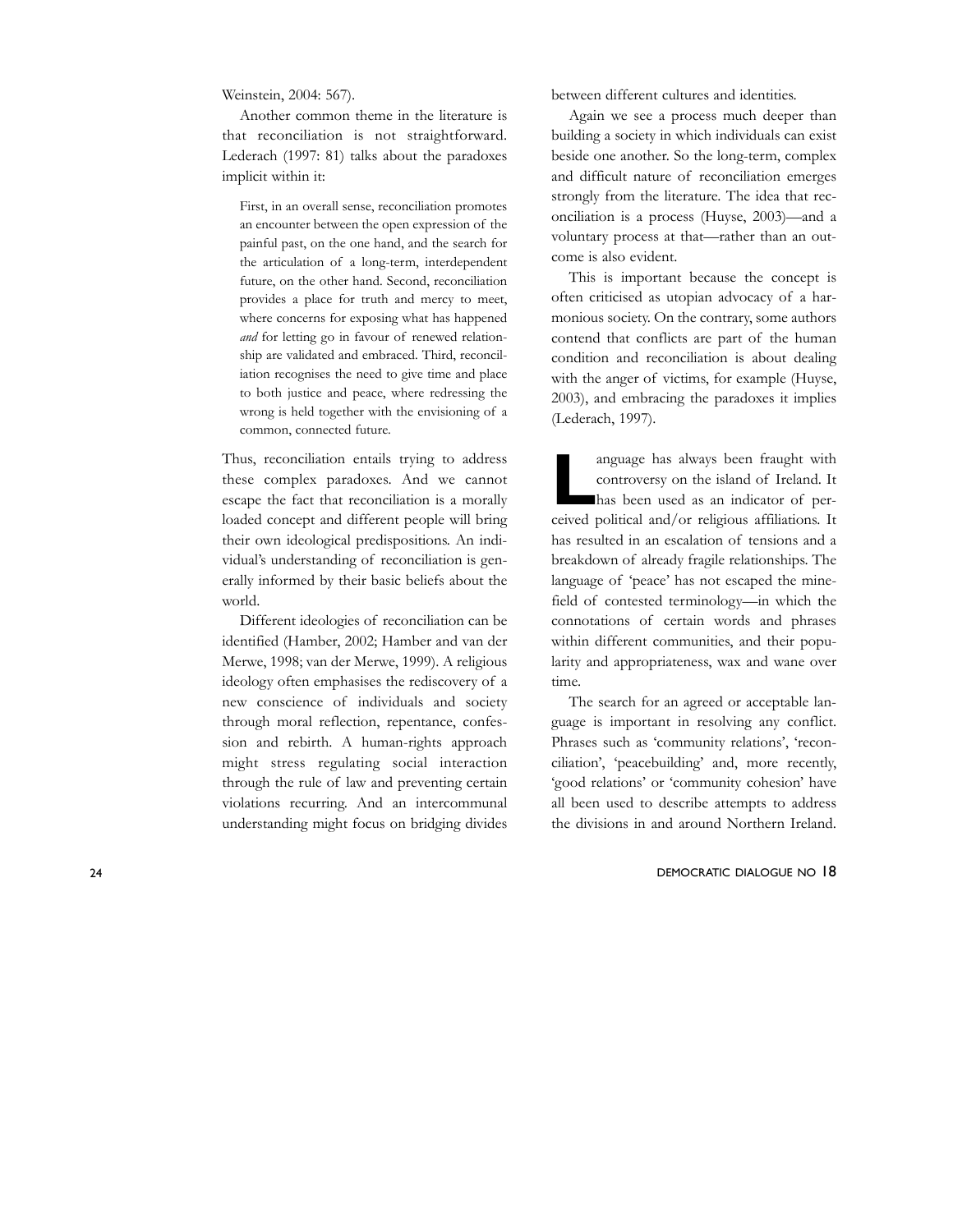Weinstein, 2004: 567).

Another common theme in the literature is that reconciliation is not straightforward. Lederach (1997: 81) talks about the paradoxes implicit within it:

> First, in an overall sense, reconciliation promotes an encounter between the open expression of the painful past, on the one hand, and the search for the articulation of a long-term, interdependent future, on the other hand. Second, reconciliation provides a place for truth and mercy to meet, where concerns for exposing what has happened *and* for letting go in favour of renewed relationship are validated and embraced. Third, reconciliation recognises the need to give time and place to both justice and peace, where redressing the wrong is held together with the envisioning of a common, connected future.

Thus, reconciliation entails trying to address these complex paradoxes. And we cannot escape the fact that reconciliation is a morally loaded concept and different people will bring their own ideological predispositions. An individual's understanding of reconciliation is generally informed by their basic beliefs about the world.

Different ideologies of reconciliation can be identified (Hamber, 2002; Hamber and van der Merwe, 1998; van der Merwe, 1999). A religious ideology often emphasises the rediscovery of a new conscience of individuals and society through moral reflection, repentance, confession and rebirth. A human-rights approach might stress regulating social interaction through the rule of law and preventing certain violations recurring. And an intercommunal understanding might focus on bridging divides between different cultures and identities.

Again we see a process much deeper than building a society in which individuals can exist beside one another. So the long-term, complex and difficult nature of reconciliation emerges strongly from the literature. The idea that reconciliation is a process (Huyse, 2003)—and a voluntary process at that—rather than an outcome is also evident.

This is important because the concept is often criticised as utopian advocacy of a harmonious society. On the contrary, some authors contend that conflicts are part of the human condition and reconciliation is about dealing with the anger of victims, for example (Huyse, 2003), and embracing the paradoxes it implies (Lederach, 1997).

Language has always been fraught with controversy on the island of Ireland. It has been used as an indicator of perceived political and/or religious affiliations. It has resulted in an escalation of tensions and a breakdown of already fragile relationships. The language of 'peace' has not escaped the minefield of contested terminology—in which the connotations of certain words and phrases within different communities, and their popularity and appropriateness, wax and wane over time.

The search for an agreed or acceptable language is important in resolving any conflict. Phrases such as 'community relations', 'reconciliation', 'peacebuilding' and, more recently, 'good relations' or 'community cohesion' have all been used to describe attempts to address the divisions in and around Northern Ireland.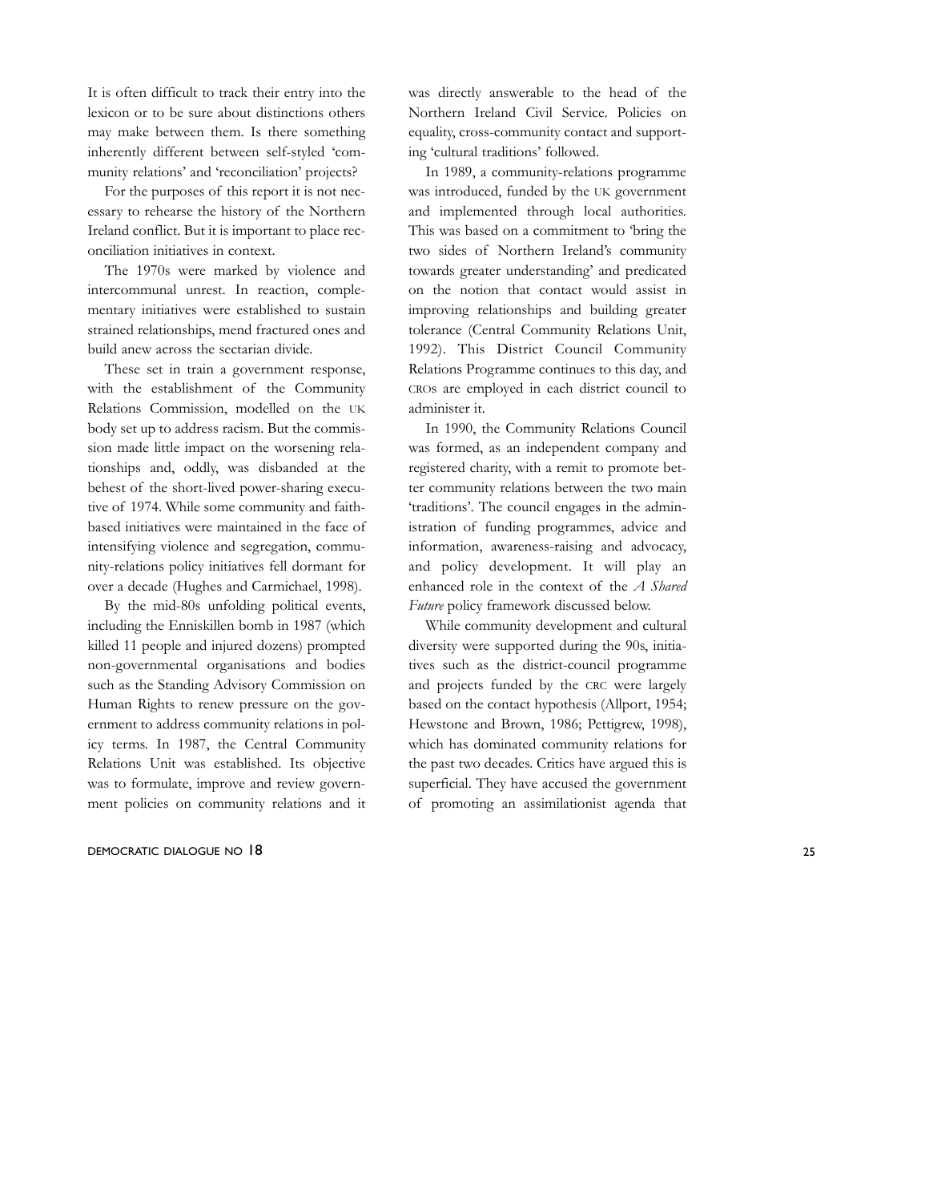It is often difficult to track their entry into the lexicon or to be sure about distinctions others may make between them. Is there something inherently different between self-styled 'community relations' and 'reconciliation' projects?

For the purposes of this report it is not necessary to rehearse the history of the Northern Ireland conflict. But it is important to place reconciliation initiatives in context.

The 1970s were marked by violence and intercommunal unrest. In reaction, complementary initiatives were established to sustain strained relationships, mend fractured ones and build anew across the sectarian divide.

These set in train a government response, with the establishment of the Community Relations Commission, modelled on the UK body set up to address racism. But the commission made little impact on the worsening relationships and, oddly, was disbanded at the behest of the short-lived power-sharing executive of 1974. While some community and faith-based initiatives were maintained in the face of intensifying violence and segregation, community-relations policy initiatives fell dormant for over a decade (Hughes and Carmichael, 1998).

By the mid-80s unfolding political events, including the Enniskillen bomb in 1987 (which killed 11 people and injured dozens) prompted non-governmental organisations and bodies such as the Standing Advisory Commission on Human Rights to renew pressure on the government to address community relations in policy terms. In 1987, the Central Community Relations Unit was established. Its objective was to formulate, improve and review government policies on community relations and it was directly answerable to the head of the Northern Ireland Civil Service. Policies on equality, cross-community contact and supporting 'cultural traditions' followed.

In 1989, a community-relations programme was introduced, funded by the UK government and implemented through local authorities. This was based on a commitment to 'bring the two sides of Northern Ireland's community towards greater understanding' and predicated on the notion that contact would assist in improving relationships and building greater tolerance (Central Community Relations Unit, 1992). This District Council Community Relations Programme continues to this day, and CROs are employed in each district council to administer it.

In 1990, the Community Relations Council was formed, as an independent company and registered charity, with a remit to promote better community relations between the two main 'traditions'. The council engages in the administration of funding programmes, advice and information, awareness-raising and advocacy, and policy development. It will play an enhanced role in the context of the *A Shared Future* policy framework discussed below.

While community development and cultural diversity were supported during the 90s, initiatives such as the district-council programme and projects funded by the CRC were largely based on the contact hypothesis (Allport, 1954; Hewstone and Brown, 1986; Pettigrew, 1998), which has dominated community relations for the past two decades. Critics have argued this is superficial. They have accused the government of promoting an assimilationist agenda that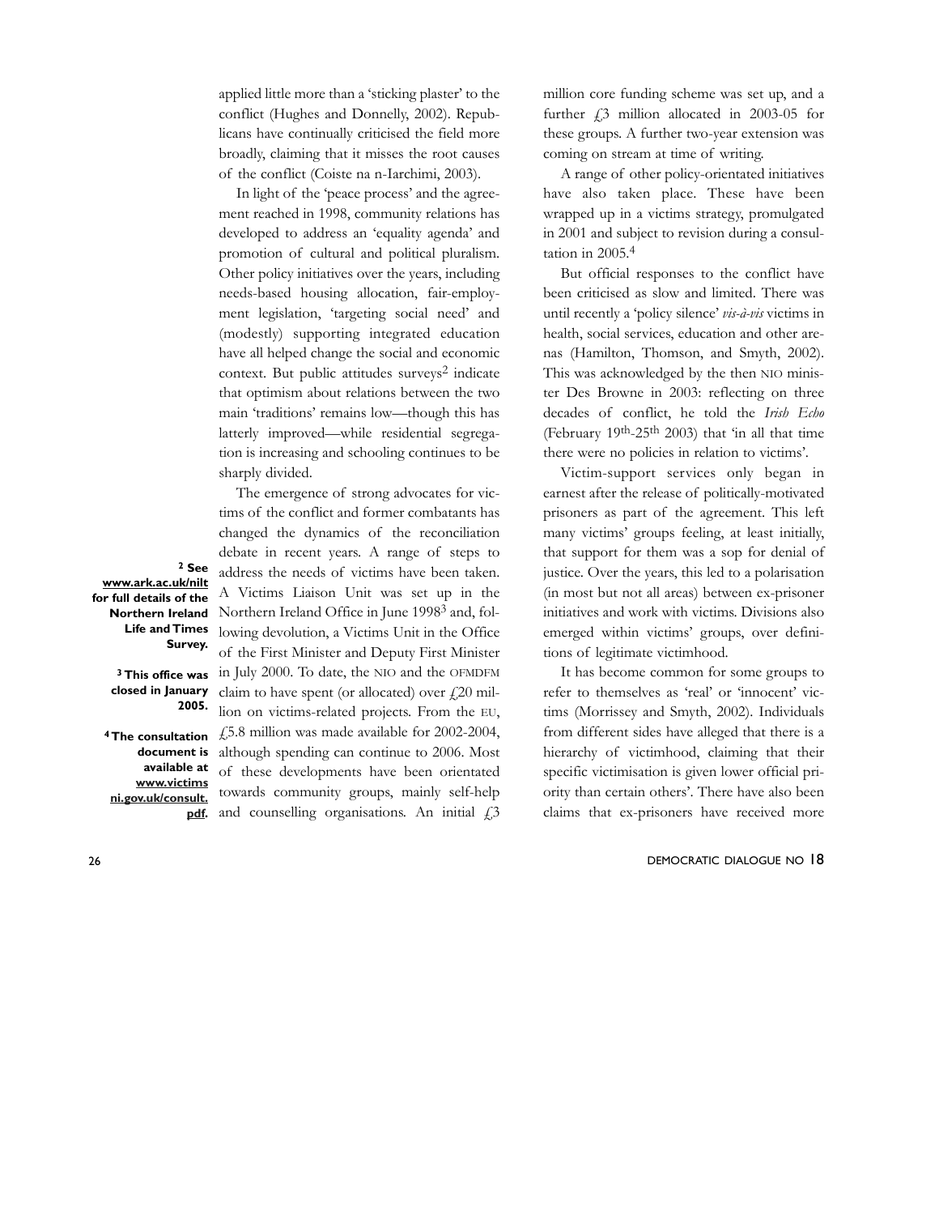applied little more than a 'sticking plaster' to the conflict (Hughes and Donnelly, 2002). Republicans have continually criticised the field more broadly, claiming that it misses the root causes of the conflict (Coiste na n-Iarchimi, 2003).

In light of the 'peace process' and the agreement reached in 1998, community relations has developed to address an 'equality agenda' and promotion of cultural and political pluralism. Other policy initiatives over the years, including needs-based housing allocation, fair-employment legislation, 'targeting social need' and (modestly) supporting integrated education have all helped change the social and economic context. But public attitudes surveys[2] indicate that optimism about relations between the two main 'traditions' remains low—though this has latterly improved—while residential segregation is increasing and schooling continues to be sharply divided.

The emergence of strong advocates for victims of the conflict and former combatants has changed the dynamics of the reconciliation debate in recent years. A range of steps to address the needs of victims have been taken. A Victims Liaison Unit was set up in the Northern Ireland Office in June 1998[3] and, following devolution, a Victims Unit in the Office of the First Minister and Deputy First Minister in July 2000. To date, the NIO and the OFMDFM claim to have spent (or allocated) over £20 million on victims-related projects. From the EU, £5.8 million was made available for 2002-2004, although spending can continue to 2006. Most of these developments have been orientated towards community groups, mainly self-help and counselling organisations. An initial £3 million core funding scheme was set up, and a further £3 million allocated in 2003-05 for these groups. A further two-year extension was coming on stream at time of writing.

A range of other policy-orientated initiatives have also taken place. These have been wrapped up in a victims strategy, promulgated in 2001 and subject to revision during a consultation in 2005.[4]

But official responses to the conflict have been criticised as slow and limited. There was until recently a 'policy silence' *vis-à-vis* victims in health, social services, education and other arenas (Hamilton, Thomson, and Smyth, 2002). This was acknowledged by the then NIO minister Des Browne in 2003: reflecting on three decades of conflict, he told the *Irish Echo* (February 19th-25th 2003) that 'in all that time there were no policies in relation to victims'.

Victim-support services only began in earnest after the release of politically-motivated prisoners as part of the agreement. This left many victims' groups feeling, at least initially, that support for them was a sop for denial of justice. Over the years, this led to a polarisation (in most but not all areas) between ex-prisoner initiatives and work with victims. Divisions also emerged within victims' groups, over definitions of legitimate victimhood.

It has become common for some groups to refer to themselves as 'real' or 'innocent' victims (Morrissey and Smyth, 2002). Individuals from different sides have alleged that there is a hierarchy of victimhood, claiming that their specific victimisation is given lower official priority than certain others'. There have also been claims that ex-prisoners have received more

---

[2] See www.ark.ac.uk/nilt for full details of the Northern Ireland Life and Times Survey.

[3] This office was closed in January 2005.

[4] The consultation document is available at www.victimsni.gov.uk/consult.pdf.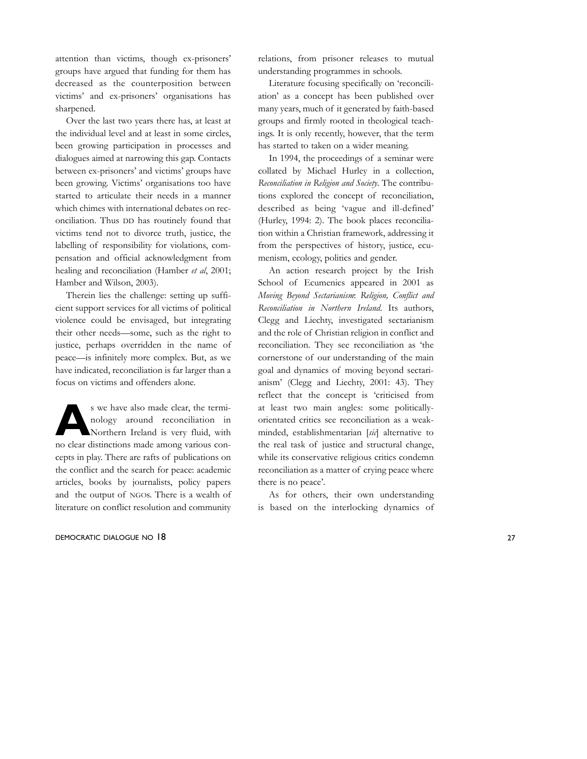attention than victims, though ex-prisoners' groups have argued that funding for them has decreased as the counterposition between victims' and ex-prisoners' organisations has sharpened.

Over the last two years there has, at least at the individual level and at least in some circles, been growing participation in processes and dialogues aimed at narrowing this gap. Contacts between ex-prisoners' and victims' groups have been growing. Victims' organisations too have started to articulate their needs in a manner which chimes with international debates on reconciliation. Thus DD has routinely found that victims tend not to divorce truth, justice, the labelling of responsibility for violations, compensation and official acknowledgment from healing and reconciliation (Hamber *et al*, 2001; Hamber and Wilson, 2003).

Therein lies the challenge: setting up sufficient support services for all victims of political violence could be envisaged, but integrating their other needs—some, such as the right to justice, perhaps overridden in the name of peace—is infinitely more complex. But, as we have indicated, reconciliation is far larger than a focus on victims and offenders alone.

As we have also made clear, the terminology around reconciliation in Northern Ireland is very fluid, with no clear distinctions made among various concepts in play. There are rafts of publications on the conflict and the search for peace: academic articles, books by journalists, policy papers and the output of NGOs. There is a wealth of literature on conflict resolution and community relations, from prisoner releases to mutual understanding programmes in schools.

Literature focusing specifically on 'reconciliation' as a concept has been published over many years, much of it generated by faith-based groups and firmly rooted in theological teachings. It is only recently, however, that the term has started to taken on a wider meaning.

In 1994, the proceedings of a seminar were collated by Michael Hurley in a collection, *Reconciliation in Religion and Society*. The contributions explored the concept of reconciliation, described as being 'vague and ill-defined' (Hurley, 1994: 2). The book places reconciliation within a Christian framework, addressing it from the perspectives of history, justice, ecumenism, ecology, politics and gender.

An action research project by the Irish School of Ecumenics appeared in 2001 as *Moving Beyond Sectarianism: Religion, Conflict and Reconciliation in Northern Ireland*. Its authors, Clegg and Liechty, investigated sectarianism and the role of Christian religion in conflict and reconciliation. They see reconciliation as 'the cornerstone of our understanding of the main goal and dynamics of moving beyond sectarianism' (Clegg and Liechty, 2001: 43). They reflect that the concept is 'criticised from at least two main angles: some politically-orientated critics see reconciliation as a weak-minded, establishmentarian [*sic*] alternative to the real task of justice and structural change, while its conservative religious critics condemn reconciliation as a matter of crying peace where there is no peace'.

As for others, their own understanding is based on the interlocking dynamics of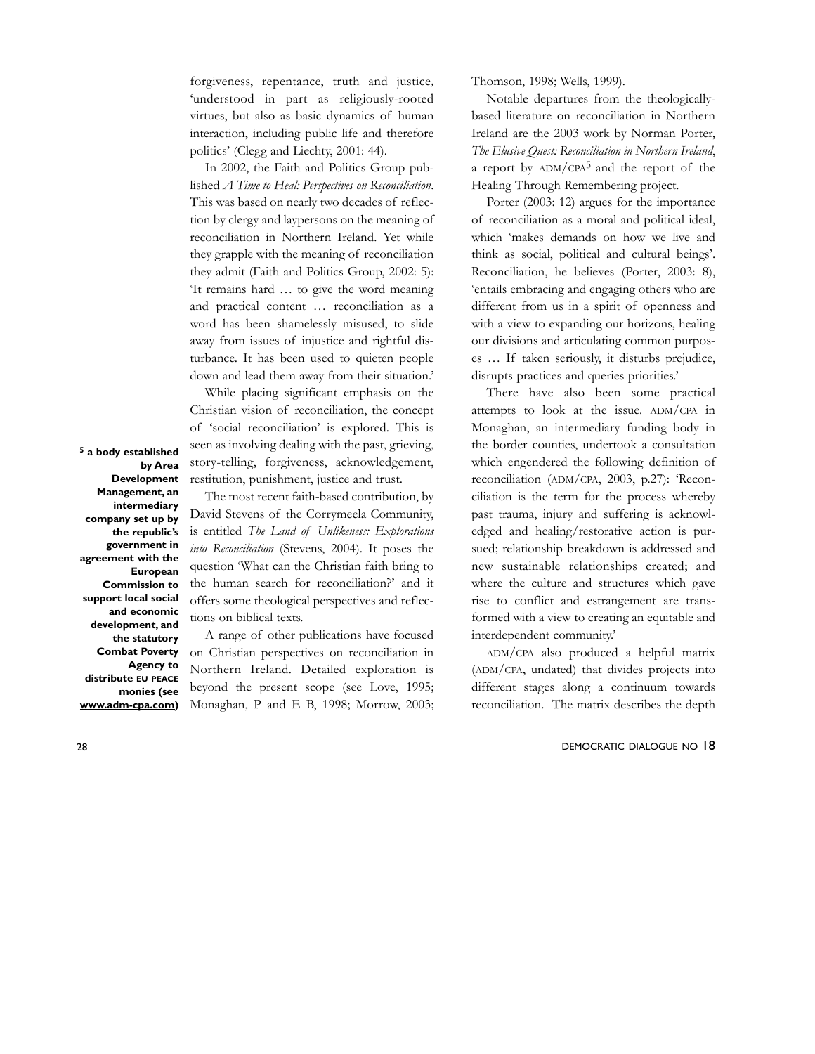forgiveness, repentance, truth and justice, 'understood in part as religiously-rooted virtues, but also as basic dynamics of human interaction, including public life and therefore politics' (Clegg and Liechty, 2001: 44).

In 2002, the Faith and Politics Group published *A Time to Heal: Perspectives on Reconciliation*. This was based on nearly two decades of reflection by clergy and laypersons on the meaning of reconciliation in Northern Ireland. Yet while they grapple with the meaning of reconciliation they admit (Faith and Politics Group, 2002: 5): 'It remains hard … to give the word meaning and practical content … reconciliation as a word has been shamelessly misused, to slide away from issues of injustice and rightful disturbance. It has been used to quieten people down and lead them away from their situation.'

While placing significant emphasis on the Christian vision of reconciliation, the concept of 'social reconciliation' is explored. This is seen as involving dealing with the past, grieving, story-telling, forgiveness, acknowledgement, restitution, punishment, justice and trust.

The most recent faith-based contribution, by David Stevens of the Corrymeela Community, is entitled *The Land of Unlikeness: Explorations into Reconciliation* (Stevens, 2004). It poses the question 'What can the Christian faith bring to the human search for reconciliation?' and it offers some theological perspectives and reflections on biblical texts.

A range of other publications have focused on Christian perspectives on reconciliation in Northern Ireland. Detailed exploration is beyond the present scope (see Love, 1995; Monaghan, P and E B, 1998; Morrow, 2003; Thomson, 1998; Wells, 1999).

Notable departures from the theologically-based literature on reconciliation in Northern Ireland are the 2003 work by Norman Porter, *The Elusive Quest: Reconciliation in Northern Ireland*, a report by ADM/CPA[5] and the report of the Healing Through Remembering project.

Porter (2003: 12) argues for the importance of reconciliation as a moral and political ideal, which 'makes demands on how we live and think as social, political and cultural beings'. Reconciliation, he believes (Porter, 2003: 8), 'entails embracing and engaging others who are different from us in a spirit of openness and with a view to expanding our horizons, healing our divisions and articulating common purposes … If taken seriously, it disturbs prejudice, disrupts practices and queries priorities.'

There have also been some practical attempts to look at the issue. ADM/CPA in Monaghan, an intermediary funding body in the border counties, undertook a consultation which engendered the following definition of reconciliation (ADM/CPA, 2003, p.27): 'Reconciliation is the term for the process whereby past trauma, injury and suffering is acknowledged and healing/restorative action is pursued; relationship breakdown is addressed and new sustainable relationships created; and where the culture and structures which gave rise to conflict and estrangement are transformed with a view to creating an equitable and interdependent community.'

ADM/CPA also produced a helpful matrix (ADM/CPA, undated) that divides projects into different stages along a continuum towards reconciliation. The matrix describes the depth

**[5] a body established by Area Development Management, an intermediary company set up by the republic's government in agreement with the European Commission to support local social and economic development, and the statutory Combat Poverty Agency to distribute EU PEACE monies (see www.adm-cpa.com)**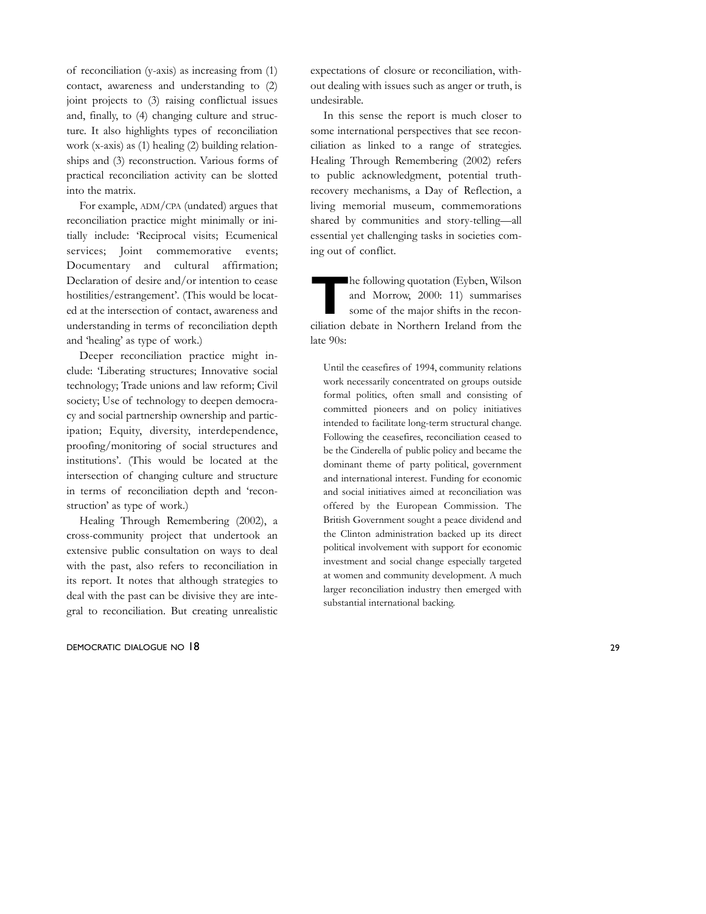of reconciliation (y-axis) as increasing from (1) contact, awareness and understanding to (2) joint projects to (3) raising conflictual issues and, finally, to (4) changing culture and structure. It also highlights types of reconciliation work (x-axis) as (1) healing (2) building relationships and (3) reconstruction. Various forms of practical reconciliation activity can be slotted into the matrix.

For example, ADM/CPA (undated) argues that reconciliation practice might minimally or initially include: 'Reciprocal visits; Ecumenical services; Joint commemorative events; Documentary and cultural affirmation; Declaration of desire and/or intention to cease hostilities/estrangement'. (This would be located at the intersection of contact, awareness and understanding in terms of reconciliation depth and 'healing' as type of work.)

Deeper reconciliation practice might include: 'Liberating structures; Innovative social technology; Trade unions and law reform; Civil society; Use of technology to deepen democracy and social partnership ownership and participation; Equity, diversity, interdependence, proofing/monitoring of social structures and institutions'. (This would be located at the intersection of changing culture and structure in terms of reconciliation depth and 'reconstruction' as type of work.)

Healing Through Remembering (2002), a cross-community project that undertook an extensive public consultation on ways to deal with the past, also refers to reconciliation in its report. It notes that although strategies to deal with the past can be divisive they are integral to reconciliation. But creating unrealistic expectations of closure or reconciliation, without dealing with issues such as anger or truth, is undesirable.

In this sense the report is much closer to some international perspectives that see reconciliation as linked to a range of strategies. Healing Through Remembering (2002) refers to public acknowledgment, potential truth-recovery mechanisms, a Day of Reflection, a living memorial museum, commemorations shared by communities and story-telling—all essential yet challenging tasks in societies coming out of conflict.

The following quotation (Eyben, Wilson and Morrow, 2000: 11) summarises some of the major shifts in the reconciliation debate in Northern Ireland from the late 90s:

> Until the ceasefires of 1994, community relations work necessarily concentrated on groups outside formal politics, often small and consisting of committed pioneers and on policy initiatives intended to facilitate long-term structural change. Following the ceasefires, reconciliation ceased to be the Cinderella of public policy and became the dominant theme of party political, government and international interest. Funding for economic and social initiatives aimed at reconciliation was offered by the European Commission. The British Government sought a peace dividend and the Clinton administration backed up its direct political involvement with support for economic investment and social change especially targeted at women and community development. A much larger reconciliation industry then emerged with substantial international backing.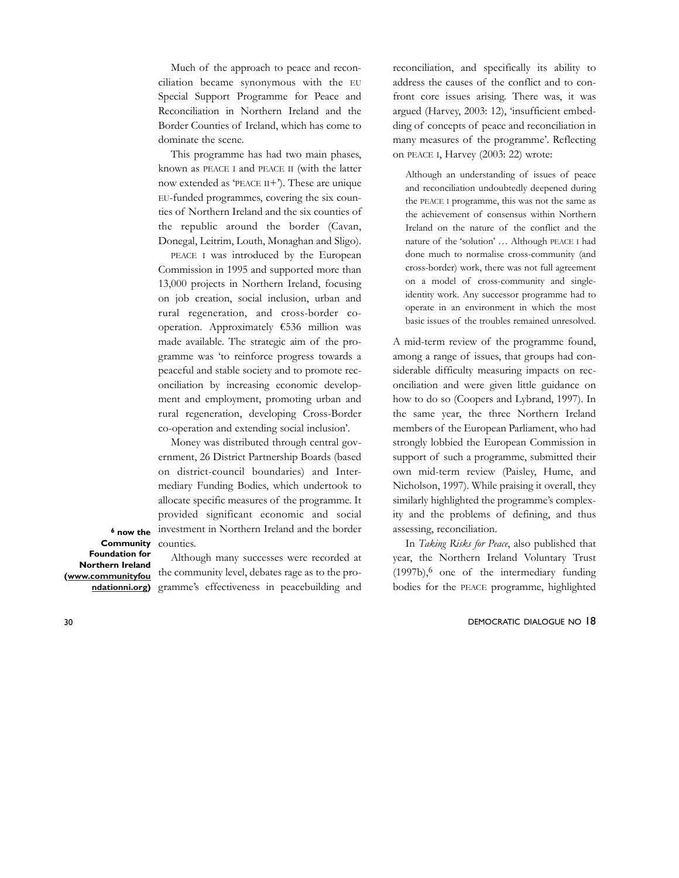Much of the approach to peace and reconciliation became synonymous with the EU Special Support Programme for Peace and Reconciliation in Northern Ireland and the Border Counties of Ireland, which has come to dominate the scene.

This programme has had two main phases, known as PEACE I and PEACE II (with the latter now extended as 'PEACE II+'). These are unique EU-funded programmes, covering the six counties of Northern Ireland and the six counties of the republic around the border (Cavan, Donegal, Leitrim, Louth, Monaghan and Sligo).

PEACE I was introduced by the European Commission in 1995 and supported more than 13,000 projects in Northern Ireland, focusing on job creation, social inclusion, urban and rural regeneration, and cross-border co-operation. Approximately €536 million was made available. The strategic aim of the programme was 'to reinforce progress towards a peaceful and stable society and to promote reconciliation by increasing economic development and employment, promoting urban and rural regeneration, developing Cross-Border co-operation and extending social inclusion'.

Money was distributed through central government, 26 District Partnership Boards (based on district-council boundaries) and Intermediary Funding Bodies, which undertook to allocate specific measures of the programme. It provided significant economic and social investment in Northern Ireland and the border counties.

Although many successes were recorded at the community level, debates rage as to the programme's effectiveness in peacebuilding and reconciliation, and specifically its ability to address the causes of the conflict and to confront core issues arising. There was, it was argued (Harvey, 2003: 12), 'insufficient embedding of concepts of peace and reconciliation in many measures of the programme'. Reflecting on PEACE I, Harvey (2003: 22) wrote:

> Although an understanding of issues of peace and reconciliation undoubtedly deepened during the PEACE I programme, this was not the same as the achievement of consensus within Northern Ireland on the nature of the conflict and the nature of the 'solution' … Although PEACE I had done much to normalise cross-community (and cross-border) work, there was not full agreement on a model of cross-community and single-identity work. Any successor programme had to operate in an environment in which the most basic issues of the troubles remained unresolved.

A mid-term review of the programme found, among a range of issues, that groups had considerable difficulty measuring impacts on reconciliation and were given little guidance on how to do so (Coopers and Lybrand, 1997). In the same year, the three Northern Ireland members of the European Parliament, who had strongly lobbied the European Commission in support of such a programme, submitted their own mid-term review (Paisley, Hume, and Nicholson, 1997). While praising it overall, they similarly highlighted the programme's complexity and the problems of defining, and thus assessing, reconciliation.

In *Taking Risks for Peace*, also published that year, the Northern Ireland Voluntary Trust (1997b),[6] one of the intermediary funding bodies for the PEACE programme, highlighted

**[6] now the Community Foundation for Northern Ireland (www.communityfoundationni.org)**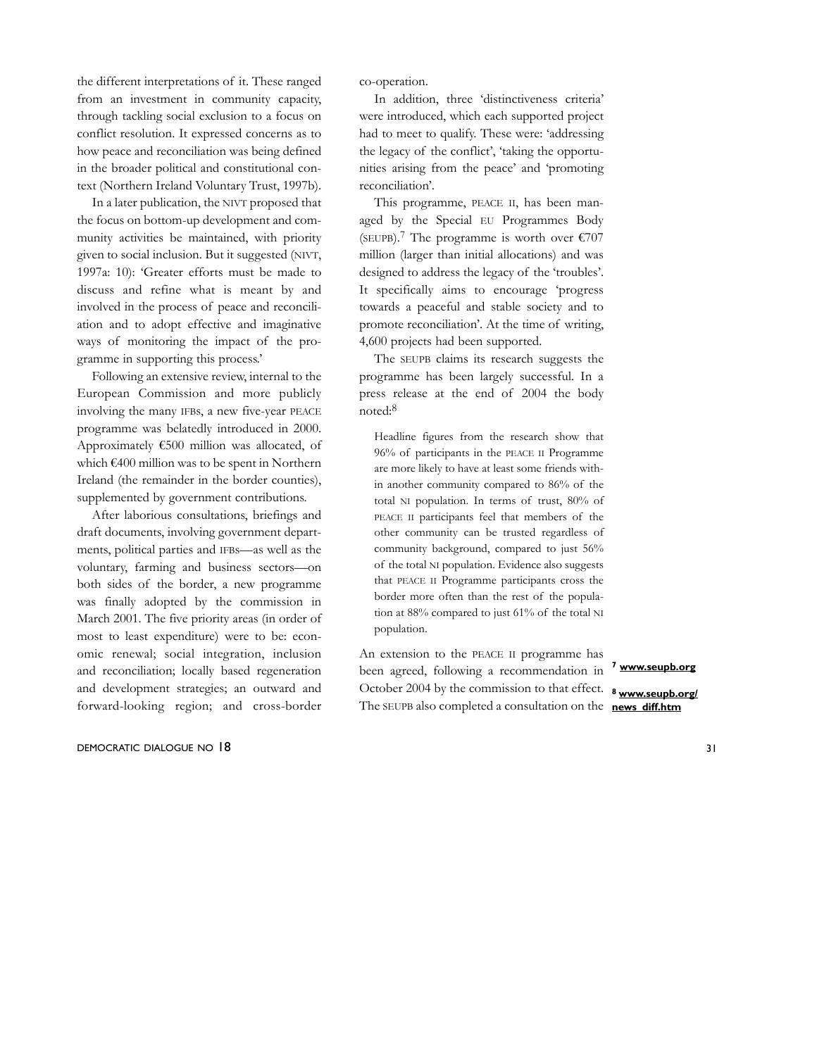the different interpretations of it. These ranged from an investment in community capacity, through tackling social exclusion to a focus on conflict resolution. It expressed concerns as to how peace and reconciliation was being defined in the broader political and constitutional context (Northern Ireland Voluntary Trust, 1997b).

In a later publication, the NIVT proposed that the focus on bottom-up development and community activities be maintained, with priority given to social inclusion. But it suggested (NIVT, 1997a: 10): 'Greater efforts must be made to discuss and refine what is meant by and involved in the process of peace and reconciliation and to adopt effective and imaginative ways of monitoring the impact of the programme in supporting this process.'

Following an extensive review, internal to the European Commission and more publicly involving the many IFBs, a new five-year PEACE programme was belatedly introduced in 2000. Approximately €500 million was allocated, of which €400 million was to be spent in Northern Ireland (the remainder in the border counties), supplemented by government contributions.

After laborious consultations, briefings and draft documents, involving government departments, political parties and IFBs—as well as the voluntary, farming and business sectors—on both sides of the border, a new programme was finally adopted by the commission in March 2001. The five priority areas (in order of most to least expenditure) were to be: economic renewal; social integration, inclusion and reconciliation; locally based regeneration and development strategies; an outward and forward-looking region; and cross-border co-operation.

In addition, three 'distinctiveness criteria' were introduced, which each supported project had to meet to qualify. These were: 'addressing the legacy of the conflict', 'taking the opportunities arising from the peace' and 'promoting reconciliation'.

This programme, PEACE II, has been managed by the Special EU Programmes Body (SEUPB).[7] The programme is worth over €707 million (larger than initial allocations) and was designed to address the legacy of the 'troubles'. It specifically aims to encourage 'progress towards a peaceful and stable society and to promote reconciliation'. At the time of writing, 4,600 projects had been supported.

The SEUPB claims its research suggests the programme has been largely successful. In a press release at the end of 2004 the body noted:[8]

> Headline figures from the research show that 96% of participants in the PEACE II Programme are more likely to have at least some friends within another community compared to 86% of the total NI population. In terms of trust, 80% of PEACE II participants feel that members of the other community can be trusted regardless of community background, compared to just 56% of the total NI population. Evidence also suggests that PEACE II Programme participants cross the border more often than the rest of the population at 88% compared to just 61% of the total NI population.

An extension to the PEACE II programme has been agreed, following a recommendation in October 2004 by the commission to that effect. The SEUPB also completed a consultation on the

[7] www.seupb.org

[8] www.seupb.org/news_diff.htm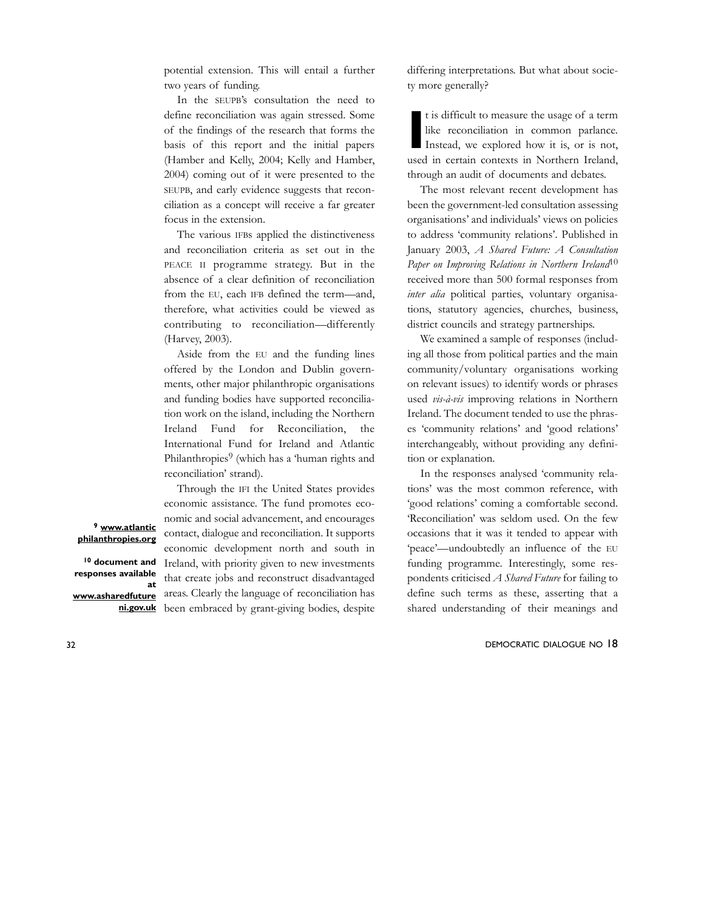potential extension. This will entail a further two years of funding.

In the SEUPB's consultation the need to define reconciliation was again stressed. Some of the findings of the research that forms the basis of this report and the initial papers (Hamber and Kelly, 2004; Kelly and Hamber, 2004) coming out of it were presented to the SEUPB, and early evidence suggests that reconciliation as a concept will receive a far greater focus in the extension.

The various IFBs applied the distinctiveness and reconciliation criteria as set out in the PEACE II programme strategy. But in the absence of a clear definition of reconciliation from the EU, each IFB defined the term—and, therefore, what activities could be viewed as contributing to reconciliation—differently (Harvey, 2003).

Aside from the EU and the funding lines offered by the London and Dublin governments, other major philanthropic organisations and funding bodies have supported reconciliation work on the island, including the Northern Ireland Fund for Reconciliation, the International Fund for Ireland and Atlantic Philanthropies[9] (which has a 'human rights and reconciliation' strand).

Through the IFI the United States provides economic assistance. The fund promotes economic and social advancement, and encourages contact, dialogue and reconciliation. It supports economic development north and south in Ireland, with priority given to new investments that create jobs and reconstruct disadvantaged areas. Clearly the language of reconciliation has been embraced by grant-giving bodies, despite differing interpretations. But what about society more generally?

It is difficult to measure the usage of a term like reconciliation in common parlance. Instead, we explored how it is, or is not, used in certain contexts in Northern Ireland, through an audit of documents and debates.

The most relevant recent development has been the government-led consultation assessing organisations' and individuals' views on policies to address 'community relations'. Published in January 2003, *A Shared Future: A Consultation Paper on Improving Relations in Northern Ireland*[10] received more than 500 formal responses from *inter alia* political parties, voluntary organisations, statutory agencies, churches, business, district councils and strategy partnerships.

We examined a sample of responses (including all those from political parties and the main community/voluntary organisations working on relevant issues) to identify words or phrases used *vis-à-vis* improving relations in Northern Ireland. The document tended to use the phrases 'community relations' and 'good relations' interchangeably, without providing any definition or explanation.

In the responses analysed 'community relations' was the most common reference, with 'good relations' coming a comfortable second. 'Reconciliation' was seldom used. On the few occasions that it was it tended to appear with 'peace'—undoubtedly an influence of the EU funding programme. Interestingly, some respondents criticised *A Shared Future* for failing to define such terms as these, asserting that a shared understanding of their meanings and

[9] www.atlanticphilanthropies.org

[10] document and responses available at www.asharedfutureni.gov.uk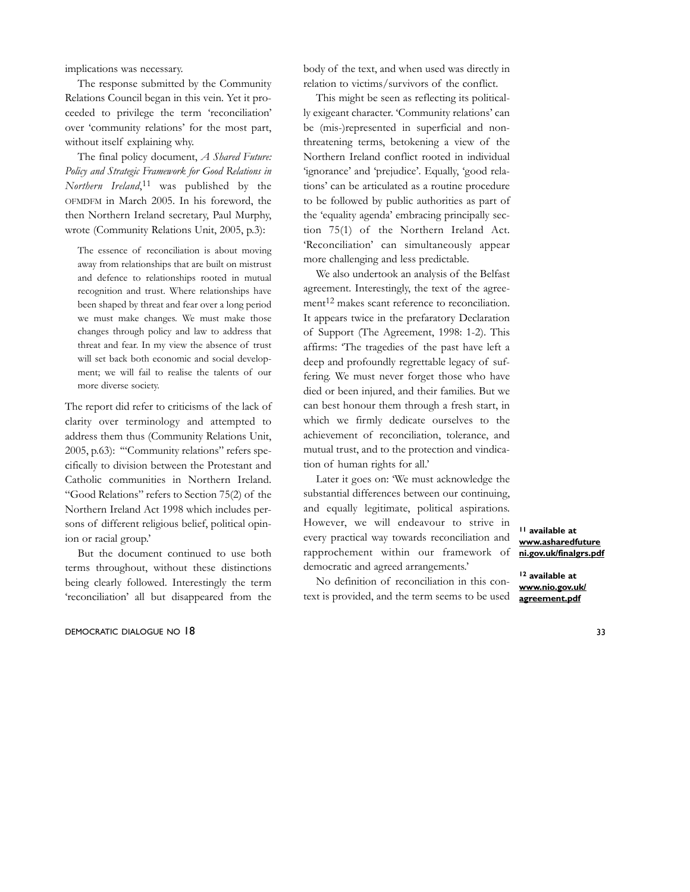implications was necessary.

The response submitted by the Community Relations Council began in this vein. Yet it proceeded to privilege the term 'reconciliation' over 'community relations' for the most part, without itself explaining why.

The final policy document, *A Shared Future: Policy and Strategic Framework for Good Relations in Northern Ireland*,[11] was published by the OFMDFM in March 2005. In his foreword, the then Northern Ireland secretary, Paul Murphy, wrote (Community Relations Unit, 2005, p.3):

> The essence of reconciliation is about moving away from relationships that are built on mistrust and defence to relationships rooted in mutual recognition and trust. Where relationships have been shaped by threat and fear over a long period we must make changes. We must make those changes through policy and law to address that threat and fear. In my view the absence of trust will set back both economic and social development; we will fail to realise the talents of our more diverse society.

The report did refer to criticisms of the lack of clarity over terminology and attempted to address them thus (Community Relations Unit, 2005, p.63): '"Community relations" refers specifically to division between the Protestant and Catholic communities in Northern Ireland. "Good Relations" refers to Section 75(2) of the Northern Ireland Act 1998 which includes persons of different religious belief, political opinion or racial group.'

But the document continued to use both terms throughout, without these distinctions being clearly followed. Interestingly the term 'reconciliation' all but disappeared from the body of the text, and when used was directly in relation to victims/survivors of the conflict.

This might be seen as reflecting its politically exigeant character. 'Community relations' can be (mis-)represented in superficial and non-threatening terms, betokening a view of the Northern Ireland conflict rooted in individual 'ignorance' and 'prejudice'. Equally, 'good relations' can be articulated as a routine procedure to be followed by public authorities as part of the 'equality agenda' embracing principally section 75(1) of the Northern Ireland Act. 'Reconciliation' can simultaneously appear more challenging and less predictable.

We also undertook an analysis of the Belfast agreement. Interestingly, the text of the agreement[12] makes scant reference to reconciliation. It appears twice in the prefaratory Declaration of Support (The Agreement, 1998: 1-2). This affirms: 'The tragedies of the past have left a deep and profoundly regrettable legacy of suffering. We must never forget those who have died or been injured, and their families. But we can best honour them through a fresh start, in which we firmly dedicate ourselves to the achievement of reconciliation, tolerance, and mutual trust, and to the protection and vindication of human rights for all.'

Later it goes on: 'We must acknowledge the substantial differences between our continuing, and equally legitimate, political aspirations. However, we will endeavour to strive in every practical way towards reconciliation and rapprochement within our framework of democratic and agreed arrangements.'

No definition of reconciliation in this context is provided, and the term seems to be used

**[11] available at www.asharedfutureni.gov.uk/finalgrs.pdf**

**[12] available at www.nio.gov.uk/agreement.pdf**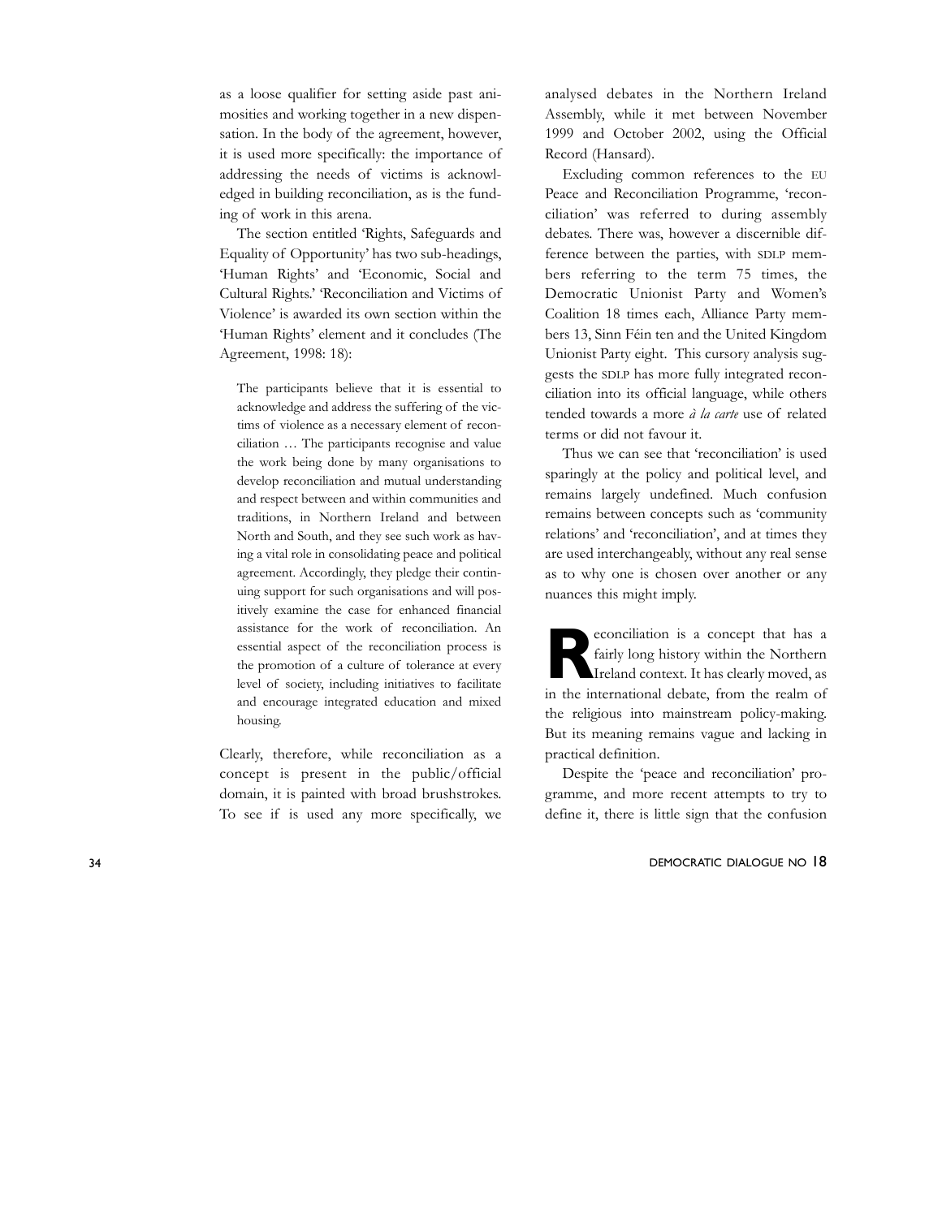as a loose qualifier for setting aside past animosities and working together in a new dispensation. In the body of the agreement, however, it is used more specifically: the importance of addressing the needs of victims is acknowledged in building reconciliation, as is the funding of work in this arena.

The section entitled 'Rights, Safeguards and Equality of Opportunity' has two sub-headings, 'Human Rights' and 'Economic, Social and Cultural Rights.' 'Reconciliation and Victims of Violence' is awarded its own section within the 'Human Rights' element and it concludes (The Agreement, 1998: 18):

> The participants believe that it is essential to acknowledge and address the suffering of the victims of violence as a necessary element of reconciliation … The participants recognise and value the work being done by many organisations to develop reconciliation and mutual understanding and respect between and within communities and traditions, in Northern Ireland and between North and South, and they see such work as having a vital role in consolidating peace and political agreement. Accordingly, they pledge their continuing support for such organisations and will positively examine the case for enhanced financial assistance for the work of reconciliation. An essential aspect of the reconciliation process is the promotion of a culture of tolerance at every level of society, including initiatives to facilitate and encourage integrated education and mixed housing.

Clearly, therefore, while reconciliation as a concept is present in the public/official domain, it is painted with broad brushstrokes. To see if is used any more specifically, we analysed debates in the Northern Ireland Assembly, while it met between November 1999 and October 2002, using the Official Record (Hansard).

Excluding common references to the EU Peace and Reconciliation Programme, 'reconciliation' was referred to during assembly debates. There was, however a discernible difference between the parties, with SDLP members referring to the term 75 times, the Democratic Unionist Party and Women's Coalition 18 times each, Alliance Party members 13, Sinn Féin ten and the United Kingdom Unionist Party eight. This cursory analysis suggests the SDLP has more fully integrated reconciliation into its official language, while others tended towards a more *à la carte* use of related terms or did not favour it.

Thus we can see that 'reconciliation' is used sparingly at the policy and political level, and remains largely undefined. Much confusion remains between concepts such as 'community relations' and 'reconciliation', and at times they are used interchangeably, without any real sense as to why one is chosen over another or any nuances this might imply.

Reconciliation is a concept that has a fairly long history within the Northern Ireland context. It has clearly moved, as in the international debate, from the realm of the religious into mainstream policy-making. But its meaning remains vague and lacking in practical definition.

Despite the 'peace and reconciliation' programme, and more recent attempts to try to define it, there is little sign that the confusion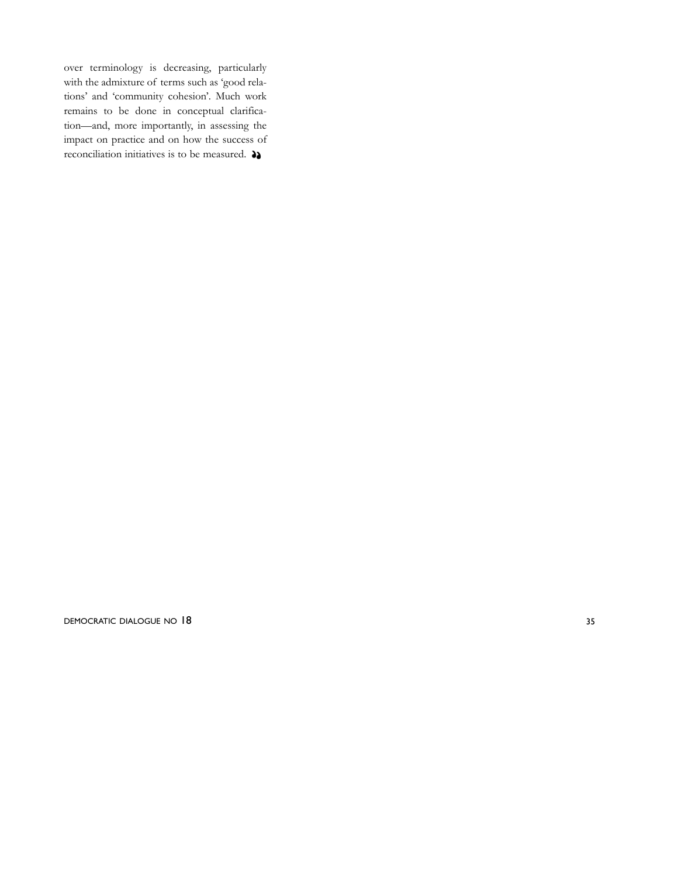over terminology is decreasing, particularly with the admixture of terms such as 'good relations' and 'community cohesion'. Much work remains to be done in conceptual clarification—and, more importantly, in assessing the impact on practice and on how the success of reconciliation initiatives is to be measured.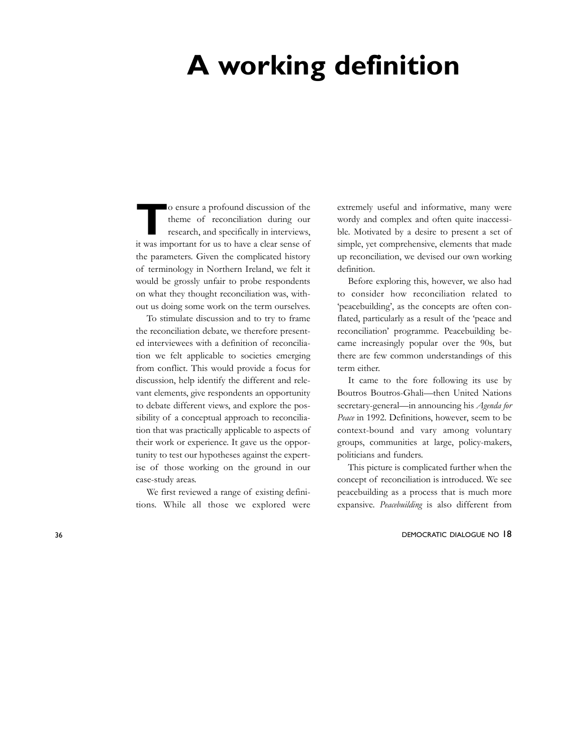# A working definition

To ensure a profound discussion of the theme of reconciliation during our research, and specifically in interviews, it was important for us to have a clear sense of the parameters. Given the complicated history of terminology in Northern Ireland, we felt it would be grossly unfair to probe respondents on what they thought reconciliation was, without us doing some work on the term ourselves.

To stimulate discussion and to try to frame the reconciliation debate, we therefore presented interviewees with a definition of reconciliation we felt applicable to societies emerging from conflict. This would provide a focus for discussion, help identify the different and relevant elements, give respondents an opportunity to debate different views, and explore the possibility of a conceptual approach to reconciliation that was practically applicable to aspects of their work or experience. It gave us the opportunity to test our hypotheses against the expertise of those working on the ground in our case-study areas.

We first reviewed a range of existing definitions. While all those we explored were extremely useful and informative, many were wordy and complex and often quite inaccessible. Motivated by a desire to present a set of simple, yet comprehensive, elements that made up reconciliation, we devised our own working definition.

Before exploring this, however, we also had to consider how reconciliation related to 'peacebuilding', as the concepts are often conflated, particularly as a result of the 'peace and reconciliation' programme. Peacebuilding became increasingly popular over the 90s, but there are few common understandings of this term either.

It came to the fore following its use by Boutros Boutros-Ghali—then United Nations secretary-general—in announcing his *Agenda for Peace* in 1992. Definitions, however, seem to be context-bound and vary among voluntary groups, communities at large, policy-makers, politicians and funders.

This picture is complicated further when the concept of reconciliation is introduced. We see peacebuilding as a process that is much more expansive. *Peacebuilding* is also different from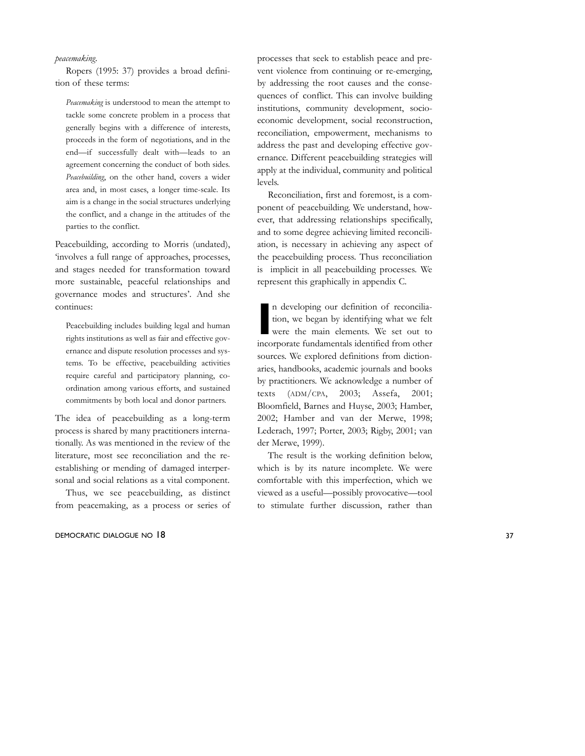*peacemaking*.

Ropers (1995: 37) provides a broad definition of these terms:

> *Peacemaking* is understood to mean the attempt to tackle some concrete problem in a process that generally begins with a difference of interests, proceeds in the form of negotiations, and in the end—if successfully dealt with—leads to an agreement concerning the conduct of both sides. *Peacebuilding*, on the other hand, covers a wider area and, in most cases, a longer time-scale. Its aim is a change in the social structures underlying the conflict, and a change in the attitudes of the parties to the conflict.

Peacebuilding, according to Morris (undated), 'involves a full range of approaches, processes, and stages needed for transformation toward more sustainable, peaceful relationships and governance modes and structures'. And she continues:

> Peacebuilding includes building legal and human rights institutions as well as fair and effective governance and dispute resolution processes and systems. To be effective, peacebuilding activities require careful and participatory planning, coordination among various efforts, and sustained commitments by both local and donor partners.

The idea of peacebuilding as a long-term process is shared by many practitioners internationally. As was mentioned in the review of the literature, most see reconciliation and the re-establishing or mending of damaged interpersonal and social relations as a vital component.

Thus, we see peacebuilding, as distinct from peacemaking, as a process or series of processes that seek to establish peace and prevent violence from continuing or re-emerging, by addressing the root causes and the consequences of conflict. This can involve building institutions, community development, socio-economic development, social reconstruction, reconciliation, empowerment, mechanisms to address the past and developing effective governance. Different peacebuilding strategies will apply at the individual, community and political levels.

Reconciliation, first and foremost, is a component of peacebuilding. We understand, however, that addressing relationships specifically, and to some degree achieving limited reconciliation, is necessary in achieving any aspect of the peacebuilding process. Thus reconciliation is implicit in all peacebuilding processes. We represent this graphically in appendix C.

In developing our definition of reconciliation, we began by identifying what we felt were the main elements. We set out to incorporate fundamentals identified from other sources. We explored definitions from dictionaries, handbooks, academic journals and books by practitioners. We acknowledge a number of texts (ADM/CPA, 2003; Assefa, 2001; Bloomfield, Barnes and Huyse, 2003; Hamber, 2002; Hamber and van der Merwe, 1998; Lederach, 1997; Porter, 2003; Rigby, 2001; van der Merwe, 1999).

The result is the working definition below, which is by its nature incomplete. We were comfortable with this imperfection, which we viewed as a useful—possibly provocative—tool to stimulate further discussion, rather than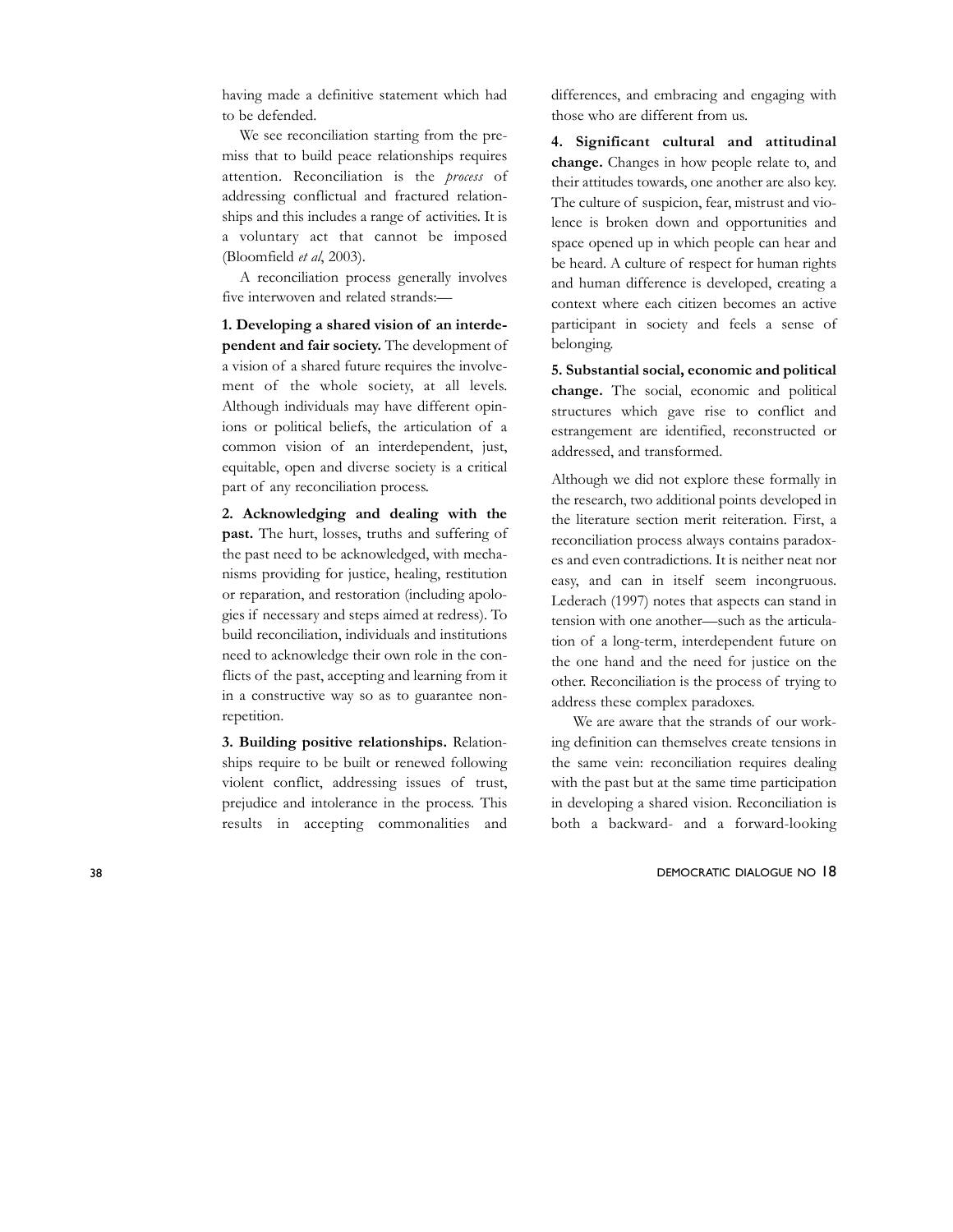having made a definitive statement which had to be defended.

We see reconciliation starting from the premiss that to build peace relationships requires attention. Reconciliation is the *process* of addressing conflictual and fractured relationships and this includes a range of activities. It is a voluntary act that cannot be imposed (Bloomfield *et al*, 2003).

A reconciliation process generally involves five interwoven and related strands:—

**1. Developing a shared vision of an interdependent and fair society.** The development of a vision of a shared future requires the involvement of the whole society, at all levels. Although individuals may have different opinions or political beliefs, the articulation of a common vision of an interdependent, just, equitable, open and diverse society is a critical part of any reconciliation process.

**2. Acknowledging and dealing with the past.** The hurt, losses, truths and suffering of the past need to be acknowledged, with mechanisms providing for justice, healing, restitution or reparation, and restoration (including apologies if necessary and steps aimed at redress). To build reconciliation, individuals and institutions need to acknowledge their own role in the conflicts of the past, accepting and learning from it in a constructive way so as to guarantee non-repetition.

**3. Building positive relationships.** Relationships require to be built or renewed following violent conflict, addressing issues of trust, prejudice and intolerance in the process. This results in accepting commonalities and differences, and embracing and engaging with those who are different from us.

**4. Significant cultural and attitudinal change.** Changes in how people relate to, and their attitudes towards, one another are also key. The culture of suspicion, fear, mistrust and violence is broken down and opportunities and space opened up in which people can hear and be heard. A culture of respect for human rights and human difference is developed, creating a context where each citizen becomes an active participant in society and feels a sense of belonging.

**5. Substantial social, economic and political change.** The social, economic and political structures which gave rise to conflict and estrangement are identified, reconstructed or addressed, and transformed.

Although we did not explore these formally in the research, two additional points developed in the literature section merit reiteration. First, a reconciliation process always contains paradoxes and even contradictions. It is neither neat nor easy, and can in itself seem incongruous. Lederach (1997) notes that aspects can stand in tension with one another—such as the articulation of a long-term, interdependent future on the one hand and the need for justice on the other. Reconciliation is the process of trying to address these complex paradoxes.

We are aware that the strands of our working definition can themselves create tensions in the same vein: reconciliation requires dealing with the past but at the same time participation in developing a shared vision. Reconciliation is both a backward- and a forward-looking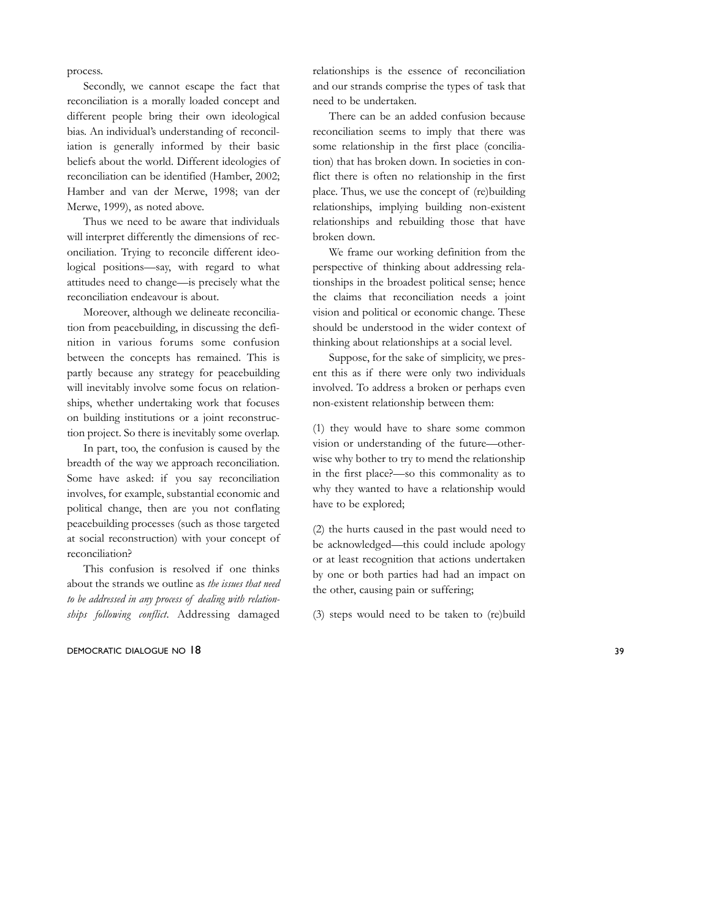process.

Secondly, we cannot escape the fact that reconciliation is a morally loaded concept and different people bring their own ideological bias. An individual's understanding of reconciliation is generally informed by their basic beliefs about the world. Different ideologies of reconciliation can be identified (Hamber, 2002; Hamber and van der Merwe, 1998; van der Merwe, 1999), as noted above.

Thus we need to be aware that individuals will interpret differently the dimensions of reconciliation. Trying to reconcile different ideological positions—say, with regard to what attitudes need to change—is precisely what the reconciliation endeavour is about.

Moreover, although we delineate reconciliation from peacebuilding, in discussing the definition in various forums some confusion between the concepts has remained. This is partly because any strategy for peacebuilding will inevitably involve some focus on relationships, whether undertaking work that focuses on building institutions or a joint reconstruction project. So there is inevitably some overlap.

In part, too, the confusion is caused by the breadth of the way we approach reconciliation. Some have asked: if you say reconciliation involves, for example, substantial economic and political change, then are you not conflating peacebuilding processes (such as those targeted at social reconstruction) with your concept of reconciliation?

This confusion is resolved if one thinks about the strands we outline as *the issues that need to be addressed in any process of dealing with relationships following conflict*. Addressing damaged relationships is the essence of reconciliation and our strands comprise the types of task that need to be undertaken.

There can be an added confusion because reconciliation seems to imply that there was some relationship in the first place (conciliation) that has broken down. In societies in conflict there is often no relationship in the first place. Thus, we use the concept of (re)building relationships, implying building non-existent relationships and rebuilding those that have broken down.

We frame our working definition from the perspective of thinking about addressing relationships in the broadest political sense; hence the claims that reconciliation needs a joint vision and political or economic change. These should be understood in the wider context of thinking about relationships at a social level.

Suppose, for the sake of simplicity, we present this as if there were only two individuals involved. To address a broken or perhaps even non-existent relationship between them:

(1) they would have to share some common vision or understanding of the future—otherwise why bother to try to mend the relationship in the first place?—so this commonality as to why they wanted to have a relationship would have to be explored;

(2) the hurts caused in the past would need to be acknowledged—this could include apology or at least recognition that actions undertaken by one or both parties had had an impact on the other, causing pain or suffering;

(3) steps would need to be taken to (re)build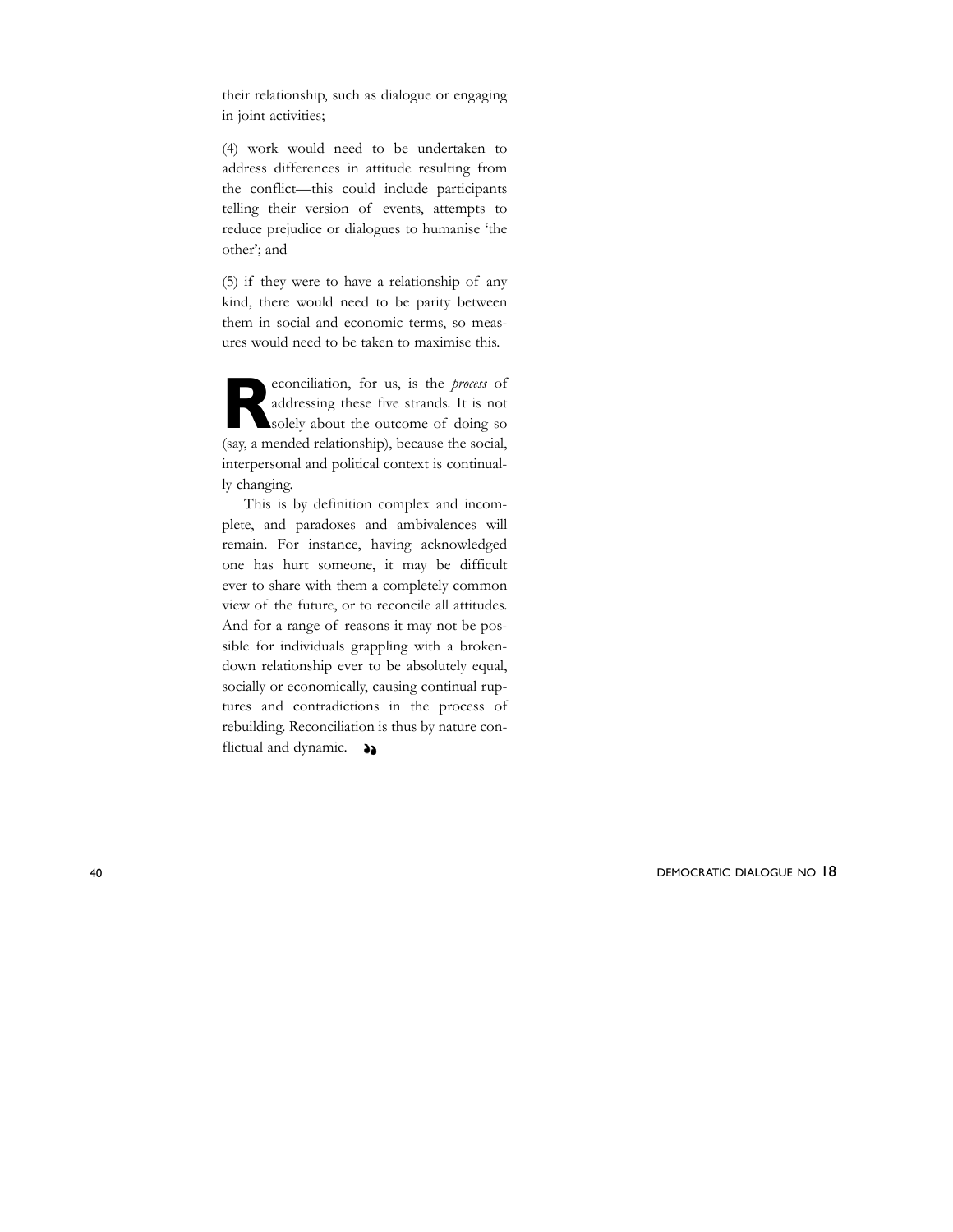their relationship, such as dialogue or engaging in joint activities;

(4) work would need to be undertaken to address differences in attitude resulting from the conflict—this could include participants telling their version of events, attempts to reduce prejudice or dialogues to humanise 'the other'; and

(5) if they were to have a relationship of any kind, there would need to be parity between them in social and economic terms, so measures would need to be taken to maximise this.

Reconciliation, for us, is the *process* of addressing these five strands. It is not solely about the outcome of doing so (say, a mended relationship), because the social, interpersonal and political context is continually changing.

This is by definition complex and incomplete, and paradoxes and ambivalences will remain. For instance, having acknowledged one has hurt someone, it may be difficult ever to share with them a completely common view of the future, or to reconcile all attitudes. And for a range of reasons it may not be possible for individuals grappling with a broken-down relationship ever to be absolutely equal, socially or economically, causing continual ruptures and contradictions in the process of rebuilding. Reconciliation is thus by nature conflictual and dynamic.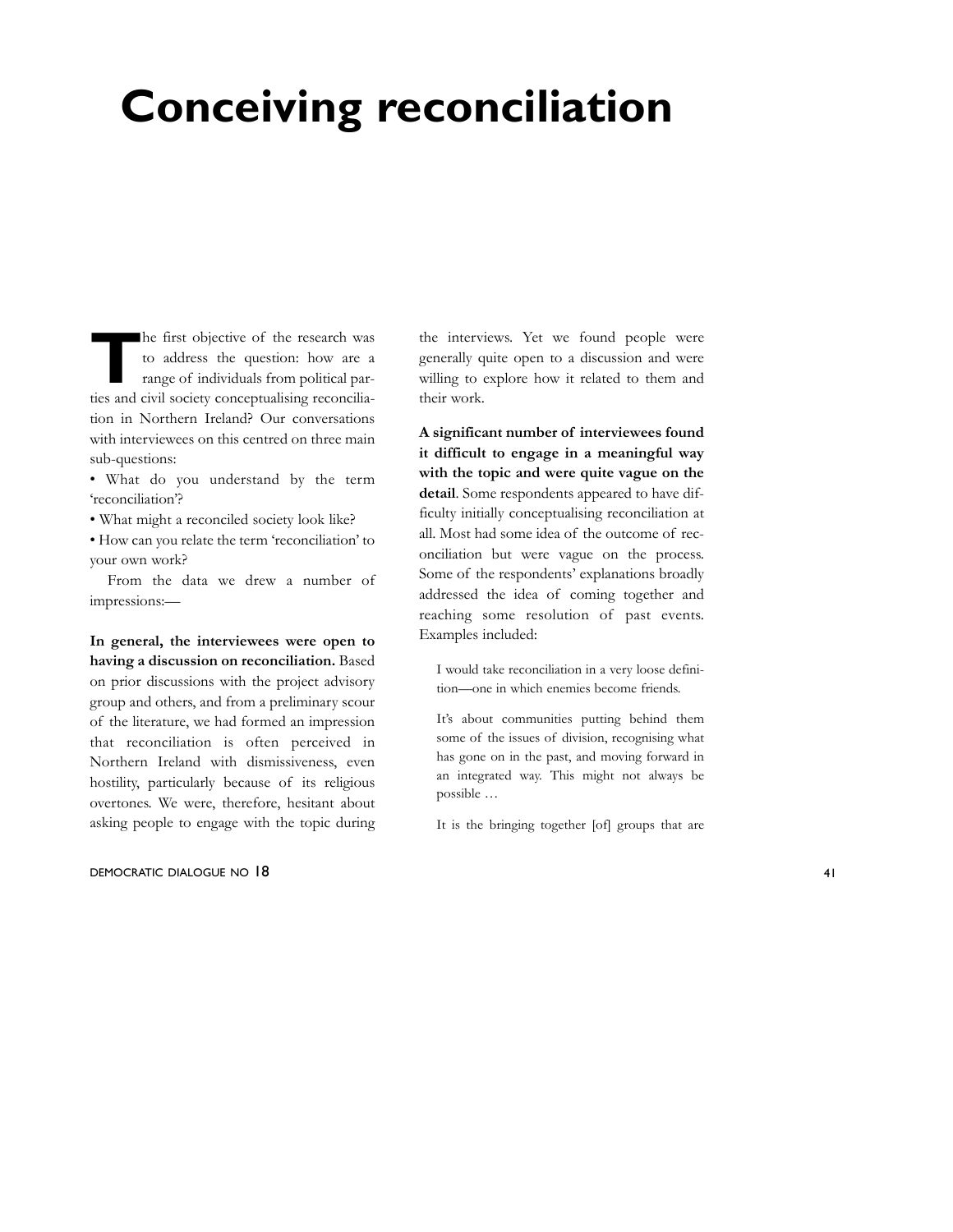# Conceiving reconciliation

The first objective of the research was to address the question: how are a range of individuals from political parties and civil society conceptualising reconciliation in Northern Ireland? Our conversations with interviewees on this centred on three main sub-questions:

- What do you understand by the term 'reconciliation'?
- What might a reconciled society look like?
- How can you relate the term 'reconciliation' to your own work?

From the data we drew a number of impressions:—

**In general, the interviewees were open to having a discussion on reconciliation.** Based on prior discussions with the project advisory group and others, and from a preliminary scour of the literature, we had formed an impression that reconciliation is often perceived in Northern Ireland with dismissiveness, even hostility, particularly because of its religious overtones. We were, therefore, hesitant about asking people to engage with the topic during the interviews. Yet we found people were generally quite open to a discussion and were willing to explore how it related to them and their work.

**A significant number of interviewees found it difficult to engage in a meaningful way with the topic and were quite vague on the detail**. Some respondents appeared to have difficulty initially conceptualising reconciliation at all. Most had some idea of the outcome of reconciliation but were vague on the process. Some of the respondents' explanations broadly addressed the idea of coming together and reaching some resolution of past events. Examples included:

> I would take reconciliation in a very loose definition—one in which enemies become friends.

> It's about communities putting behind them some of the issues of division, recognising what has gone on in the past, and moving forward in an integrated way. This might not always be possible …

> It is the bringing together [of] groups that are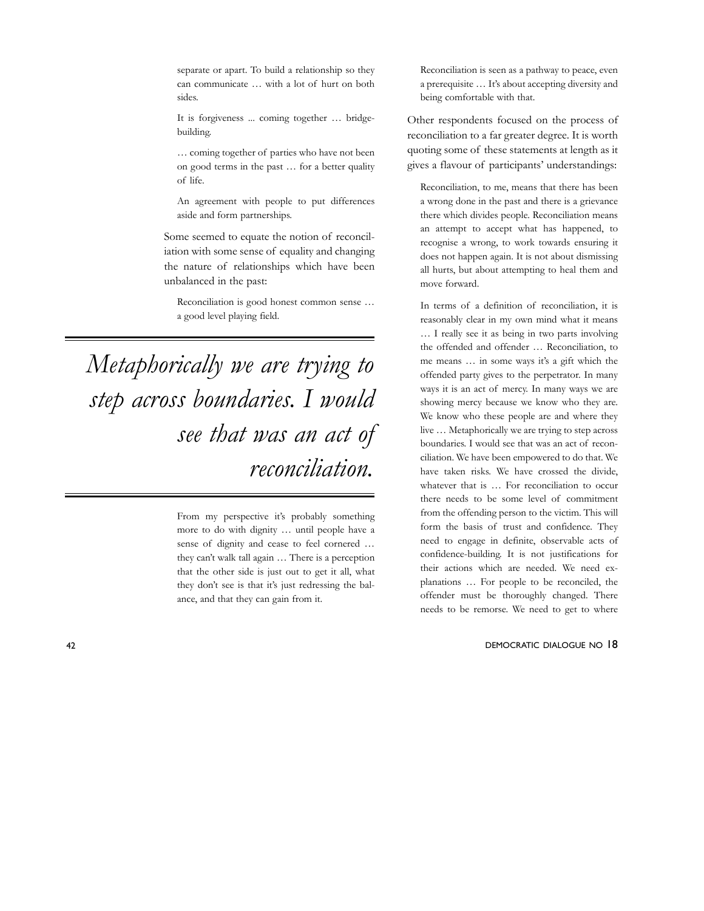> separate or apart. To build a relationship so they can communicate … with a lot of hurt on both sides.

> It is forgiveness ... coming together … bridge-building.

> … coming together of parties who have not been on good terms in the past … for a better quality of life.

> An agreement with people to put differences aside and form partnerships.

Some seemed to equate the notion of reconciliation with some sense of equality and changing the nature of relationships which have been unbalanced in the past:

> Reconciliation is good honest common sense … a good level playing field.

*Metaphorically we are trying to step across boundaries. I would see that was an act of reconciliation.*

> From my perspective it's probably something more to do with dignity … until people have a sense of dignity and cease to feel cornered … they can't walk tall again … There is a perception that the other side is just out to get it all, what they don't see is that it's just redressing the balance, and that they can gain from it.

> Reconciliation is seen as a pathway to peace, even a prerequisite … It's about accepting diversity and being comfortable with that.

Other respondents focused on the process of reconciliation to a far greater degree. It is worth quoting some of these statements at length as it gives a flavour of participants' understandings:

> Reconciliation, to me, means that there has been a wrong done in the past and there is a grievance there which divides people. Reconciliation means an attempt to accept what has happened, to recognise a wrong, to work towards ensuring it does not happen again. It is not about dismissing all hurts, but about attempting to heal them and move forward.

> In terms of a definition of reconciliation, it is reasonably clear in my own mind what it means … I really see it as being in two parts involving the offended and offender … Reconciliation, to me means … in some ways it's a gift which the offended party gives to the perpetrator. In many ways it is an act of mercy. In many ways we are showing mercy because we know who they are. We know who these people are and where they live … Metaphorically we are trying to step across boundaries. I would see that was an act of reconciliation. We have been empowered to do that. We have taken risks. We have crossed the divide, whatever that is … For reconciliation to occur there needs to be some level of commitment from the offending person to the victim. This will form the basis of trust and confidence. They need to engage in definite, observable acts of confidence-building. It is not justifications for their actions which are needed. We need explanations … For people to be reconciled, the offender must be thoroughly changed. There needs to be remorse. We need to get to where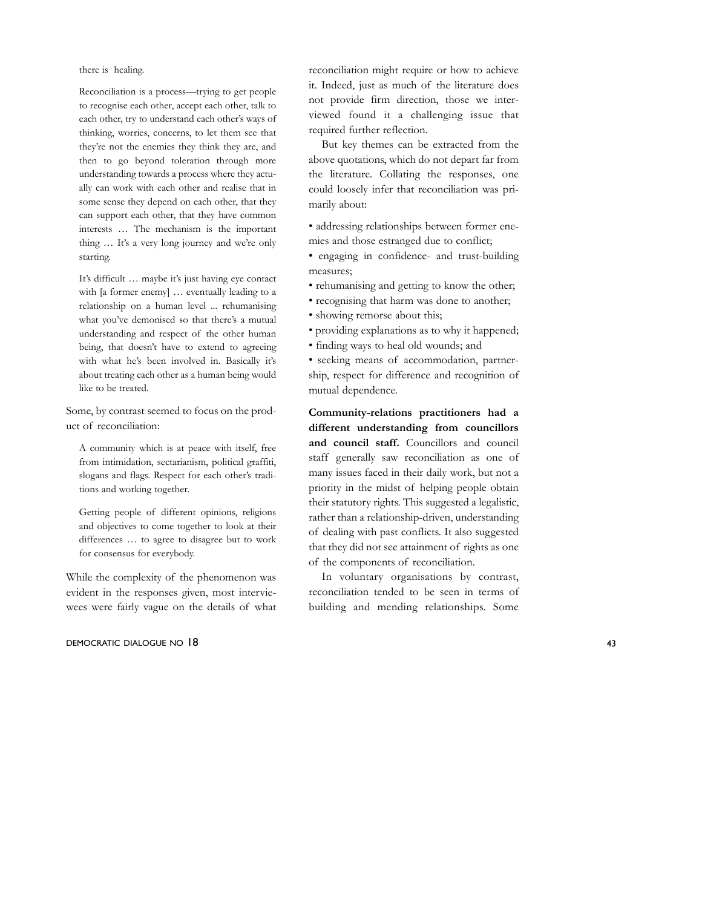there is healing.

> Reconciliation is a process—trying to get people to recognise each other, accept each other, talk to each other, try to understand each other's ways of thinking, worries, concerns, to let them see that they're not the enemies they think they are, and then to go beyond toleration through more understanding towards a process where they actually can work with each other and realise that in some sense they depend on each other, that they can support each other, that they have common interests … The mechanism is the important thing … It's a very long journey and we're only starting.

> It's difficult … maybe it's just having eye contact with [a former enemy] … eventually leading to a relationship on a human level ... rehumanising what you've demonised so that there's a mutual understanding and respect of the other human being, that doesn't have to extend to agreeing with what he's been involved in. Basically it's about treating each other as a human being would like to be treated.

Some, by contrast seemed to focus on the product of reconciliation:

> A community which is at peace with itself, free from intimidation, sectarianism, political graffiti, slogans and flags. Respect for each other's traditions and working together.

> Getting people of different opinions, religions and objectives to come together to look at their differences … to agree to disagree but to work for consensus for everybody.

While the complexity of the phenomenon was evident in the responses given, most interviewees were fairly vague on the details of what reconciliation might require or how to achieve it. Indeed, just as much of the literature does not provide firm direction, those we interviewed found it a challenging issue that required further reflection.

But key themes can be extracted from the above quotations, which do not depart far from the literature. Collating the responses, one could loosely infer that reconciliation was primarily about:

- addressing relationships between former enemies and those estranged due to conflict;
- engaging in confidence- and trust-building measures;
- rehumanising and getting to know the other;
- recognising that harm was done to another;
- showing remorse about this;
- providing explanations as to why it happened;
- finding ways to heal old wounds; and
- seeking means of accommodation, partnership, respect for difference and recognition of mutual dependence.

**Community-relations practitioners had a different understanding from councillors and council staff.** Councillors and council staff generally saw reconciliation as one of many issues faced in their daily work, but not a priority in the midst of helping people obtain their statutory rights. This suggested a legalistic, rather than a relationship-driven, understanding of dealing with past conflicts. It also suggested that they did not see attainment of rights as one of the components of reconciliation.

In voluntary organisations by contrast, reconciliation tended to be seen in terms of building and mending relationships. Some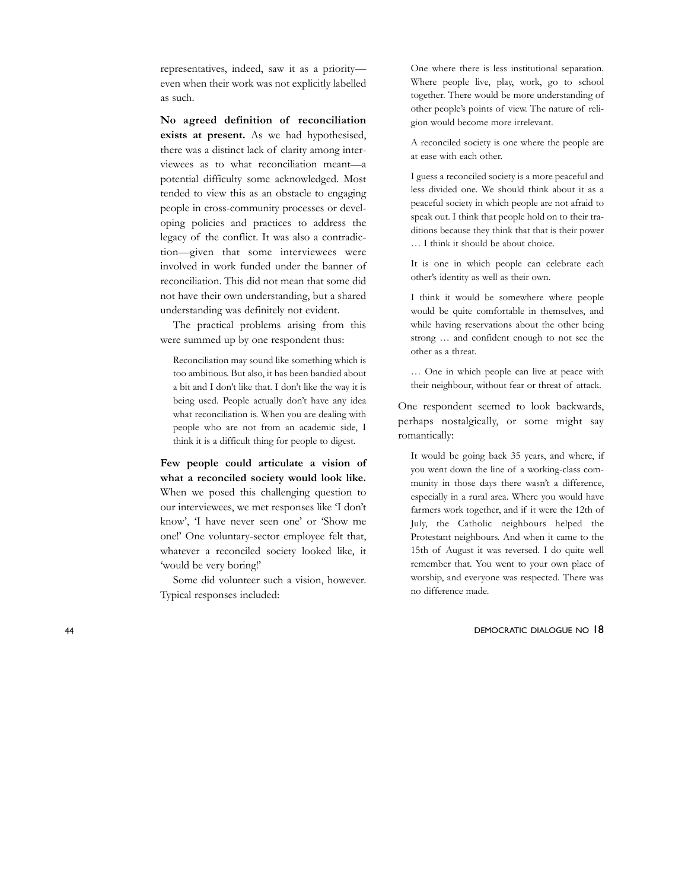representatives, indeed, saw it as a priority—even when their work was not explicitly labelled as such.

**No agreed definition of reconciliation exists at present.** As we had hypothesised, there was a distinct lack of clarity among interviewees as to what reconciliation meant—a potential difficulty some acknowledged. Most tended to view this as an obstacle to engaging people in cross-community processes or developing policies and practices to address the legacy of the conflict. It was also a contradiction—given that some interviewees were involved in work funded under the banner of reconciliation. This did not mean that some did not have their own understanding, but a shared understanding was definitely not evident.

The practical problems arising from this were summed up by one respondent thus:

> Reconciliation may sound like something which is too ambitious. But also, it has been bandied about a bit and I don't like that. I don't like the way it is being used. People actually don't have any idea what reconciliation is. When you are dealing with people who are not from an academic side, I think it is a difficult thing for people to digest.

**Few people could articulate a vision of what a reconciled society would look like.** When we posed this challenging question to our interviewees, we met responses like 'I don't know', 'I have never seen one' or 'Show me one!' One voluntary-sector employee felt that, whatever a reconciled society looked like, it 'would be very boring!'

Some did volunteer such a vision, however. Typical responses included:

> One where there is less institutional separation. Where people live, play, work, go to school together. There would be more understanding of other people's points of view. The nature of religion would become more irrelevant.

> A reconciled society is one where the people are at ease with each other.

> I guess a reconciled society is a more peaceful and less divided one. We should think about it as a peaceful society in which people are not afraid to speak out. I think that people hold on to their traditions because they think that that is their power … I think it should be about choice.

> It is one in which people can celebrate each other's identity as well as their own.

> I think it would be somewhere where people would be quite comfortable in themselves, and while having reservations about the other being strong … and confident enough to not see the other as a threat.

> … One in which people can live at peace with their neighbour, without fear or threat of attack.

One respondent seemed to look backwards, perhaps nostalgically, or some might say romantically:

> It would be going back 35 years, and where, if you went down the line of a working-class community in those days there wasn't a difference, especially in a rural area. Where you would have farmers work together, and if it were the 12th of July, the Catholic neighbours helped the Protestant neighbours. And when it came to the 15th of August it was reversed. I do quite well remember that. You went to your own place of worship, and everyone was respected. There was no difference made.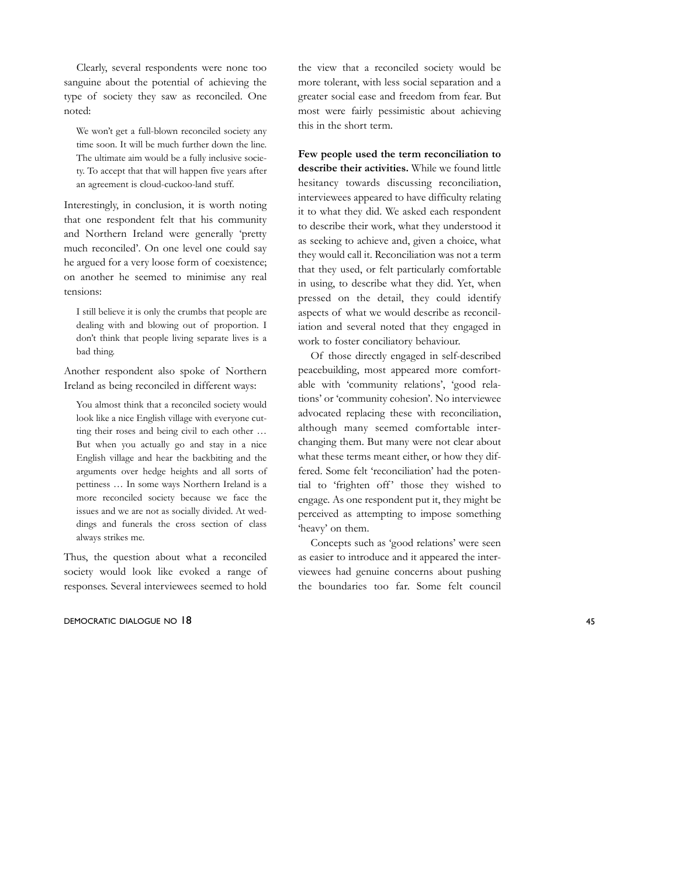Clearly, several respondents were none too sanguine about the potential of achieving the type of society they saw as reconciled. One noted:

> We won't get a full-blown reconciled society any time soon. It will be much further down the line. The ultimate aim would be a fully inclusive society. To accept that that will happen five years after an agreement is cloud-cuckoo-land stuff.

Interestingly, in conclusion, it is worth noting that one respondent felt that his community and Northern Ireland were generally 'pretty much reconciled'. On one level one could say he argued for a very loose form of coexistence; on another he seemed to minimise any real tensions:

> I still believe it is only the crumbs that people are dealing with and blowing out of proportion. I don't think that people living separate lives is a bad thing.

Another respondent also spoke of Northern Ireland as being reconciled in different ways:

> You almost think that a reconciled society would look like a nice English village with everyone cutting their roses and being civil to each other … But when you actually go and stay in a nice English village and hear the backbiting and the arguments over hedge heights and all sorts of pettiness … In some ways Northern Ireland is a more reconciled society because we face the issues and we are not as socially divided. At weddings and funerals the cross section of class always strikes me.

Thus, the question about what a reconciled society would look like evoked a range of responses. Several interviewees seemed to hold the view that a reconciled society would be more tolerant, with less social separation and a greater social ease and freedom from fear. But most were fairly pessimistic about achieving this in the short term.

**Few people used the term reconciliation to describe their activities.** While we found little hesitancy towards discussing reconciliation, interviewees appeared to have difficulty relating it to what they did. We asked each respondent to describe their work, what they understood it as seeking to achieve and, given a choice, what they would call it. Reconciliation was not a term that they used, or felt particularly comfortable in using, to describe what they did. Yet, when pressed on the detail, they could identify aspects of what we would describe as reconciliation and several noted that they engaged in work to foster conciliatory behaviour.

Of those directly engaged in self-described peacebuilding, most appeared more comfortable with 'community relations', 'good relations' or 'community cohesion'. No interviewee advocated replacing these with reconciliation, although many seemed comfortable interchanging them. But many were not clear about what these terms meant either, or how they differed. Some felt 'reconciliation' had the potential to 'frighten off' those they wished to engage. As one respondent put it, they might be perceived as attempting to impose something 'heavy' on them.

Concepts such as 'good relations' were seen as easier to introduce and it appeared the interviewees had genuine concerns about pushing the boundaries too far. Some felt council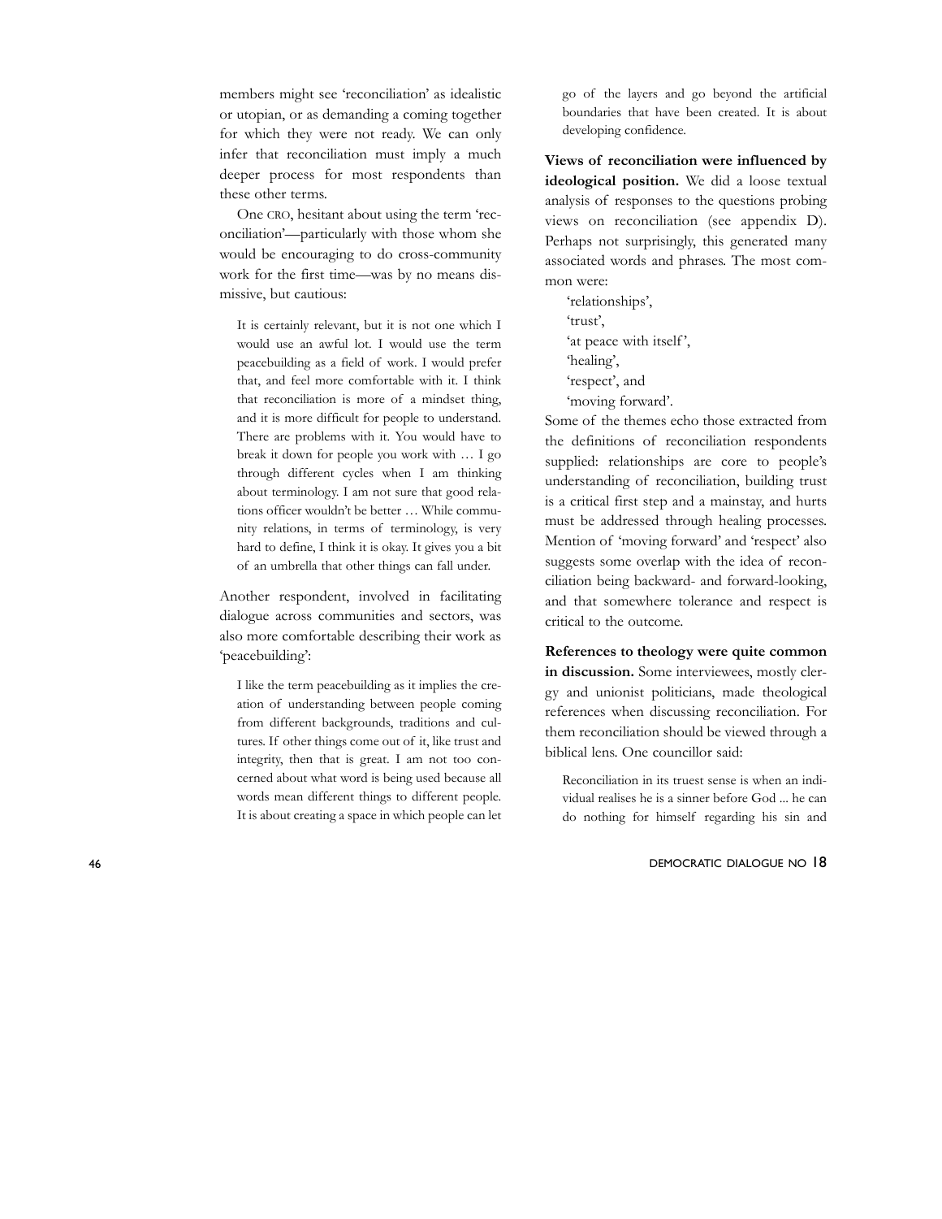members might see 'reconciliation' as idealistic or utopian, or as demanding a coming together for which they were not ready. We can only infer that reconciliation must imply a much deeper process for most respondents than these other terms.

One CRO, hesitant about using the term 'reconciliation'—particularly with those whom she would be encouraging to do cross-community work for the first time—was by no means dismissive, but cautious:

> It is certainly relevant, but it is not one which I would use an awful lot. I would use the term peacebuilding as a field of work. I would prefer that, and feel more comfortable with it. I think that reconciliation is more of a mindset thing, and it is more difficult for people to understand. There are problems with it. You would have to break it down for people you work with … I go through different cycles when I am thinking about terminology. I am not sure that good relations officer wouldn't be better … While community relations, in terms of terminology, is very hard to define, I think it is okay. It gives you a bit of an umbrella that other things can fall under.

Another respondent, involved in facilitating dialogue across communities and sectors, was also more comfortable describing their work as 'peacebuilding':

> I like the term peacebuilding as it implies the creation of understanding between people coming from different backgrounds, traditions and cultures. If other things come out of it, like trust and integrity, then that is great. I am not too concerned about what word is being used because all words mean different things to different people. It is about creating a space in which people can let go of the layers and go beyond the artificial boundaries that have been created. It is about developing confidence.

**Views of reconciliation were influenced by ideological position.** We did a loose textual analysis of responses to the questions probing views on reconciliation (see appendix D). Perhaps not surprisingly, this generated many associated words and phrases. The most common were:

'relationships',
'trust',
'at peace with itself',
'healing',
'respect', and
'moving forward'.

Some of the themes echo those extracted from the definitions of reconciliation respondents supplied: relationships are core to people's understanding of reconciliation, building trust is a critical first step and a mainstay, and hurts must be addressed through healing processes. Mention of 'moving forward' and 'respect' also suggests some overlap with the idea of reconciliation being backward- and forward-looking, and that somewhere tolerance and respect is critical to the outcome.

**References to theology were quite common in discussion.** Some interviewees, mostly clergy and unionist politicians, made theological references when discussing reconciliation. For them reconciliation should be viewed through a biblical lens. One councillor said:

> Reconciliation in its truest sense is when an individual realises he is a sinner before God ... he can do nothing for himself regarding his sin and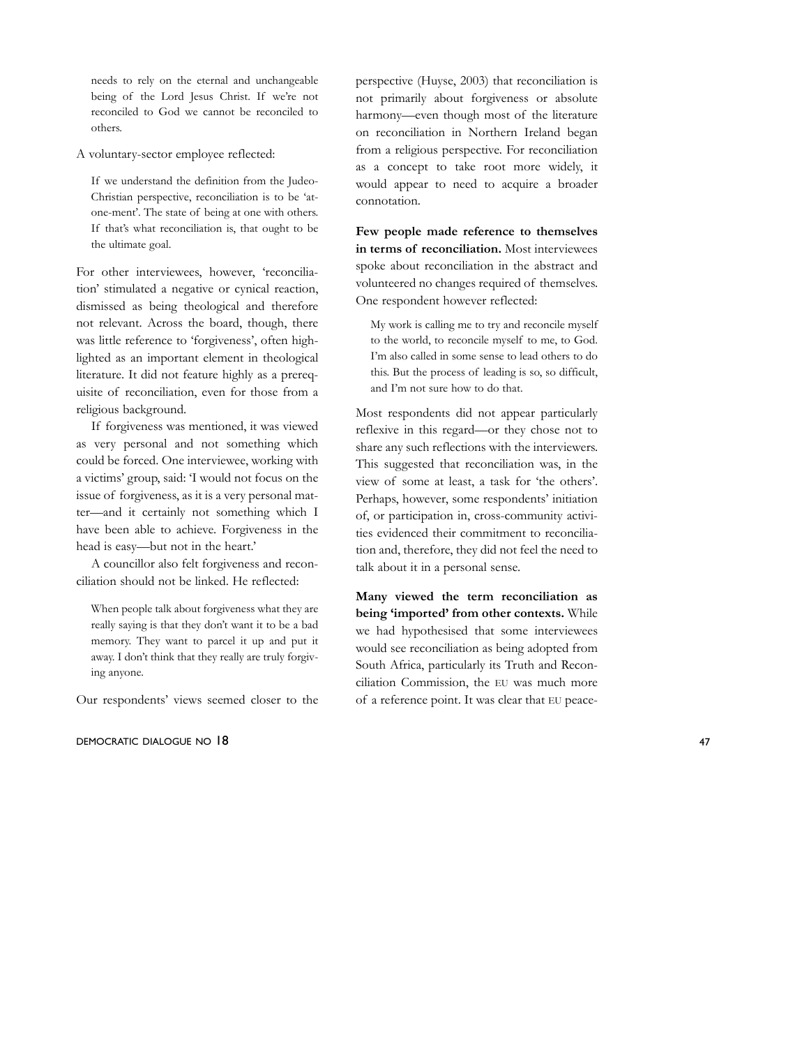needs to rely on the eternal and unchangeable being of the Lord Jesus Christ. If we're not reconciled to God we cannot be reconciled to others.

A voluntary-sector employee reflected:

> If we understand the definition from the Judeo-Christian perspective, reconciliation is to be 'at-one-ment'. The state of being at one with others. If that's what reconciliation is, that ought to be the ultimate goal.

For other interviewees, however, 'reconciliation' stimulated a negative or cynical reaction, dismissed as being theological and therefore not relevant. Across the board, though, there was little reference to 'forgiveness', often highlighted as an important element in theological literature. It did not feature highly as a prerequisite of reconciliation, even for those from a religious background.

If forgiveness was mentioned, it was viewed as very personal and not something which could be forced. One interviewee, working with a victims' group, said: 'I would not focus on the issue of forgiveness, as it is a very personal matter—and it certainly not something which I have been able to achieve. Forgiveness in the head is easy—but not in the heart.'

A councillor also felt forgiveness and reconciliation should not be linked. He reflected:

> When people talk about forgiveness what they are really saying is that they don't want it to be a bad memory. They want to parcel it up and put it away. I don't think that they really are truly forgiving anyone.

Our respondents' views seemed closer to the perspective (Huyse, 2003) that reconciliation is not primarily about forgiveness or absolute harmony—even though most of the literature on reconciliation in Northern Ireland began from a religious perspective. For reconciliation as a concept to take root more widely, it would appear to need to acquire a broader connotation.

**Few people made reference to themselves in terms of reconciliation.** Most interviewees spoke about reconciliation in the abstract and volunteered no changes required of themselves. One respondent however reflected:

> My work is calling me to try and reconcile myself to the world, to reconcile myself to me, to God. I'm also called in some sense to lead others to do this. But the process of leading is so, so difficult, and I'm not sure how to do that.

Most respondents did not appear particularly reflexive in this regard—or they chose not to share any such reflections with the interviewers. This suggested that reconciliation was, in the view of some at least, a task for 'the others'. Perhaps, however, some respondents' initiation of, or participation in, cross-community activities evidenced their commitment to reconciliation and, therefore, they did not feel the need to talk about it in a personal sense.

**Many viewed the term reconciliation as being 'imported' from other contexts.** While we had hypothesised that some interviewees would see reconciliation as being adopted from South Africa, particularly its Truth and Reconciliation Commission, the EU was much more of a reference point. It was clear that EU peace-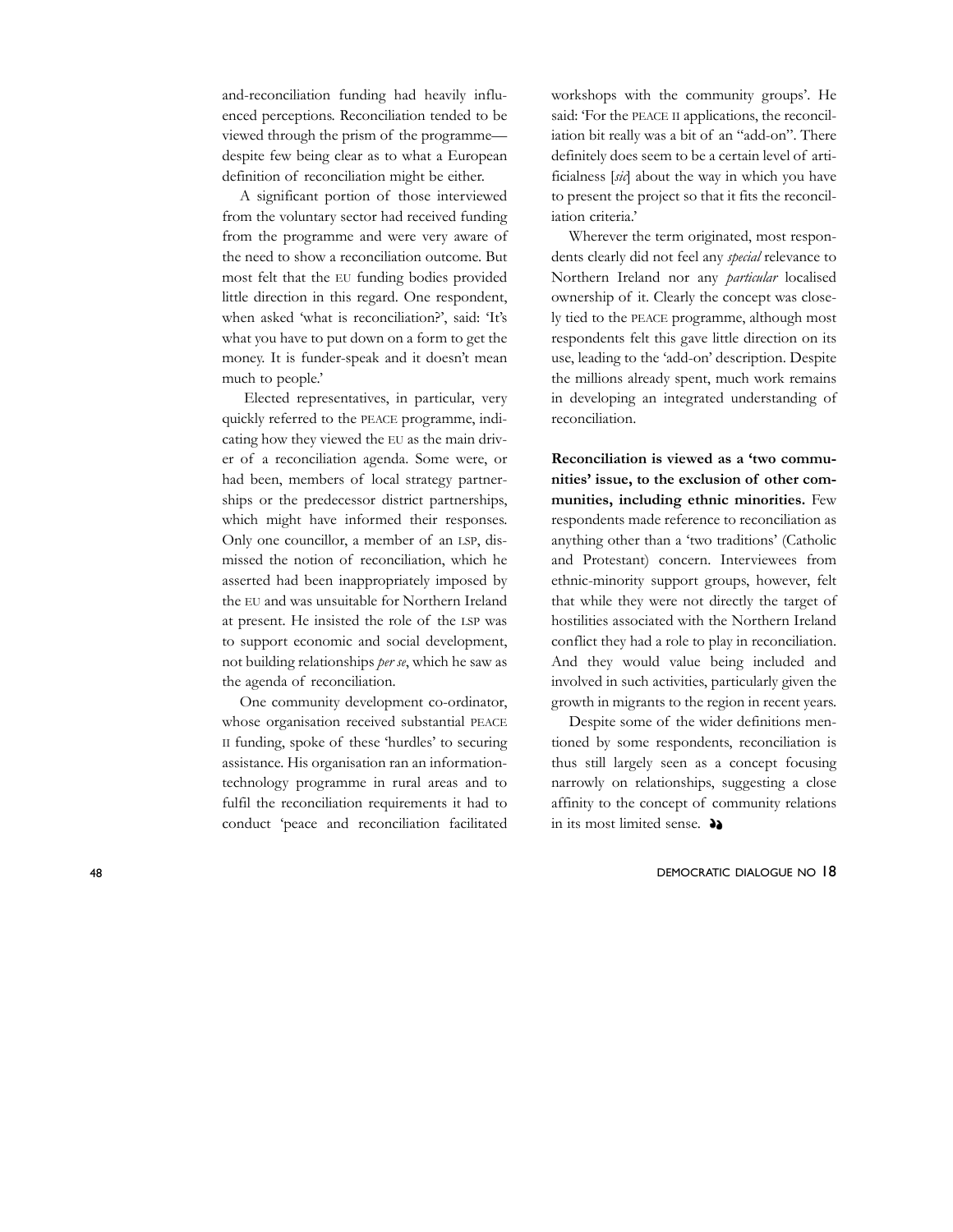and-reconciliation funding had heavily influenced perceptions. Reconciliation tended to be viewed through the prism of the programme—despite few being clear as to what a European definition of reconciliation might be either.

A significant portion of those interviewed from the voluntary sector had received funding from the programme and were very aware of the need to show a reconciliation outcome. But most felt that the EU funding bodies provided little direction in this regard. One respondent, when asked 'what is reconciliation?', said: 'It's what you have to put down on a form to get the money. It is funder-speak and it doesn't mean much to people.'

Elected representatives, in particular, very quickly referred to the PEACE programme, indicating how they viewed the EU as the main driver of a reconciliation agenda. Some were, or had been, members of local strategy partnerships or the predecessor district partnerships, which might have informed their responses. Only one councillor, a member of an LSP, dismissed the notion of reconciliation, which he asserted had been inappropriately imposed by the EU and was unsuitable for Northern Ireland at present. He insisted the role of the LSP was to support economic and social development, not building relationships *per se*, which he saw as the agenda of reconciliation.

One community development co-ordinator, whose organisation received substantial PEACE II funding, spoke of these 'hurdles' to securing assistance. His organisation ran an information-technology programme in rural areas and to fulfil the reconciliation requirements it had to conduct 'peace and reconciliation facilitated workshops with the community groups'. He said: 'For the PEACE II applications, the reconciliation bit really was a bit of an "add-on". There definitely does seem to be a certain level of artificialness [*sic*] about the way in which you have to present the project so that it fits the reconciliation criteria.'

Wherever the term originated, most respondents clearly did not feel any *special* relevance to Northern Ireland nor any *particular* localised ownership of it. Clearly the concept was closely tied to the PEACE programme, although most respondents felt this gave little direction on its use, leading to the 'add-on' description. Despite the millions already spent, much work remains in developing an integrated understanding of reconciliation.

**Reconciliation is viewed as a 'two communities' issue, to the exclusion of other communities, including ethnic minorities.** Few respondents made reference to reconciliation as anything other than a 'two traditions' (Catholic and Protestant) concern. Interviewees from ethnic-minority support groups, however, felt that while they were not directly the target of hostilities associated with the Northern Ireland conflict they had a role to play in reconciliation. And they would value being included and involved in such activities, particularly given the growth in migrants to the region in recent years.

Despite some of the wider definitions mentioned by some respondents, reconciliation is thus still largely seen as a concept focusing narrowly on relationships, suggesting a close affinity to the concept of community relations in its most limited sense. ❞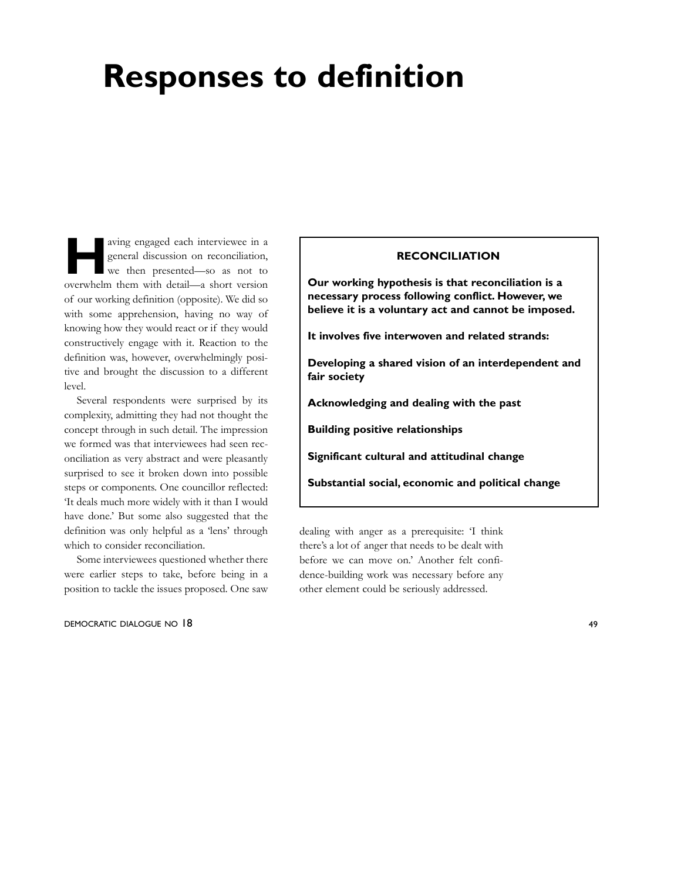# Responses to definition

Having engaged each interviewee in a general discussion on reconciliation, we then presented—so as not to overwhelm them with detail—a short version of our working definition (opposite). We did so with some apprehension, having no way of knowing how they would react or if they would constructively engage with it. Reaction to the definition was, however, overwhelmingly positive and brought the discussion to a different level.

Several respondents were surprised by its complexity, admitting they had not thought the concept through in such detail. The impression we formed was that interviewees had seen reconciliation as very abstract and were pleasantly surprised to see it broken down into possible steps or components. One councillor reflected: 'It deals much more widely with it than I would have done.' But some also suggested that the definition was only helpful as a 'lens' through which to consider reconciliation.

Some interviewees questioned whether there were earlier steps to take, before being in a position to tackle the issues proposed. One saw dealing with anger as a prerequisite: 'I think there's a lot of anger that needs to be dealt with before we can move on.' Another felt confidence-building work was necessary before any other element could be seriously addressed.

> **RECONCILIATION**
>
> **Our working hypothesis is that reconciliation is a necessary process following conflict. However, we believe it is a voluntary act and cannot be imposed.**
>
> **It involves five interwoven and related strands:**
>
> **Developing a shared vision of an interdependent and fair society**
>
> **Acknowledging and dealing with the past**
>
> **Building positive relationships**
>
> **Significant cultural and attitudinal change**
>
> **Substantial social, economic and political change**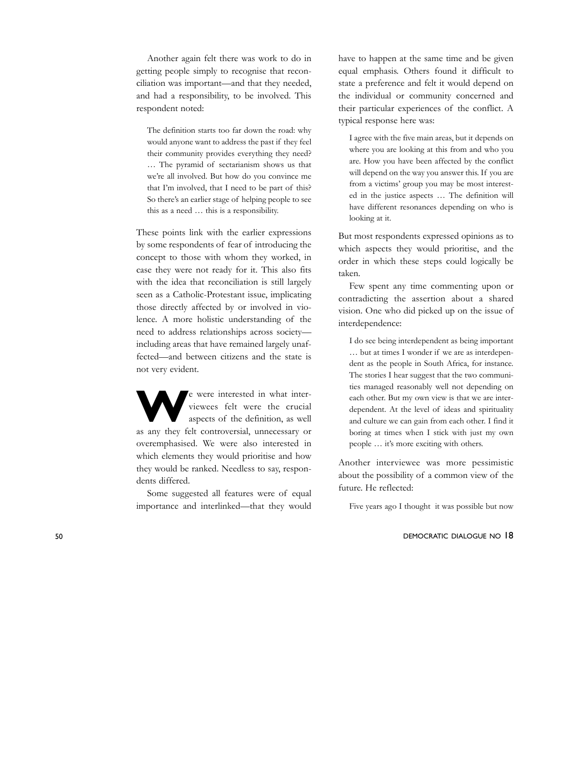Another again felt there was work to do in getting people simply to recognise that reconciliation was important—and that they needed, and had a responsibility, to be involved. This respondent noted:

> The definition starts too far down the road: why would anyone want to address the past if they feel their community provides everything they need? … The pyramid of sectarianism shows us that we're all involved. But how do you convince me that I'm involved, that I need to be part of this? So there's an earlier stage of helping people to see this as a need … this is a responsibility.

These points link with the earlier expressions by some respondents of fear of introducing the concept to those with whom they worked, in case they were not ready for it. This also fits with the idea that reconciliation is still largely seen as a Catholic-Protestant issue, implicating those directly affected by or involved in violence. A more holistic understanding of the need to address relationships across society—including areas that have remained largely unaffected—and between citizens and the state is not very evident.

We were interested in what interviewees felt were the crucial aspects of the definition, as well as any they felt controversial, unnecessary or overemphasised. We were also interested in which elements they would prioritise and how they would be ranked. Needless to say, respondents differed.

Some suggested all features were of equal importance and interlinked—that they would have to happen at the same time and be given equal emphasis. Others found it difficult to state a preference and felt it would depend on the individual or community concerned and their particular experiences of the conflict. A typical response here was:

> I agree with the five main areas, but it depends on where you are looking at this from and who you are. How you have been affected by the conflict will depend on the way you answer this. If you are from a victims' group you may be most interested in the justice aspects … The definition will have different resonances depending on who is looking at it.

But most respondents expressed opinions as to which aspects they would prioritise, and the order in which these steps could logically be taken.

Few spent any time commenting upon or contradicting the assertion about a shared vision. One who did picked up on the issue of interdependence:

> I do see being interdependent as being important … but at times I wonder if we are as interdependent as the people in South Africa, for instance. The stories I hear suggest that the two communities managed reasonably well not depending on each other. But my own view is that we are interdependent. At the level of ideas and spirituality and culture we can gain from each other. I find it boring at times when I stick with just my own people … it's more exciting with others.

Another interviewee was more pessimistic about the possibility of a common view of the future. He reflected:

> Five years ago I thought it was possible but now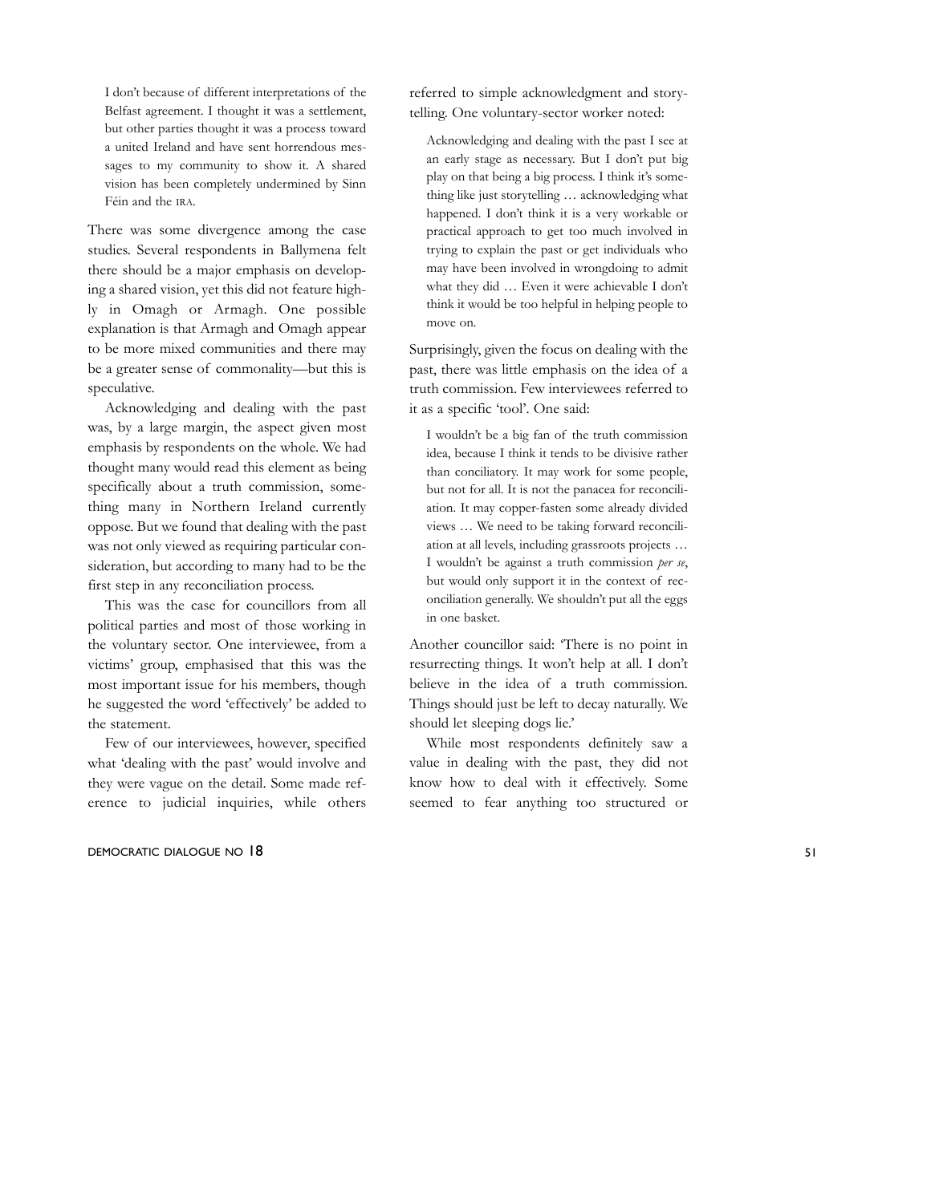> I don't because of different interpretations of the Belfast agreement. I thought it was a settlement, but other parties thought it was a process toward a united Ireland and have sent horrendous messages to my community to show it. A shared vision has been completely undermined by Sinn Féin and the IRA.

There was some divergence among the case studies. Several respondents in Ballymena felt there should be a major emphasis on developing a shared vision, yet this did not feature highly in Omagh or Armagh. One possible explanation is that Armagh and Omagh appear to be more mixed communities and there may be a greater sense of commonality—but this is speculative.

Acknowledging and dealing with the past was, by a large margin, the aspect given most emphasis by respondents on the whole. We had thought many would read this element as being specifically about a truth commission, something many in Northern Ireland currently oppose. But we found that dealing with the past was not only viewed as requiring particular consideration, but according to many had to be the first step in any reconciliation process.

This was the case for councillors from all political parties and most of those working in the voluntary sector. One interviewee, from a victims' group, emphasised that this was the most important issue for his members, though he suggested the word 'effectively' be added to the statement.

Few of our interviewees, however, specified what 'dealing with the past' would involve and they were vague on the detail. Some made reference to judicial inquiries, while others referred to simple acknowledgment and storytelling. One voluntary-sector worker noted:

> Acknowledging and dealing with the past I see at an early stage as necessary. But I don't put big play on that being a big process. I think it's something like just storytelling … acknowledging what happened. I don't think it is a very workable or practical approach to get too much involved in trying to explain the past or get individuals who may have been involved in wrongdoing to admit what they did … Even it were achievable I don't think it would be too helpful in helping people to move on.

Surprisingly, given the focus on dealing with the past, there was little emphasis on the idea of a truth commission. Few interviewees referred to it as a specific 'tool'. One said:

> I wouldn't be a big fan of the truth commission idea, because I think it tends to be divisive rather than conciliatory. It may work for some people, but not for all. It is not the panacea for reconciliation. It may copper-fasten some already divided views … We need to be taking forward reconciliation at all levels, including grassroots projects … I wouldn't be against a truth commission *per se*, but would only support it in the context of reconciliation generally. We shouldn't put all the eggs in one basket.

Another councillor said: 'There is no point in resurrecting things. It won't help at all. I don't believe in the idea of a truth commission. Things should just be left to decay naturally. We should let sleeping dogs lie.'

While most respondents definitely saw a value in dealing with the past, they did not know how to deal with it effectively. Some seemed to fear anything too structured or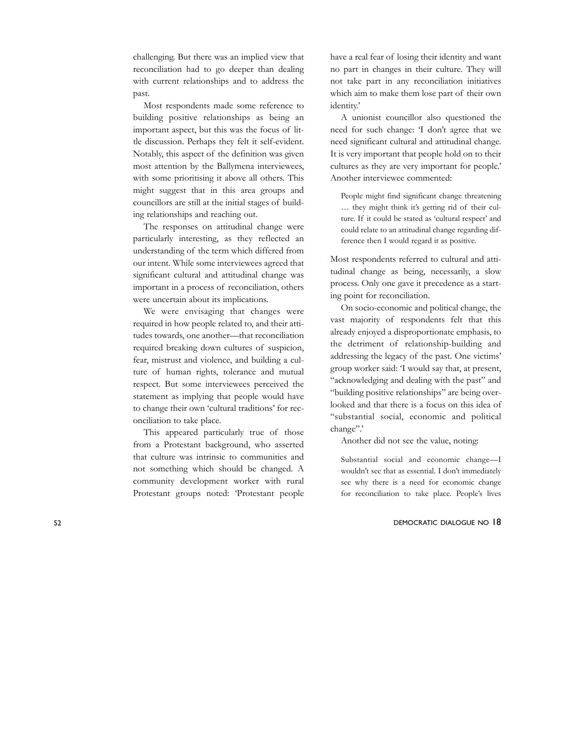challenging. But there was an implied view that reconciliation had to go deeper than dealing with current relationships and to address the past.

Most respondents made some reference to building positive relationships as being an important aspect, but this was the focus of little discussion. Perhaps they felt it self-evident. Notably, this aspect of the definition was given most attention by the Ballymena interviewees, with some prioritising it above all others. This might suggest that in this area groups and councillors are still at the initial stages of building relationships and reaching out.

The responses on attitudinal change were particularly interesting, as they reflected an understanding of the term which differed from our intent. While some interviewees agreed that significant cultural and attitudinal change was important in a process of reconciliation, others were uncertain about its implications.

We were envisaging that changes were required in how people related to, and their attitudes towards, one another—that reconciliation required breaking down cultures of suspicion, fear, mistrust and violence, and building a culture of human rights, tolerance and mutual respect. But some interviewees perceived the statement as implying that people would have to change their own 'cultural traditions' for reconciliation to take place.

This appeared particularly true of those from a Protestant background, who asserted that culture was intrinsic to communities and not something which should be changed. A community development worker with rural Protestant groups noted: 'Protestant people have a real fear of losing their identity and want no part in changes in their culture. They will not take part in any reconciliation initiatives which aim to make them lose part of their own identity.'

A unionist councillor also questioned the need for such change: 'I don't agree that we need significant cultural and attitudinal change. It is very important that people hold on to their cultures as they are very important for people.' Another interviewee commented:

> People might find significant change threatening … they might think it's getting rid of their culture. If it could be stated as 'cultural respect' and could relate to an attitudinal change regarding difference then I would regard it as positive.

Most respondents referred to cultural and attitudinal change as being, necessarily, a slow process. Only one gave it precedence as a starting point for reconciliation.

On socio-economic and political change, the vast majority of respondents felt that this already enjoyed a disproportionate emphasis, to the detriment of relationship-building and addressing the legacy of the past. One victims' group worker said: 'I would say that, at present, "acknowledging and dealing with the past" and "building positive relationships" are being overlooked and that there is a focus on this idea of "substantial social, economic and political change".'

Another did not see the value, noting:

> Substantial social and economic change—I wouldn't see that as essential. I don't immediately see why there is a need for economic change for reconciliation to take place. People's lives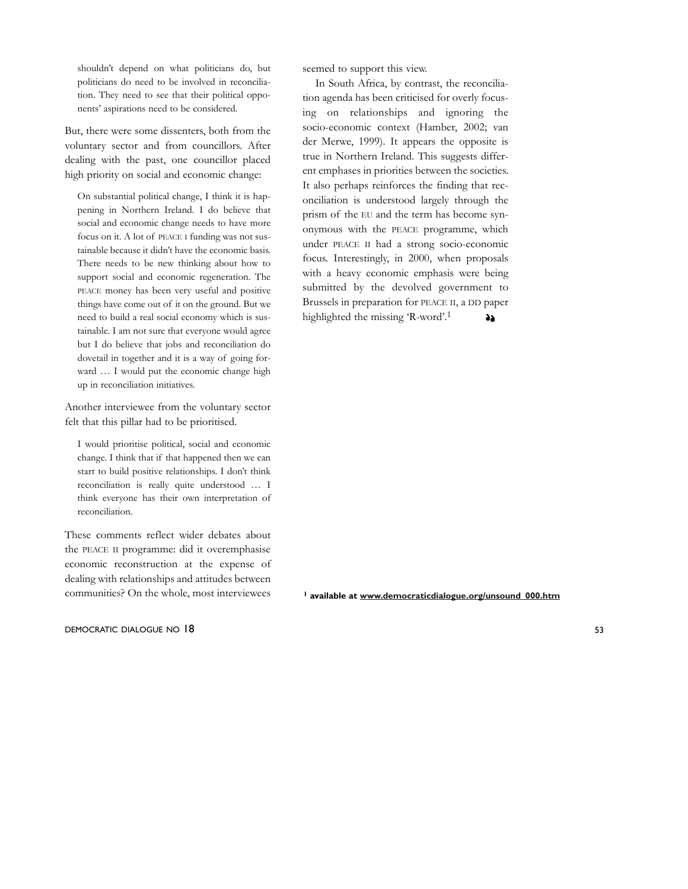> shouldn't depend on what politicians do, but politicians do need to be involved in reconciliation. They need to see that their political opponents' aspirations need to be considered.

But, there were some dissenters, both from the voluntary sector and from councillors. After dealing with the past, one councillor placed high priority on social and economic change:

> On substantial political change, I think it is happening in Northern Ireland. I do believe that social and economic change needs to have more focus on it. A lot of PEACE I funding was not sustainable because it didn't have the economic basis. There needs to be new thinking about how to support social and economic regeneration. The PEACE money has been very useful and positive things have come out of it on the ground. But we need to build a real social economy which is sustainable. I am not sure that everyone would agree but I do believe that jobs and reconciliation do dovetail in together and it is a way of going forward … I would put the economic change high up in reconciliation initiatives.

Another interviewee from the voluntary sector felt that this pillar had to be prioritised.

> I would prioritise political, social and economic change. I think that if that happened then we can start to build positive relationships. I don't think reconciliation is really quite understood … I think everyone has their own interpretation of reconciliation.

These comments reflect wider debates about the PEACE II programme: did it overemphasise economic reconstruction at the expense of dealing with relationships and attitudes between communities? On the whole, most interviewees seemed to support this view.

In South Africa, by contrast, the reconciliation agenda has been criticised for overly focusing on relationships and ignoring the socio-economic context (Hamber, 2002; van der Merwe, 1999). It appears the opposite is true in Northern Ireland. This suggests different emphases in priorities between the societies. It also perhaps reinforces the finding that reconciliation is understood largely through the prism of the EU and the term has become synonymous with the PEACE programme, which under PEACE II had a strong socio-economic focus. Interestingly, in 2000, when proposals with a heavy economic emphasis were being submitted by the devolved government to Brussels in preparation for PEACE II, a DD paper highlighted the missing 'R-word'.[1]

[1] **available at www.democraticdialogue.org/unsound_000.htm**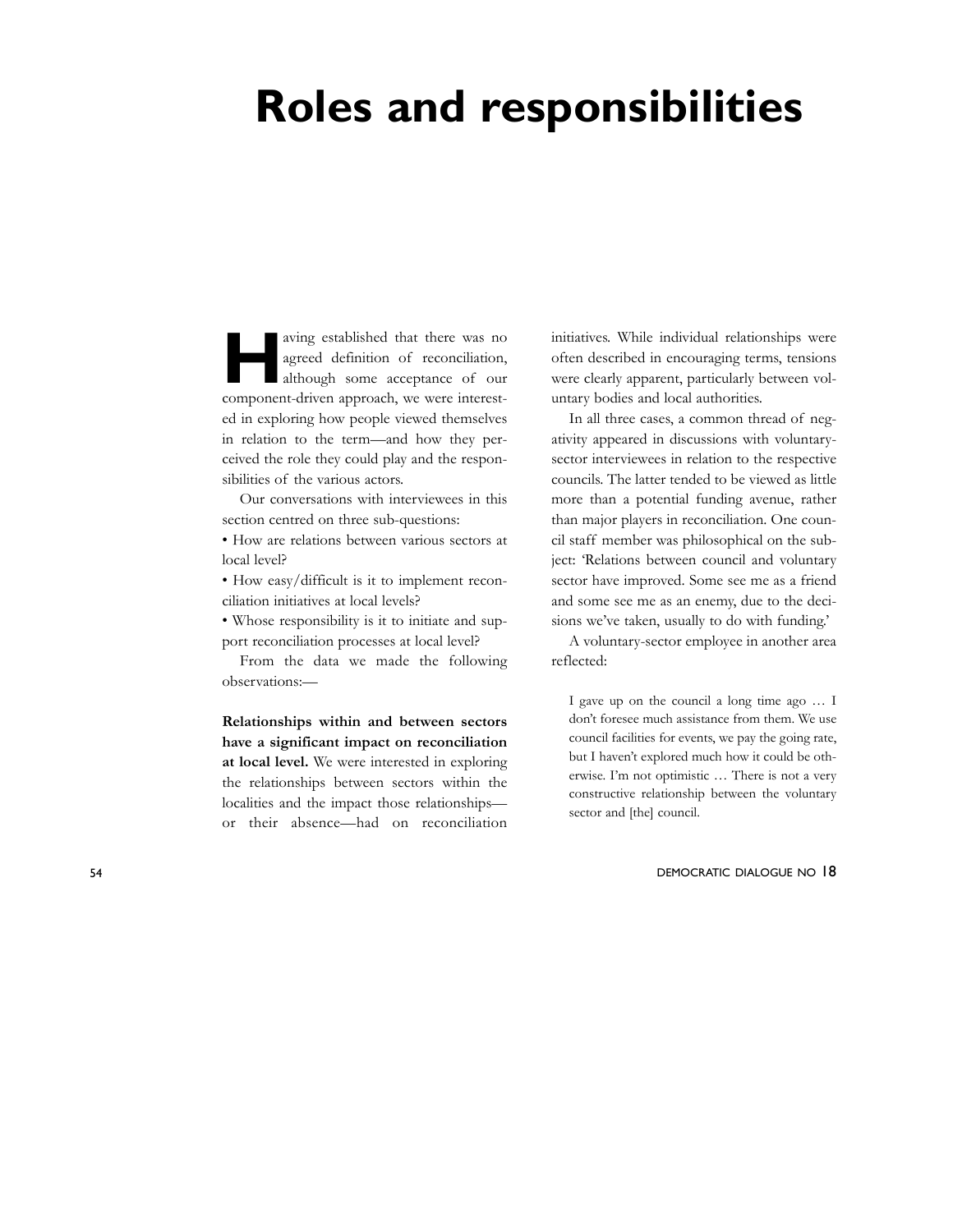# Roles and responsibilities

Having established that there was no agreed definition of reconciliation, although some acceptance of our component-driven approach, we were interested in exploring how people viewed themselves in relation to the term—and how they perceived the role they could play and the responsibilities of the various actors.

Our conversations with interviewees in this section centred on three sub-questions:

- How are relations between various sectors at local level?
- How easy/difficult is it to implement reconciliation initiatives at local levels?
- Whose responsibility is it to initiate and support reconciliation processes at local level?

From the data we made the following observations:—

**Relationships within and between sectors have a significant impact on reconciliation at local level.** We were interested in exploring the relationships between sectors within the localities and the impact those relationships—or their absence—had on reconciliation initiatives. While individual relationships were often described in encouraging terms, tensions were clearly apparent, particularly between voluntary bodies and local authorities.

In all three cases, a common thread of negativity appeared in discussions with voluntary-sector interviewees in relation to the respective councils. The latter tended to be viewed as little more than a potential funding avenue, rather than major players in reconciliation. One council staff member was philosophical on the subject: 'Relations between council and voluntary sector have improved. Some see me as a friend and some see me as an enemy, due to the decisions we've taken, usually to do with funding.'

A voluntary-sector employee in another area reflected:

> I gave up on the council a long time ago … I don't foresee much assistance from them. We use council facilities for events, we pay the going rate, but I haven't explored much how it could be otherwise. I'm not optimistic … There is not a very constructive relationship between the voluntary sector and [the] council.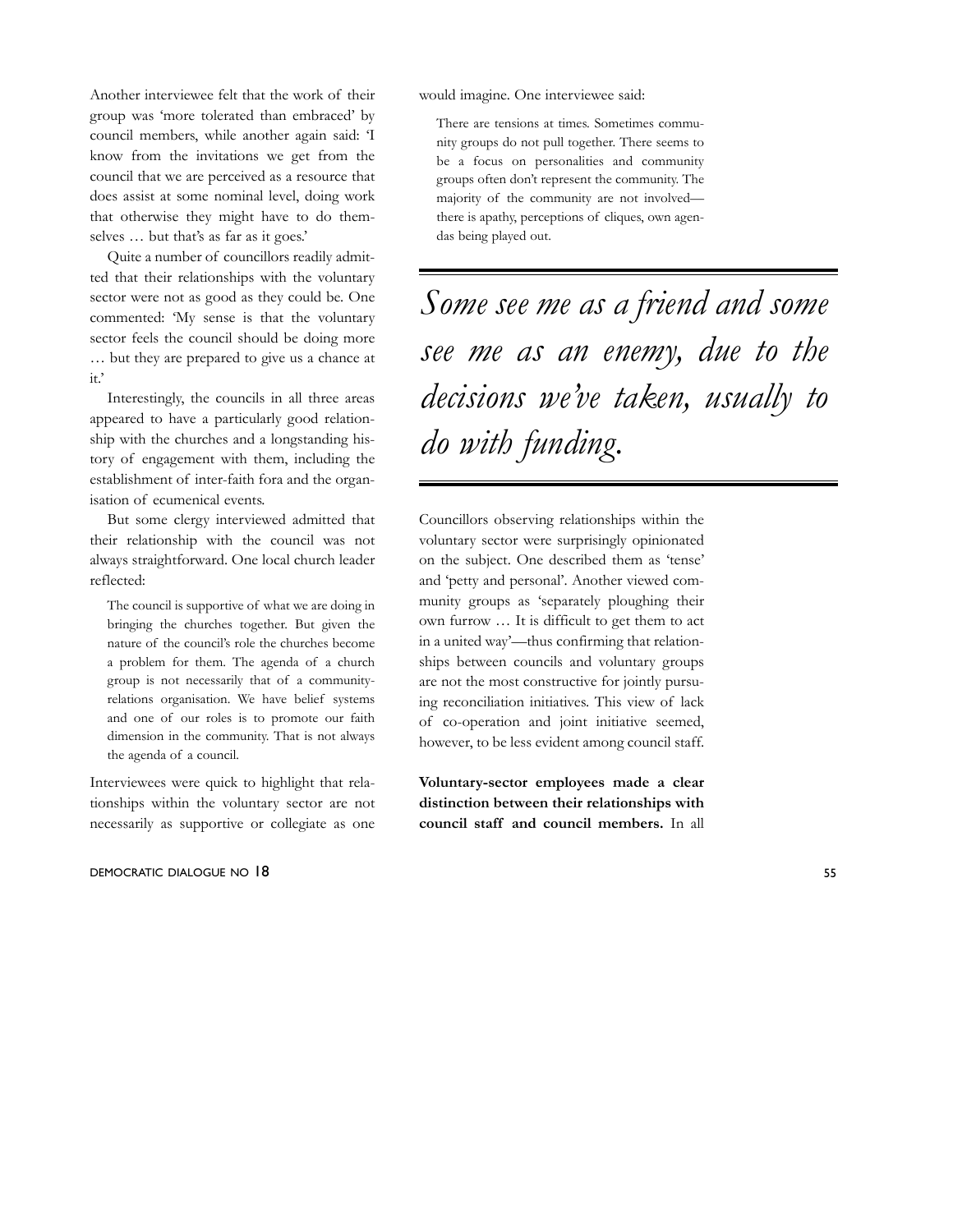Another interviewee felt that the work of their group was 'more tolerated than embraced' by council members, while another again said: 'I know from the invitations we get from the council that we are perceived as a resource that does assist at some nominal level, doing work that otherwise they might have to do themselves … but that's as far as it goes.'

Quite a number of councillors readily admitted that their relationships with the voluntary sector were not as good as they could be. One commented: 'My sense is that the voluntary sector feels the council should be doing more … but they are prepared to give us a chance at it.'

Interestingly, the councils in all three areas appeared to have a particularly good relationship with the churches and a longstanding history of engagement with them, including the establishment of inter-faith fora and the organisation of ecumenical events.

But some clergy interviewed admitted that their relationship with the council was not always straightforward. One local church leader reflected:

> The council is supportive of what we are doing in bringing the churches together. But given the nature of the council's role the churches become a problem for them. The agenda of a church group is not necessarily that of a community-relations organisation. We have belief systems and one of our roles is to promote our faith dimension in the community. That is not always the agenda of a council.

Interviewees were quick to highlight that relationships within the voluntary sector are not necessarily as supportive or collegiate as one would imagine. One interviewee said:

> There are tensions at times. Sometimes community groups do not pull together. There seems to be a focus on personalities and community groups often don't represent the community. The majority of the community are not involved—there is apathy, perceptions of cliques, own agendas being played out.

*Some see me as a friend and some see me as an enemy, due to the decisions we've taken, usually to do with funding.*

Councillors observing relationships within the voluntary sector were surprisingly opinionated on the subject. One described them as 'tense' and 'petty and personal'. Another viewed community groups as 'separately ploughing their own furrow … It is difficult to get them to act in a united way'—thus confirming that relationships between councils and voluntary groups are not the most constructive for jointly pursuing reconciliation initiatives. This view of lack of co-operation and joint initiative seemed, however, to be less evident among council staff.

**Voluntary-sector employees made a clear distinction between their relationships with council staff and council members.** In all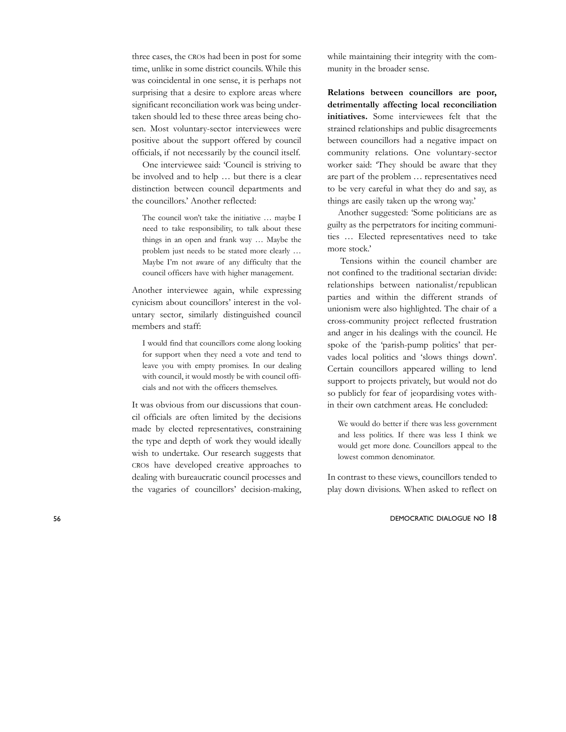three cases, the CROs had been in post for some time, unlike in some district councils. While this was coincidental in one sense, it is perhaps not surprising that a desire to explore areas where significant reconciliation work was being undertaken should led to these three areas being chosen. Most voluntary-sector interviewees were positive about the support offered by council officials, if not necessarily by the council itself.

One interviewee said: 'Council is striving to be involved and to help … but there is a clear distinction between council departments and the councillors.' Another reflected:

> The council won't take the initiative … maybe I need to take responsibility, to talk about these things in an open and frank way … Maybe the problem just needs to be stated more clearly … Maybe I'm not aware of any difficulty that the council officers have with higher management.

Another interviewee again, while expressing cynicism about councillors' interest in the voluntary sector, similarly distinguished council members and staff:

> I would find that councillors come along looking for support when they need a vote and tend to leave you with empty promises. In our dealing with council, it would mostly be with council officials and not with the officers themselves.

It was obvious from our discussions that council officials are often limited by the decisions made by elected representatives, constraining the type and depth of work they would ideally wish to undertake. Our research suggests that CROs have developed creative approaches to dealing with bureaucratic council processes and the vagaries of councillors' decision-making, while maintaining their integrity with the community in the broader sense.

**Relations between councillors are poor, detrimentally affecting local reconciliation initiatives.** Some interviewees felt that the strained relationships and public disagreements between councillors had a negative impact on community relations. One voluntary-sector worker said: 'They should be aware that they are part of the problem … representatives need to be very careful in what they do and say, as things are easily taken up the wrong way.'

Another suggested: 'Some politicians are as guilty as the perpetrators for inciting communities … Elected representatives need to take more stock.'

Tensions within the council chamber are not confined to the traditional sectarian divide: relationships between nationalist/republican parties and within the different strands of unionism were also highlighted. The chair of a cross-community project reflected frustration and anger in his dealings with the council. He spoke of the 'parish-pump politics' that pervades local politics and 'slows things down'. Certain councillors appeared willing to lend support to projects privately, but would not do so publicly for fear of jeopardising votes within their own catchment areas. He concluded:

> We would do better if there was less government and less politics. If there was less I think we would get more done. Councillors appeal to the lowest common denominator.

In contrast to these views, councillors tended to play down divisions. When asked to reflect on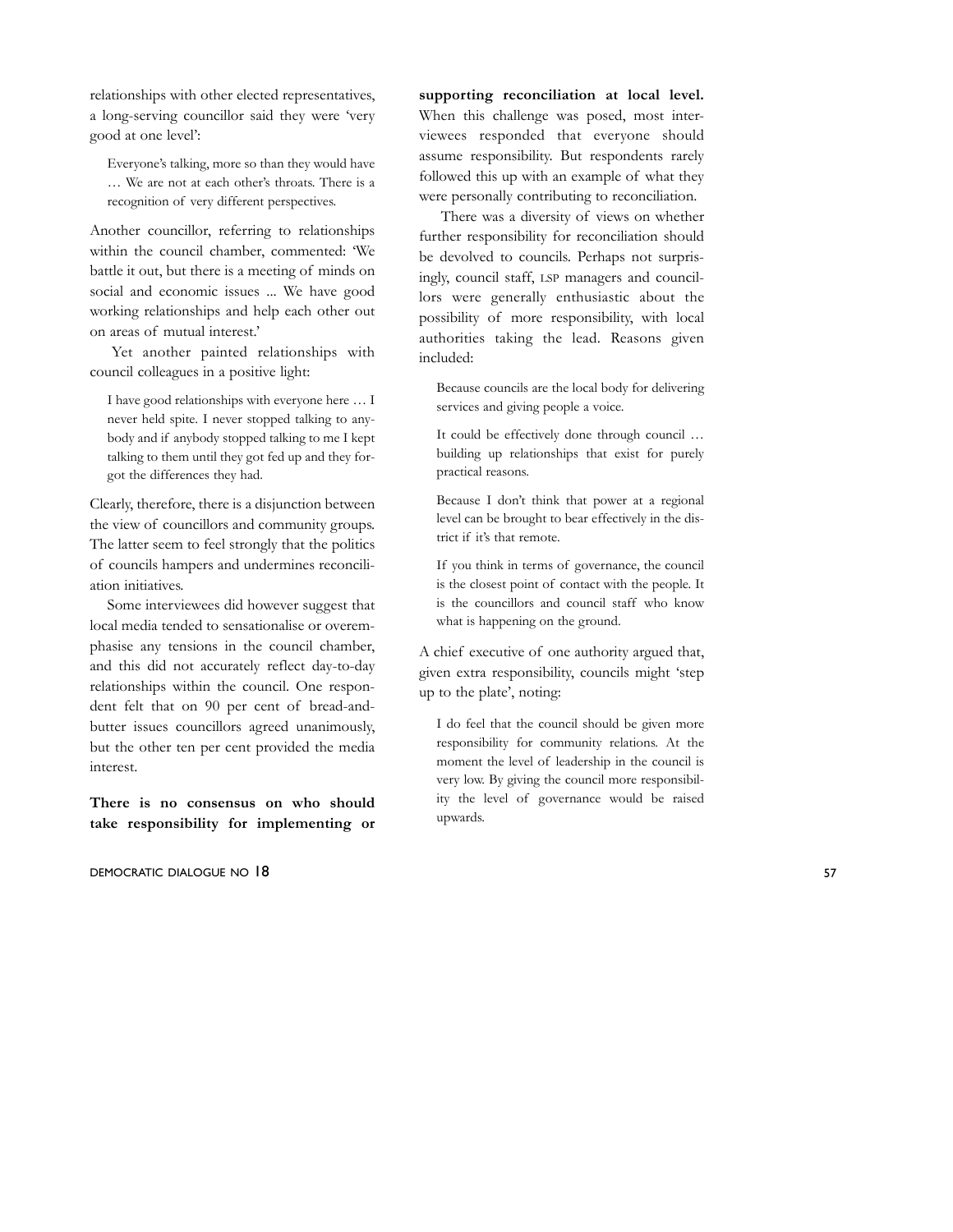relationships with other elected representatives, a long-serving councillor said they were 'very good at one level':

> Everyone's talking, more so than they would have … We are not at each other's throats. There is a recognition of very different perspectives.

Another councillor, referring to relationships within the council chamber, commented: 'We battle it out, but there is a meeting of minds on social and economic issues ... We have good working relationships and help each other out on areas of mutual interest.'

Yet another painted relationships with council colleagues in a positive light:

> I have good relationships with everyone here … I never held spite. I never stopped talking to anybody and if anybody stopped talking to me I kept talking to them until they got fed up and they forgot the differences they had.

Clearly, therefore, there is a disjunction between the view of councillors and community groups. The latter seem to feel strongly that the politics of councils hampers and undermines reconciliation initiatives.

Some interviewees did however suggest that local media tended to sensationalise or overemphasise any tensions in the council chamber, and this did not accurately reflect day-to-day relationships within the council. One respondent felt that on 90 per cent of bread-and-butter issues councillors agreed unanimously, but the other ten per cent provided the media interest.

**There is no consensus on who should take responsibility for implementing or supporting reconciliation at local level.** When this challenge was posed, most interviewees responded that everyone should assume responsibility. But respondents rarely followed this up with an example of what they were personally contributing to reconciliation.

There was a diversity of views on whether further responsibility for reconciliation should be devolved to councils. Perhaps not surprisingly, council staff, LSP managers and councillors were generally enthusiastic about the possibility of more responsibility, with local authorities taking the lead. Reasons given included:

> Because councils are the local body for delivering services and giving people a voice.

> It could be effectively done through council … building up relationships that exist for purely practical reasons.

> Because I don't think that power at a regional level can be brought to bear effectively in the district if it's that remote.

> If you think in terms of governance, the council is the closest point of contact with the people. It is the councillors and council staff who know what is happening on the ground.

A chief executive of one authority argued that, given extra responsibility, councils might 'step up to the plate', noting:

> I do feel that the council should be given more responsibility for community relations. At the moment the level of leadership in the council is very low. By giving the council more responsibility the level of governance would be raised upwards.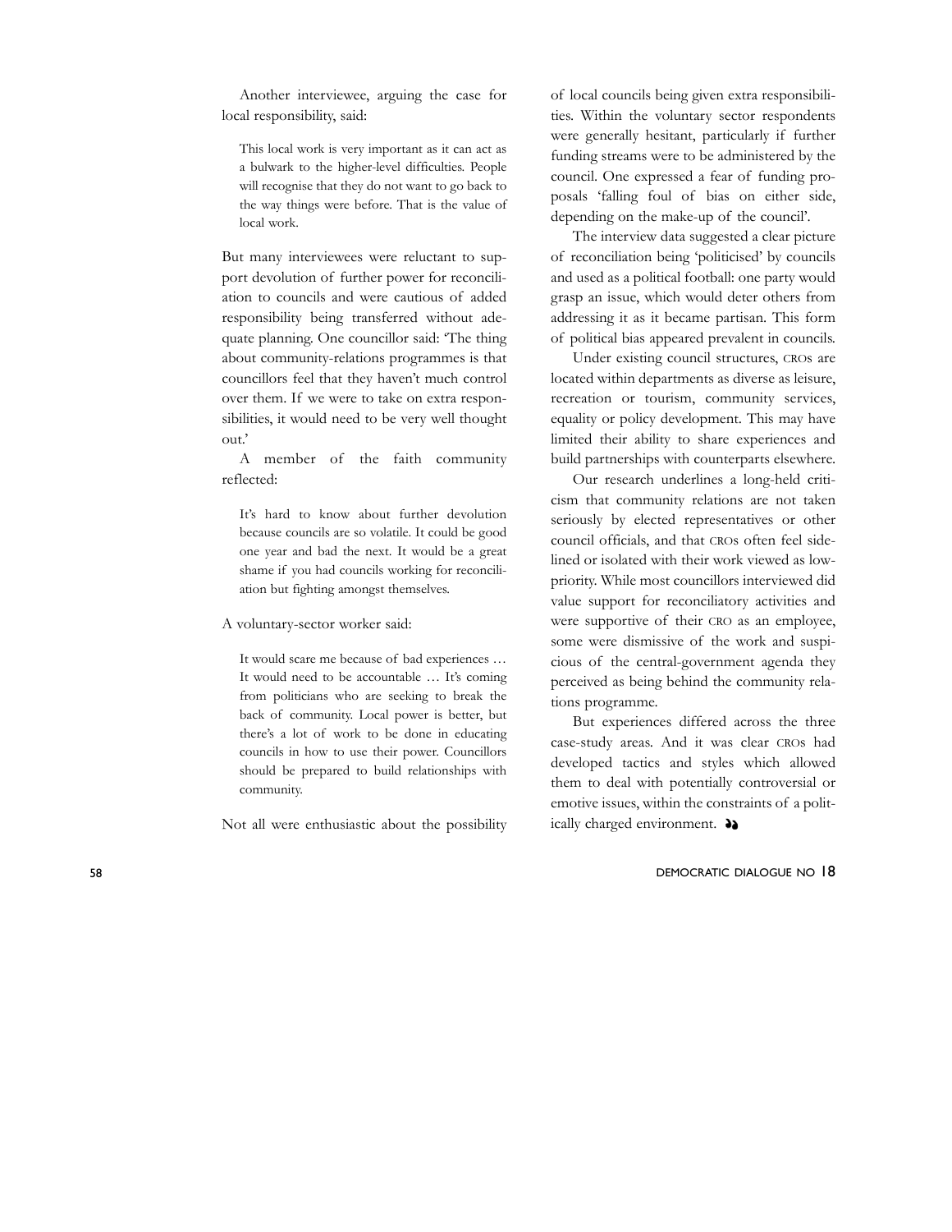Another interviewee, arguing the case for local responsibility, said:

> This local work is very important as it can act as a bulwark to the higher-level difficulties. People will recognise that they do not want to go back to the way things were before. That is the value of local work.

But many interviewees were reluctant to support devolution of further power for reconciliation to councils and were cautious of added responsibility being transferred without adequate planning. One councillor said: 'The thing about community-relations programmes is that councillors feel that they haven't much control over them. If we were to take on extra responsibilities, it would need to be very well thought out.'

A member of the faith community reflected:

> It's hard to know about further devolution because councils are so volatile. It could be good one year and bad the next. It would be a great shame if you had councils working for reconciliation but fighting amongst themselves.

A voluntary-sector worker said:

> It would scare me because of bad experiences … It would need to be accountable … It's coming from politicians who are seeking to break the back of community. Local power is better, but there's a lot of work to be done in educating councils in how to use their power. Councillors should be prepared to build relationships with community.

Not all were enthusiastic about the possibility of local councils being given extra responsibilities. Within the voluntary sector respondents were generally hesitant, particularly if further funding streams were to be administered by the council. One expressed a fear of funding proposals 'falling foul of bias on either side, depending on the make-up of the council'.

The interview data suggested a clear picture of reconciliation being 'politicised' by councils and used as a political football: one party would grasp an issue, which would deter others from addressing it as it became partisan. This form of political bias appeared prevalent in councils.

Under existing council structures, CROs are located within departments as diverse as leisure, recreation or tourism, community services, equality or policy development. This may have limited their ability to share experiences and build partnerships with counterparts elsewhere.

Our research underlines a long-held criticism that community relations are not taken seriously by elected representatives or other council officials, and that CROs often feel sidelined or isolated with their work viewed as low-priority. While most councillors interviewed did value support for reconciliatory activities and were supportive of their CRO as an employee, some were dismissive of the work and suspicious of the central-government agenda they perceived as being behind the community relations programme.

But experiences differed across the three case-study areas. And it was clear CROs had developed tactics and styles which allowed them to deal with potentially controversial or emotive issues, within the constraints of a politically charged environment.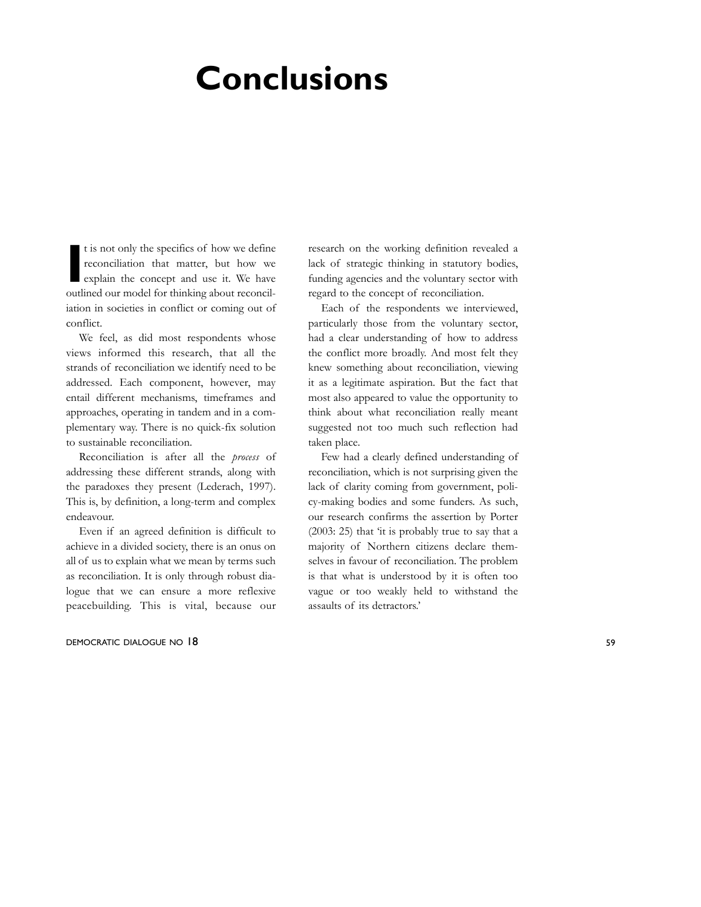# Conclusions

It is not only the specifics of how we define reconciliation that matter, but how we explain the concept and use it. We have outlined our model for thinking about reconciliation in societies in conflict or coming out of conflict.

We feel, as did most respondents whose views informed this research, that all the strands of reconciliation we identify need to be addressed. Each component, however, may entail different mechanisms, timeframes and approaches, operating in tandem and in a complementary way. There is no quick-fix solution to sustainable reconciliation.

Reconciliation is after all the *process* of addressing these different strands, along with the paradoxes they present (Lederach, 1997). This is, by definition, a long-term and complex endeavour.

Even if an agreed definition is difficult to achieve in a divided society, there is an onus on all of us to explain what we mean by terms such as reconciliation. It is only through robust dialogue that we can ensure a more reflexive peacebuilding. This is vital, because our research on the working definition revealed a lack of strategic thinking in statutory bodies, funding agencies and the voluntary sector with regard to the concept of reconciliation.

Each of the respondents we interviewed, particularly those from the voluntary sector, had a clear understanding of how to address the conflict more broadly. And most felt they knew something about reconciliation, viewing it as a legitimate aspiration. But the fact that most also appeared to value the opportunity to think about what reconciliation really meant suggested not too much such reflection had taken place.

Few had a clearly defined understanding of reconciliation, which is not surprising given the lack of clarity coming from government, policy-making bodies and some funders. As such, our research confirms the assertion by Porter (2003: 25) that 'it is probably true to say that a majority of Northern citizens declare themselves in favour of reconciliation. The problem is that what is understood by it is often too vague or too weakly held to withstand the assaults of its detractors.'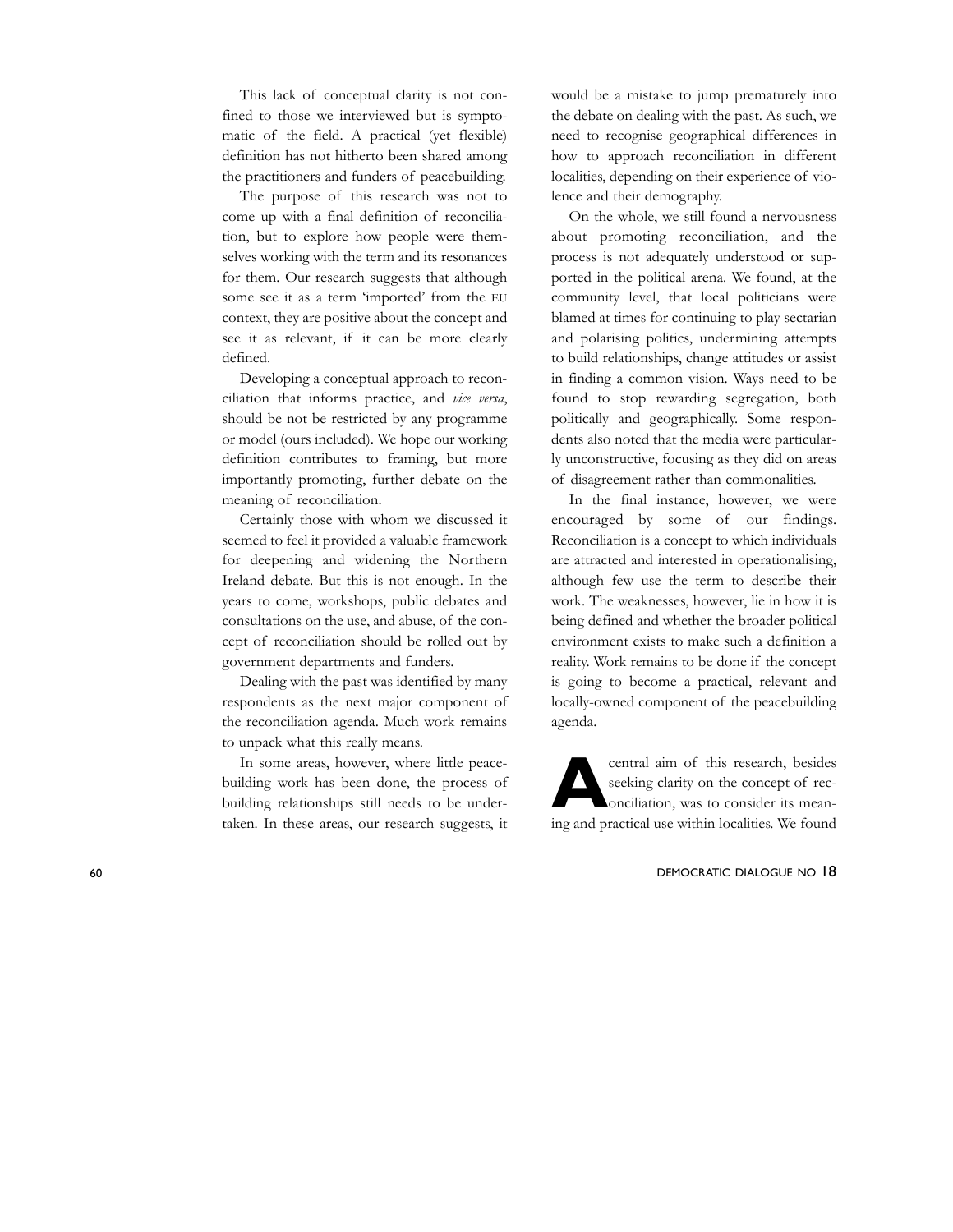This lack of conceptual clarity is not confined to those we interviewed but is symptomatic of the field. A practical (yet flexible) definition has not hitherto been shared among the practitioners and funders of peacebuilding.

The purpose of this research was not to come up with a final definition of reconciliation, but to explore how people were themselves working with the term and its resonances for them. Our research suggests that although some see it as a term 'imported' from the EU context, they are positive about the concept and see it as relevant, if it can be more clearly defined.

Developing a conceptual approach to reconciliation that informs practice, and *vice versa*, should be not be restricted by any programme or model (ours included). We hope our working definition contributes to framing, but more importantly promoting, further debate on the meaning of reconciliation.

Certainly those with whom we discussed it seemed to feel it provided a valuable framework for deepening and widening the Northern Ireland debate. But this is not enough. In the years to come, workshops, public debates and consultations on the use, and abuse, of the concept of reconciliation should be rolled out by government departments and funders.

Dealing with the past was identified by many respondents as the next major component of the reconciliation agenda. Much work remains to unpack what this really means.

In some areas, however, where little peacebuilding work has been done, the process of building relationships still needs to be undertaken. In these areas, our research suggests, it would be a mistake to jump prematurely into the debate on dealing with the past. As such, we need to recognise geographical differences in how to approach reconciliation in different localities, depending on their experience of violence and their demography.

On the whole, we still found a nervousness about promoting reconciliation, and the process is not adequately understood or supported in the political arena. We found, at the community level, that local politicians were blamed at times for continuing to play sectarian and polarising politics, undermining attempts to build relationships, change attitudes or assist in finding a common vision. Ways need to be found to stop rewarding segregation, both politically and geographically. Some respondents also noted that the media were particularly unconstructive, focusing as they did on areas of disagreement rather than commonalities.

In the final instance, however, we were encouraged by some of our findings. Reconciliation is a concept to which individuals are attracted and interested in operationalising, although few use the term to describe their work. The weaknesses, however, lie in how it is being defined and whether the broader political environment exists to make such a definition a reality. Work remains to be done if the concept is going to become a practical, relevant and locally-owned component of the peacebuilding agenda.

A central aim of this research, besides seeking clarity on the concept of reconciliation, was to consider its meaning and practical use within localities. We found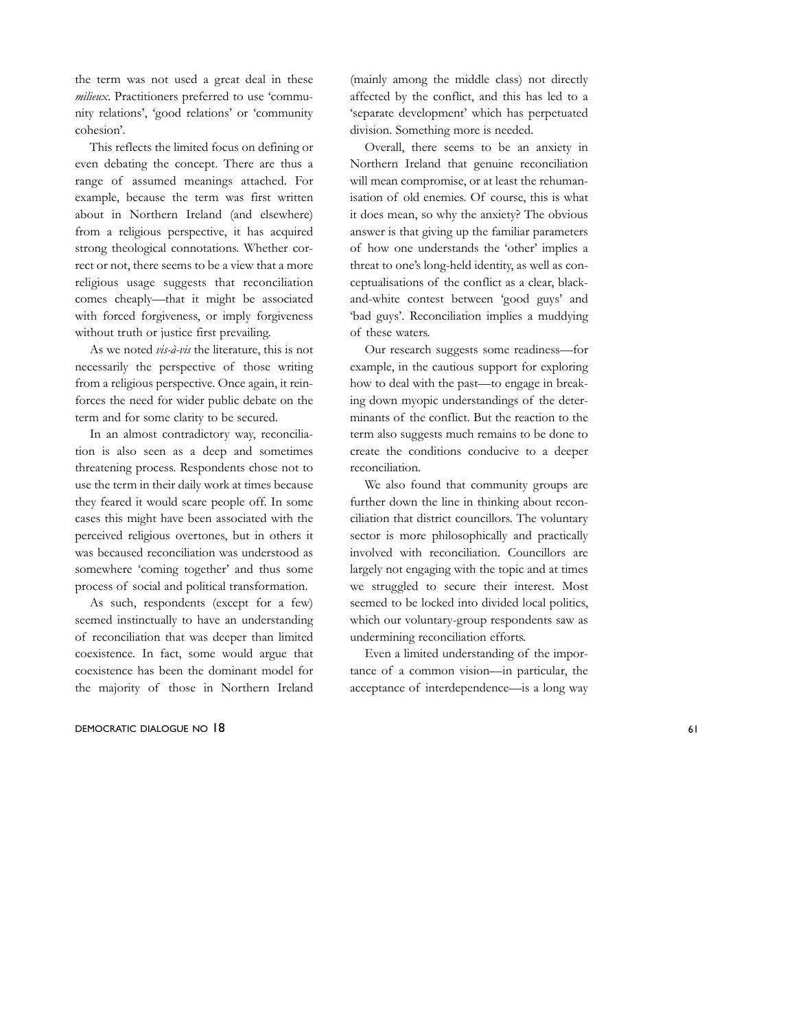the term was not used a great deal in these *milieux*. Practitioners preferred to use 'community relations', 'good relations' or 'community cohesion'.

This reflects the limited focus on defining or even debating the concept. There are thus a range of assumed meanings attached. For example, because the term was first written about in Northern Ireland (and elsewhere) from a religious perspective, it has acquired strong theological connotations. Whether correct or not, there seems to be a view that a more religious usage suggests that reconciliation comes cheaply—that it might be associated with forced forgiveness, or imply forgiveness without truth or justice first prevailing.

As we noted *vis-à-vis* the literature, this is not necessarily the perspective of those writing from a religious perspective. Once again, it reinforces the need for wider public debate on the term and for some clarity to be secured.

In an almost contradictory way, reconciliation is also seen as a deep and sometimes threatening process. Respondents chose not to use the term in their daily work at times because they feared it would scare people off. In some cases this might have been associated with the perceived religious overtones, but in others it was becaused reconciliation was understood as somewhere 'coming together' and thus some process of social and political transformation.

As such, respondents (except for a few) seemed instinctually to have an understanding of reconciliation that was deeper than limited coexistence. In fact, some would argue that coexistence has been the dominant model for the majority of those in Northern Ireland (mainly among the middle class) not directly affected by the conflict, and this has led to a 'separate development' which has perpetuated division. Something more is needed.

Overall, there seems to be an anxiety in Northern Ireland that genuine reconciliation will mean compromise, or at least the rehumanisation of old enemies. Of course, this is what it does mean, so why the anxiety? The obvious answer is that giving up the familiar parameters of how one understands the 'other' implies a threat to one's long-held identity, as well as conceptualisations of the conflict as a clear, black-and-white contest between 'good guys' and 'bad guys'. Reconciliation implies a muddying of these waters.

Our research suggests some readiness—for example, in the cautious support for exploring how to deal with the past—to engage in breaking down myopic understandings of the determinants of the conflict. But the reaction to the term also suggests much remains to be done to create the conditions conducive to a deeper reconciliation.

We also found that community groups are further down the line in thinking about reconciliation that district councillors. The voluntary sector is more philosophically and practically involved with reconciliation. Councillors are largely not engaging with the topic and at times we struggled to secure their interest. Most seemed to be locked into divided local politics, which our voluntary-group respondents saw as undermining reconciliation efforts.

Even a limited understanding of the importance of a common vision—in particular, the acceptance of interdependence—is a long way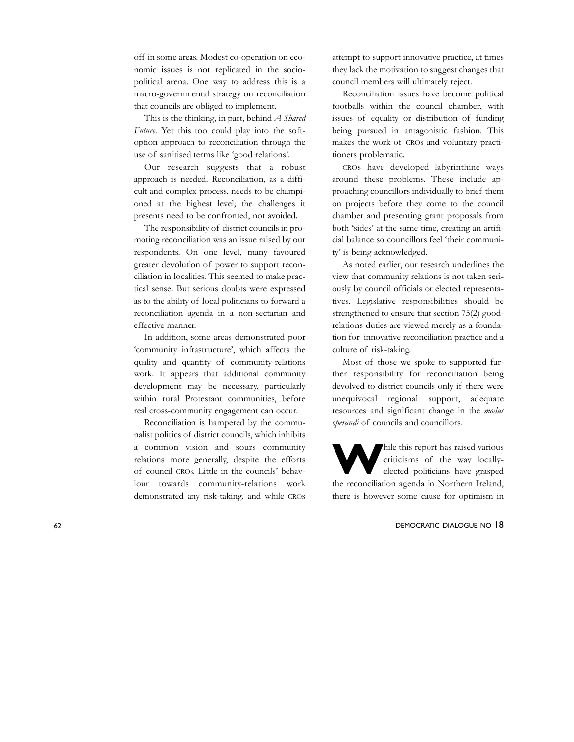off in some areas. Modest co-operation on economic issues is not replicated in the socio-political arena. One way to address this is a macro-governmental strategy on reconciliation that councils are obliged to implement.

This is the thinking, in part, behind *A Shared Future*. Yet this too could play into the soft-option approach to reconciliation through the use of sanitised terms like 'good relations'.

Our research suggests that a robust approach is needed. Reconciliation, as a difficult and complex process, needs to be championed at the highest level; the challenges it presents need to be confronted, not avoided.

The responsibility of district councils in promoting reconciliation was an issue raised by our respondents. On one level, many favoured greater devolution of power to support reconciliation in localities. This seemed to make practical sense. But serious doubts were expressed as to the ability of local politicians to forward a reconciliation agenda in a non-sectarian and effective manner.

In addition, some areas demonstrated poor 'community infrastructure', which affects the quality and quantity of community-relations work. It appears that additional community development may be necessary, particularly within rural Protestant communities, before real cross-community engagement can occur.

Reconciliation is hampered by the communalist politics of district councils, which inhibits a common vision and sours community relations more generally, despite the efforts of council CROs. Little in the councils' behaviour towards community-relations work demonstrated any risk-taking, and while CROs attempt to support innovative practice, at times they lack the motivation to suggest changes that council members will ultimately reject.

Reconciliation issues have become political footballs within the council chamber, with issues of equality or distribution of funding being pursued in antagonistic fashion. This makes the work of CROs and voluntary practitioners problematic.

CROs have developed labyrinthine ways around these problems. These include approaching councillors individually to brief them on projects before they come to the council chamber and presenting grant proposals from both 'sides' at the same time, creating an artificial balance so councillors feel 'their community' is being acknowledged.

As noted earlier, our research underlines the view that community relations is not taken seriously by council officials or elected representatives. Legislative responsibilities should be strengthened to ensure that section 75(2) good-relations duties are viewed merely as a foundation for innovative reconciliation practice and a culture of risk-taking.

Most of those we spoke to supported further responsibility for reconciliation being devolved to district councils only if there were unequivocal regional support, adequate resources and significant change in the *modus operandi* of councils and councillors.

While this report has raised various criticisms of the way locally-elected politicians have grasped the reconciliation agenda in Northern Ireland, there is however some cause for optimism in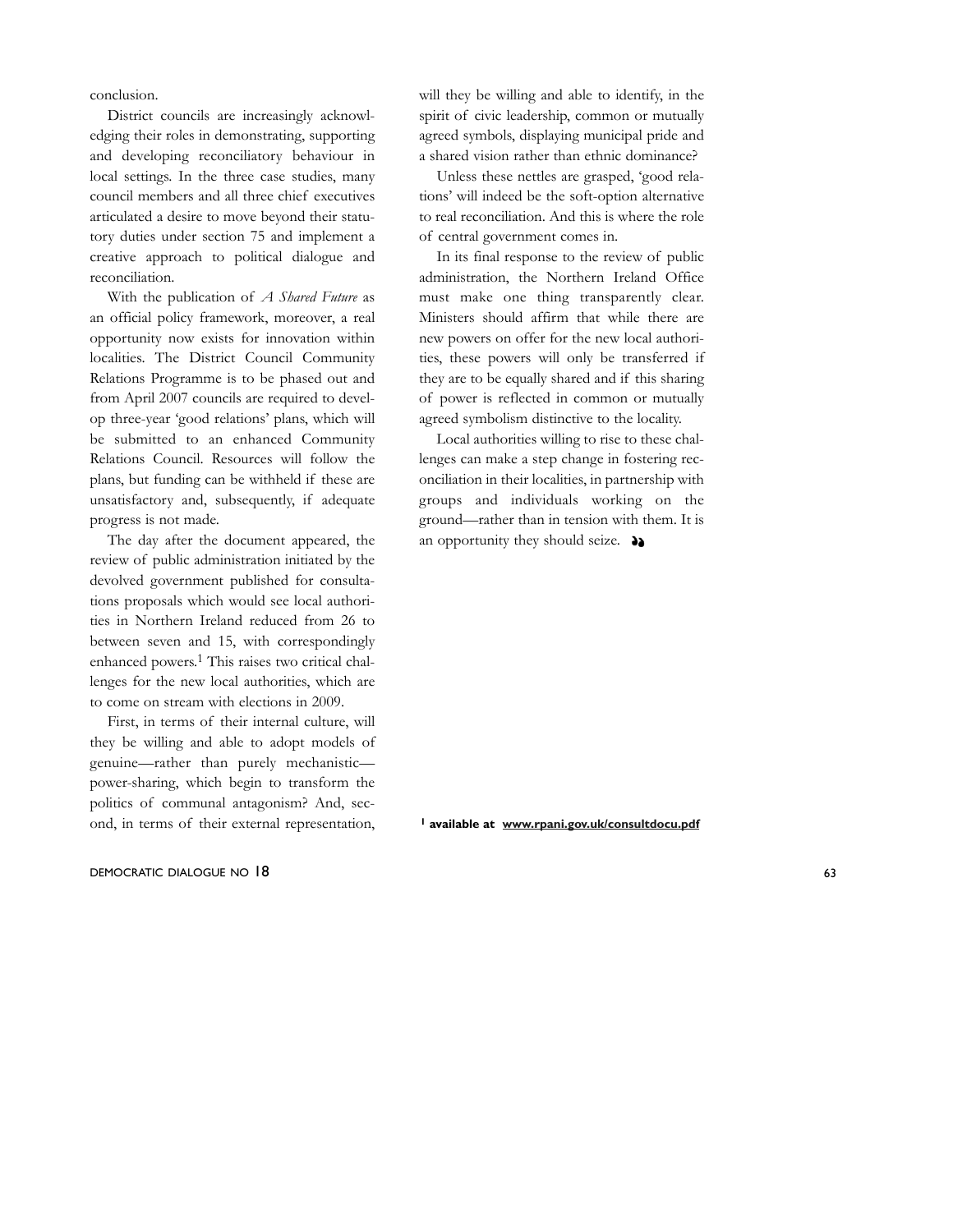conclusion.

District councils are increasingly acknowledging their roles in demonstrating, supporting and developing reconciliatory behaviour in local settings. In the three case studies, many council members and all three chief executives articulated a desire to move beyond their statutory duties under section 75 and implement a creative approach to political dialogue and reconciliation.

With the publication of *A Shared Future* as an official policy framework, moreover, a real opportunity now exists for innovation within localities. The District Council Community Relations Programme is to be phased out and from April 2007 councils are required to develop three-year 'good relations' plans, which will be submitted to an enhanced Community Relations Council. Resources will follow the plans, but funding can be withheld if these are unsatisfactory and, subsequently, if adequate progress is not made.

The day after the document appeared, the review of public administration initiated by the devolved government published for consultations proposals which would see local authorities in Northern Ireland reduced from 26 to between seven and 15, with correspondingly enhanced powers.[1] This raises two critical challenges for the new local authorities, which are to come on stream with elections in 2009.

First, in terms of their internal culture, will they be willing and able to adopt models of genuine—rather than purely mechanistic—power-sharing, which begin to transform the politics of communal antagonism? And, second, in terms of their external representation, will they be willing and able to identify, in the spirit of civic leadership, common or mutually agreed symbols, displaying municipal pride and a shared vision rather than ethnic dominance?

Unless these nettles are grasped, 'good relations' will indeed be the soft-option alternative to real reconciliation. And this is where the role of central government comes in.

In its final response to the review of public administration, the Northern Ireland Office must make one thing transparently clear. Ministers should affirm that while there are new powers on offer for the new local authorities, these powers will only be transferred if they are to be equally shared and if this sharing of power is reflected in common or mutually agreed symbolism distinctive to the locality.

Local authorities willing to rise to these challenges can make a step change in fostering reconciliation in their localities, in partnership with groups and individuals working on the ground—rather than in tension with them. It is an opportunity they should seize.

[1] **available at www.rpani.gov.uk/consultdocu.pdf**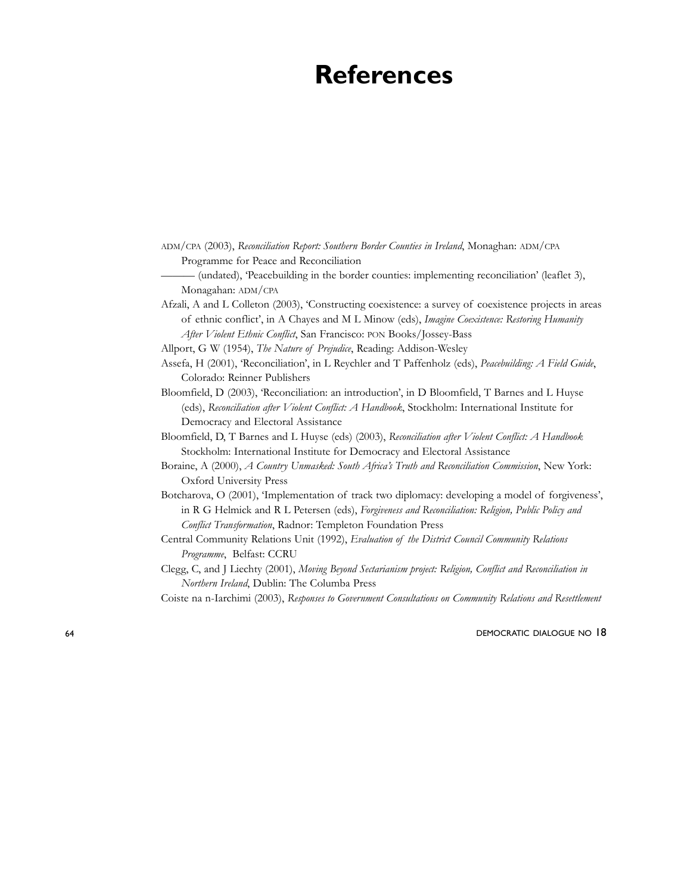# References

ADM/CPA (2003), *Reconciliation Report: Southern Border Counties in Ireland*, Monaghan: ADM/CPA Programme for Peace and Reconciliation

——— (undated), 'Peacebuilding in the border counties: implementing reconciliation' (leaflet 3), Monagahan: ADM/CPA

Afzali, A and L Colleton (2003), 'Constructing coexistence: a survey of coexistence projects in areas of ethnic conflict', in A Chayes and M L Minow (eds), *Imagine Coexistence: Restoring Humanity After Violent Ethnic Conflict*, San Francisco: PON Books/Jossey-Bass

Allport, G W (1954), *The Nature of Prejudice*, Reading: Addison-Wesley

Assefa, H (2001), 'Reconciliation', in L Reychler and T Paffenholz (eds), *Peacebuilding: A Field Guide*, Colorado: Reinner Publishers

Bloomfield, D (2003), 'Reconciliation: an introduction', in D Bloomfield, T Barnes and L Huyse (eds), *Reconciliation after Violent Conflict: A Handbook*, Stockholm: International Institute for Democracy and Electoral Assistance

Bloomfield, D, T Barnes and L Huyse (eds) (2003), *Reconciliation after Violent Conflict: A Handbook* Stockholm: International Institute for Democracy and Electoral Assistance

Boraine, A (2000), *A Country Unmasked: South Africa's Truth and Reconciliation Commission*, New York: Oxford University Press

Botcharova, O (2001), 'Implementation of track two diplomacy: developing a model of forgiveness', in R G Helmick and R L Petersen (eds), *Forgiveness and Reconciliation: Religion, Public Policy and Conflict Transformation*, Radnor: Templeton Foundation Press

Central Community Relations Unit (1992), *Evaluation of the District Council Community Relations Programme*, Belfast: CCRU

Clegg, C, and J Liechty (2001), *Moving Beyond Sectarianism project: Religion, Conflict and Reconciliation in Northern Ireland*, Dublin: The Columba Press

Coiste na n-Iarchimi (2003), *Responses to Government Consultations on Community Relations and Resettlement*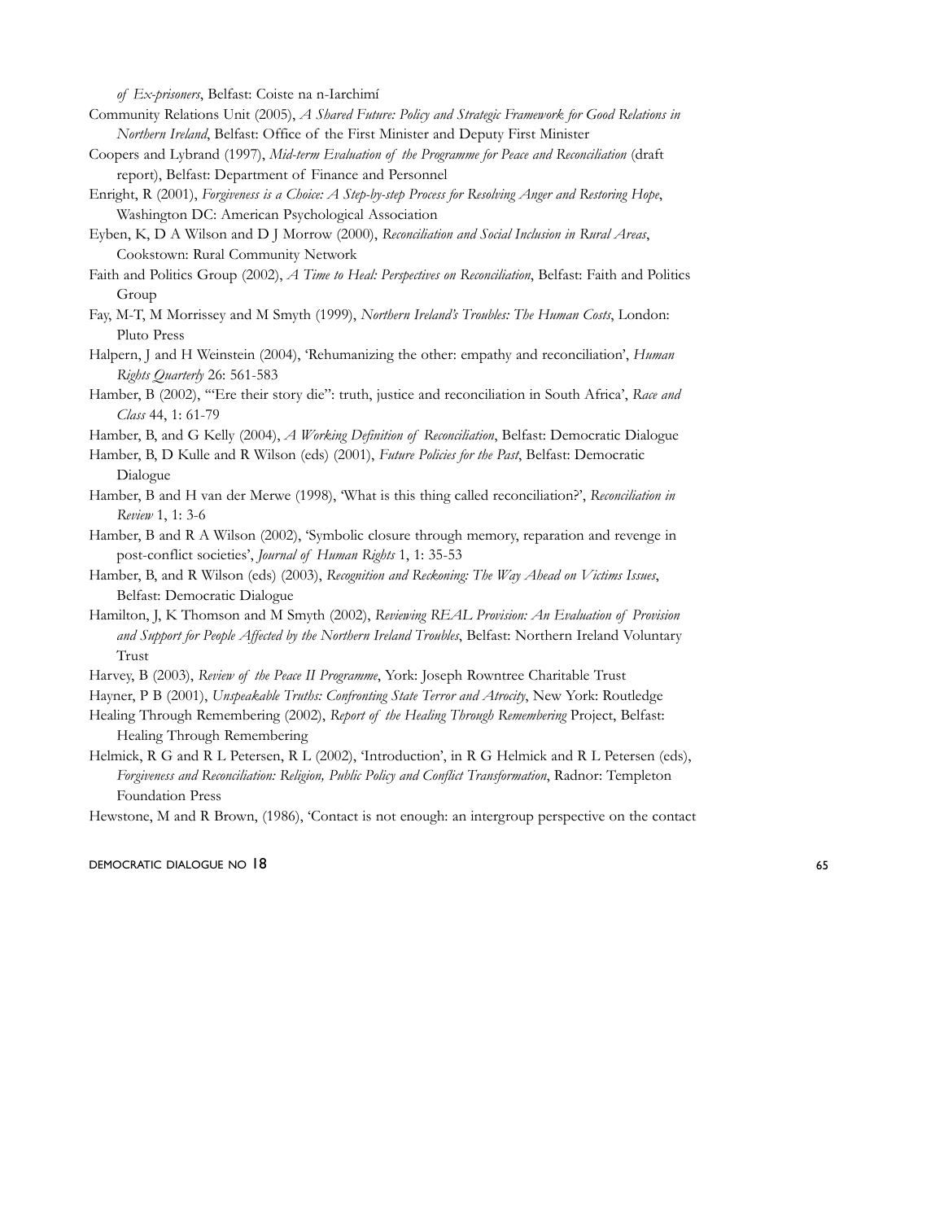*of Ex-prisoners*, Belfast: Coiste na n-Iarchimí

Community Relations Unit (2005), *A Shared Future: Policy and Strategic Framework for Good Relations in Northern Ireland*, Belfast: Office of the First Minister and Deputy First Minister

Coopers and Lybrand (1997), *Mid-term Evaluation of the Programme for Peace and Reconciliation* (draft report), Belfast: Department of Finance and Personnel

Enright, R (2001), *Forgiveness is a Choice: A Step-by-step Process for Resolving Anger and Restoring Hope*, Washington DC: American Psychological Association

Eyben, K, D A Wilson and D J Morrow (2000), *Reconciliation and Social Inclusion in Rural Areas*, Cookstown: Rural Community Network

Faith and Politics Group (2002), *A Time to Heal: Perspectives on Reconciliation*, Belfast: Faith and Politics Group

Fay, M-T, M Morrissey and M Smyth (1999), *Northern Ireland's Troubles: The Human Costs*, London: Pluto Press

Halpern, J and H Weinstein (2004), 'Rehumanizing the other: empathy and reconciliation', *Human Rights Quarterly* 26: 561-583

Hamber, B (2002), '"Ere their story die": truth, justice and reconciliation in South Africa', *Race and Class* 44, 1: 61-79

Hamber, B, and G Kelly (2004), *A Working Definition of Reconciliation*, Belfast: Democratic Dialogue

Hamber, B, D Kulle and R Wilson (eds) (2001), *Future Policies for the Past*, Belfast: Democratic Dialogue

Hamber, B and H van der Merwe (1998), 'What is this thing called reconciliation?', *Reconciliation in Review* 1, 1: 3-6

Hamber, B and R A Wilson (2002), 'Symbolic closure through memory, reparation and revenge in post-conflict societies', *Journal of Human Rights* 1, 1: 35-53

Hamber, B, and R Wilson (eds) (2003), *Recognition and Reckoning: The Way Ahead on Victims Issues*, Belfast: Democratic Dialogue

Hamilton, J, K Thomson and M Smyth (2002), *Reviewing REAL Provision: An Evaluation of Provision and Support for People Affected by the Northern Ireland Troubles*, Belfast: Northern Ireland Voluntary Trust

Harvey, B (2003), *Review of the Peace II Programme*, York: Joseph Rowntree Charitable Trust

Hayner, P B (2001), *Unspeakable Truths: Confronting State Terror and Atrocity*, New York: Routledge

Healing Through Remembering (2002), *Report of the Healing Through Remembering* Project, Belfast: Healing Through Remembering

Helmick, R G and R L Petersen, R L (2002), 'Introduction', in R G Helmick and R L Petersen (eds), *Forgiveness and Reconciliation: Religion, Public Policy and Conflict Transformation*, Radnor: Templeton Foundation Press

Hewstone, M and R Brown, (1986), 'Contact is not enough: an intergroup perspective on the contact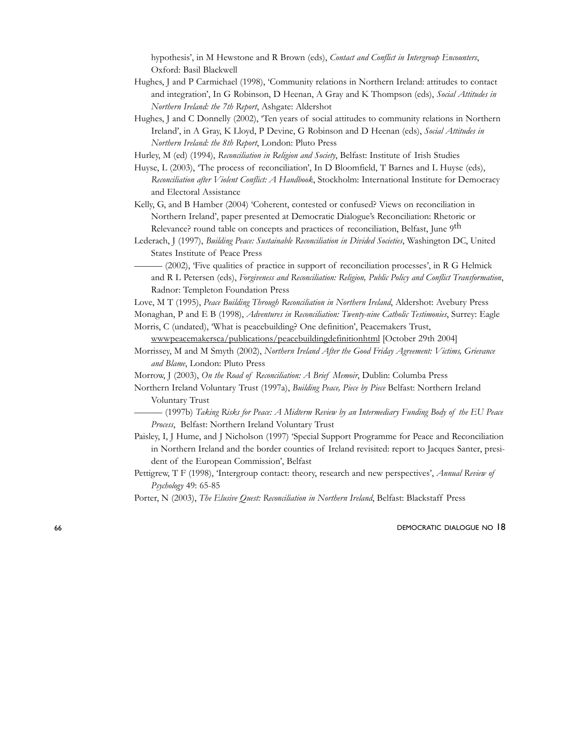hypothesis', in M Hewstone and R Brown (eds), *Contact and Conflict in Intergroup Encounters*, Oxford: Basil Blackwell

Hughes, J and P Carmichael (1998), 'Community relations in Northern Ireland: attitudes to contact and integration', In G Robinson, D Heenan, A Gray and K Thompson (eds), *Social Attitudes in Northern Ireland: the 7th Report*, Ashgate: Aldershot

Hughes, J and C Donnelly (2002), 'Ten years of social attitudes to community relations in Northern Ireland', in A Gray, K Lloyd, P Devine, G Robinson and D Heenan (eds), *Social Attitudes in Northern Ireland: the 8th Report*, London: Pluto Press

Hurley, M (ed) (1994), *Reconciliation in Religion and Society*, Belfast: Institute of Irish Studies

Huyse, L (2003), 'The process of reconciliation', In D Bloomfield, T Barnes and L Huyse (eds), *Reconciliation after Violent Conflict: A Handbook*, Stockholm: International Institute for Democracy and Electoral Assistance

Kelly, G, and B Hamber (2004) 'Coherent, contested or confused? Views on reconciliation in Northern Ireland', paper presented at Democratic Dialogue's Reconciliation: Rhetoric or Relevance? round table on concepts and practices of reconciliation, Belfast, June 9th

Lederach, J (1997), *Building Peace: Sustainable Reconciliation in Divided Societies*, Washington DC, United States Institute of Peace Press

——— (2002), 'Five qualities of practice in support of reconciliation processes', in R G Helmick and R L Petersen (eds), *Forgiveness and Reconciliation: Religion, Public Policy and Conflict Transformation*, Radnor: Templeton Foundation Press

Love, M T (1995), *Peace Building Through Reconciliation in Northern Ireland*, Aldershot: Avebury Press

Monaghan, P and E B (1998), *Adventures in Reconciliation: Twenty-nine Catholic Testimonies*, Surrey: Eagle

Morris, C (undated), 'What is peacebuilding? One definition', Peacemakers Trust, wwwpeacemakersca/publications/peacebuildingdefinitionhtml [October 29th 2004]

Morrissey, M and M Smyth (2002), *Northern Ireland After the Good Friday Agreement: Victims, Grievance and Blame*, London: Pluto Press

Morrow, J (2003), *On the Road of Reconciliation: A Brief Memoir*, Dublin: Columba Press

Northern Ireland Voluntary Trust (1997a), *Building Peace, Piece by Piece* Belfast: Northern Ireland Voluntary Trust

——— (1997b) *Taking Risks for Peace: A Midterm Review by an Intermediary Funding Body of the EU Peace Process*, Belfast: Northern Ireland Voluntary Trust

Paisley, I, J Hume, and J Nicholson (1997) 'Special Support Programme for Peace and Reconciliation in Northern Ireland and the border counties of Ireland revisited: report to Jacques Santer, president of the European Commission', Belfast

Pettigrew, T F (1998), 'Intergroup contact: theory, research and new perspectives', *Annual Review of Psychology* 49: 65-85

Porter, N (2003), *The Elusive Quest: Reconciliation in Northern Ireland*, Belfast: Blackstaff Press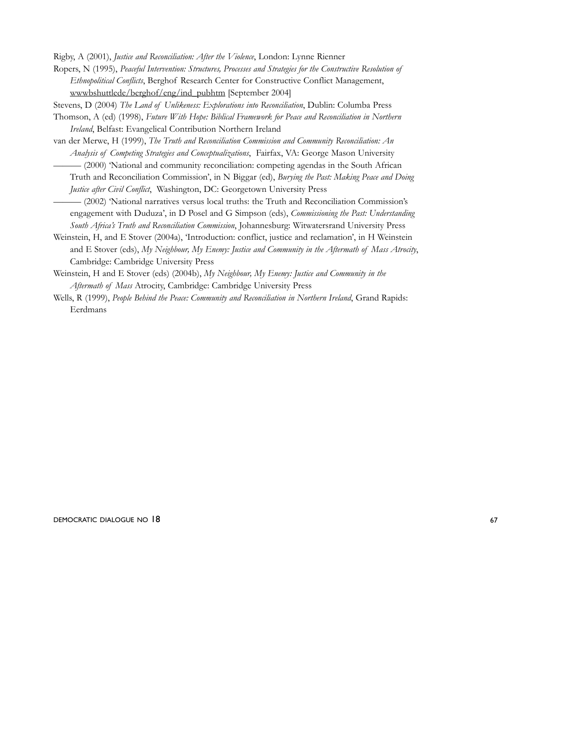Rigby, A (2001), *Justice and Reconciliation: After the Violence*, London: Lynne Rienner

Ropers, N (1995), *Peaceful Intervention: Structures, Processes and Strategies for the Constructive Resolution of Ethnopolitical Conflicts*, Berghof Research Center for Constructive Conflict Management, wwwbshuttlede/berghof/eng/ind_pubhtm [September 2004]

Stevens, D (2004) *The Land of Unlikeness: Explorations into Reconciliation*, Dublin: Columba Press

Thomson, A (ed) (1998), *Future With Hope: Biblical Framework for Peace and Reconciliation in Northern Ireland*, Belfast: Evangelical Contribution Northern Ireland

van der Merwe, H (1999), *The Truth and Reconciliation Commission and Community Reconciliation: An Analysis of Competing Strategies and Conceptualizations*, Fairfax, VA: George Mason University

——— (2000) 'National and community reconciliation: competing agendas in the South African Truth and Reconciliation Commission', in N Biggar (ed), *Burying the Past: Making Peace and Doing Justice after Civil Conflict*, Washington, DC: Georgetown University Press

——— (2002) 'National narratives versus local truths: the Truth and Reconciliation Commission's engagement with Duduza', in D Posel and G Simpson (eds), *Commissioning the Past: Understanding South Africa's Truth and Reconciliation Commission*, Johannesburg: Witwatersrand University Press

Weinstein, H, and E Stover (2004a), 'Introduction: conflict, justice and reclamation', in H Weinstein and E Stover (eds), *My Neighbour, My Enemy: Justice and Community in the Aftermath of Mass Atrocity*, Cambridge: Cambridge University Press

Weinstein, H and E Stover (eds) (2004b), *My Neighbour, My Enemy: Justice and Community in the Aftermath of Mass* Atrocity, Cambridge: Cambridge University Press

Wells, R (1999), *People Behind the Peace: Community and Reconciliation in Northern Ireland*, Grand Rapids: Eerdmans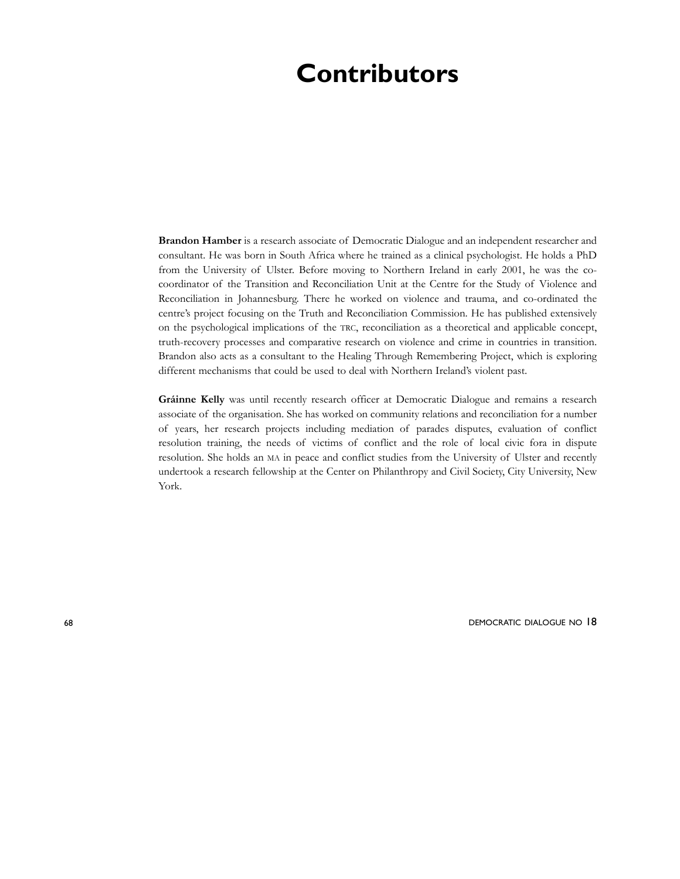# Contributors

**Brandon Hamber** is a research associate of Democratic Dialogue and an independent researcher and consultant. He was born in South Africa where he trained as a clinical psychologist. He holds a PhD from the University of Ulster. Before moving to Northern Ireland in early 2001, he was the co-coordinator of the Transition and Reconciliation Unit at the Centre for the Study of Violence and Reconciliation in Johannesburg. There he worked on violence and trauma, and co-ordinated the centre's project focusing on the Truth and Reconciliation Commission. He has published extensively on the psychological implications of the TRC, reconciliation as a theoretical and applicable concept, truth-recovery processes and comparative research on violence and crime in countries in transition. Brandon also acts as a consultant to the Healing Through Remembering Project, which is exploring different mechanisms that could be used to deal with Northern Ireland's violent past.

**Gráinne Kelly** was until recently research officer at Democratic Dialogue and remains a research associate of the organisation. She has worked on community relations and reconciliation for a number of years, her research projects including mediation of parades disputes, evaluation of conflict resolution training, the needs of victims of conflict and the role of local civic fora in dispute resolution. She holds an MA in peace and conflict studies from the University of Ulster and recently undertook a research fellowship at the Center on Philanthropy and Civil Society, City University, New York.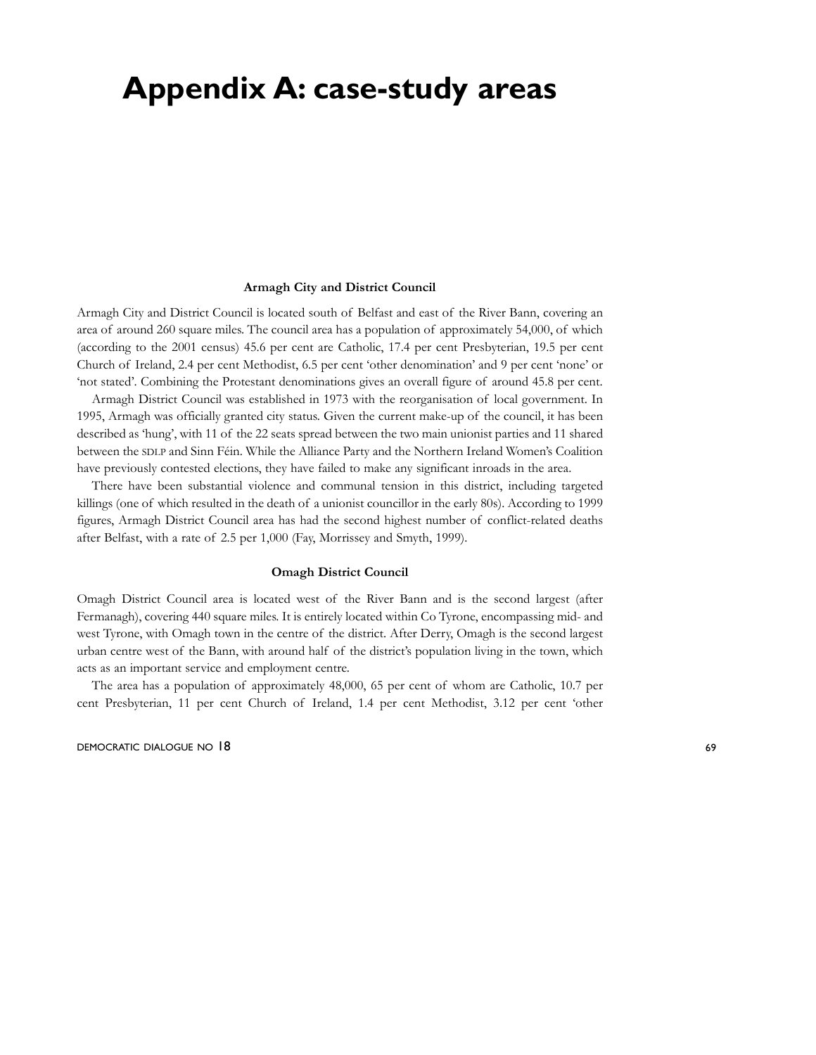// Appendix A: case-study areas

### Armagh City and District Council

Armagh City and District Council is located south of Belfast and east of the River Bann, covering an area of around 260 square miles. The council area has a population of approximately 54,000, of which (according to the 2001 census) 45.6 per cent are Catholic, 17.4 per cent Presbyterian, 19.5 per cent Church of Ireland, 2.4 per cent Methodist, 6.5 per cent 'other denomination' and 9 per cent 'none' or 'not stated'. Combining the Protestant denominations gives an overall figure of around 45.8 per cent.

Armagh District Council was established in 1973 with the reorganisation of local government. In 1995, Armagh was officially granted city status. Given the current make-up of the council, it has been described as 'hung', with 11 of the 22 seats spread between the two main unionist parties and 11 shared between the SDLP and Sinn Féin. While the Alliance Party and the Northern Ireland Women's Coalition have previously contested elections, they have failed to make any significant inroads in the area.

There have been substantial violence and communal tension in this district, including targeted killings (one of which resulted in the death of a unionist councillor in the early 80s). According to 1999 figures, Armagh District Council area has had the second highest number of conflict-related deaths after Belfast, with a rate of 2.5 per 1,000 (Fay, Morrissey and Smyth, 1999).

### Omagh District Council

Omagh District Council area is located west of the River Bann and is the second largest (after Fermanagh), covering 440 square miles. It is entirely located within Co Tyrone, encompassing mid- and west Tyrone, with Omagh town in the centre of the district. After Derry, Omagh is the second largest urban centre west of the Bann, with around half of the district's population living in the town, which acts as an important service and employment centre.

The area has a population of approximately 48,000, 65 per cent of whom are Catholic, 10.7 per cent Presbyterian, 11 per cent Church of Ireland, 1.4 per cent Methodist, 3.12 per cent 'other

# Appendix A: case-study areas

### Armagh City and District Council

Armagh City and District Council is located south of Belfast and east of the River Bann, covering an area of around 260 square miles. The council area has a population of approximately 54,000, of which (according to the 2001 census) 45.6 per cent are Catholic, 17.4 per cent Presbyterian, 19.5 per cent Church of Ireland, 2.4 per cent Methodist, 6.5 per cent 'other denomination' and 9 per cent 'none' or 'not stated'. Combining the Protestant denominations gives an overall figure of around 45.8 per cent.

Armagh District Council was established in 1973 with the reorganisation of local government. In 1995, Armagh was officially granted city status. Given the current make-up of the council, it has been described as 'hung', with 11 of the 22 seats spread between the two main unionist parties and 11 shared between the SDLP and Sinn Féin. While the Alliance Party and the Northern Ireland Women's Coalition have previously contested elections, they have failed to make any significant inroads in the area.

There have been substantial violence and communal tension in this district, including targeted killings (one of which resulted in the death of a unionist councillor in the early 80s). According to 1999 figures, Armagh District Council area has had the second highest number of conflict-related deaths after Belfast, with a rate of 2.5 per 1,000 (Fay, Morrissey and Smyth, 1999).

### Omagh District Council

Omagh District Council area is located west of the River Bann and is the second largest (after Fermanagh), covering 440 square miles. It is entirely located within Co Tyrone, encompassing mid- and west Tyrone, with Omagh town in the centre of the district. After Derry, Omagh is the second largest urban centre west of the Bann, with around half of the district's population living in the town, which acts as an important service and employment centre.

The area has a population of approximately 48,000, 65 per cent of whom are Catholic, 10.7 per cent Presbyterian, 11 per cent Church of Ireland, 1.4 per cent Methodist, 3.12 per cent 'other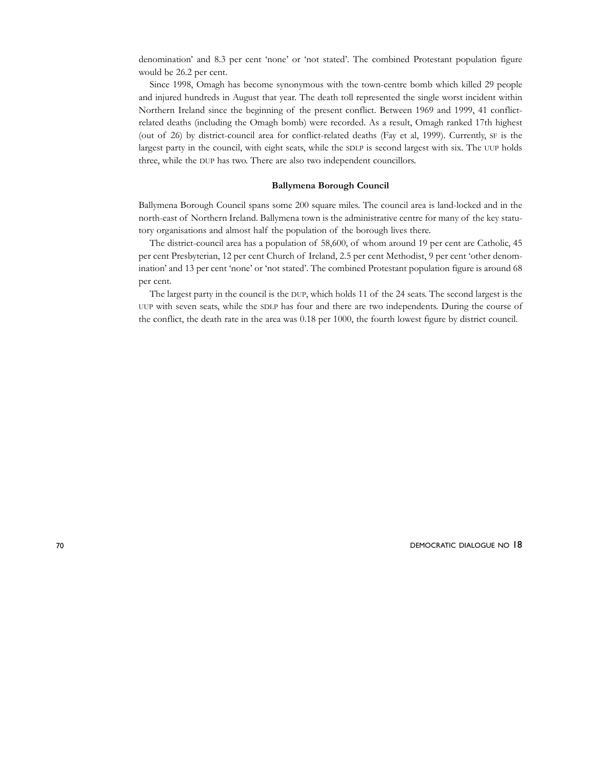denomination' and 8.3 per cent 'none' or 'not stated'. The combined Protestant population figure would be 26.2 per cent.

Since 1998, Omagh has become synonymous with the town-centre bomb which killed 29 people and injured hundreds in August that year. The death toll represented the single worst incident within Northern Ireland since the beginning of the present conflict. Between 1969 and 1999, 41 conflict-related deaths (including the Omagh bomb) were recorded. As a result, Omagh ranked 17th highest (out of 26) by district-council area for conflict-related deaths (Fay et al, 1999). Currently, SF is the largest party in the council, with eight seats, while the SDLP is second largest with six. The UUP holds three, while the DUP has two. There are also two independent councillors.

### Ballymena Borough Council

Ballymena Borough Council spans some 200 square miles. The council area is land-locked and in the north-east of Northern Ireland. Ballymena town is the administrative centre for many of the key statutory organisations and almost half the population of the borough lives there.

The district-council area has a population of 58,600, of whom around 19 per cent are Catholic, 45 per cent Presbyterian, 12 per cent Church of Ireland, 2.5 per cent Methodist, 9 per cent 'other denomination' and 13 per cent 'none' or 'not stated'. The combined Protestant population figure is around 68 per cent.

The largest party in the council is the DUP, which holds 11 of the 24 seats. The second largest is the UUP with seven seats, while the SDLP has four and there are two independents. During the course of the conflict, the death rate in the area was 0.18 per 1000, the fourth lowest figure by district council.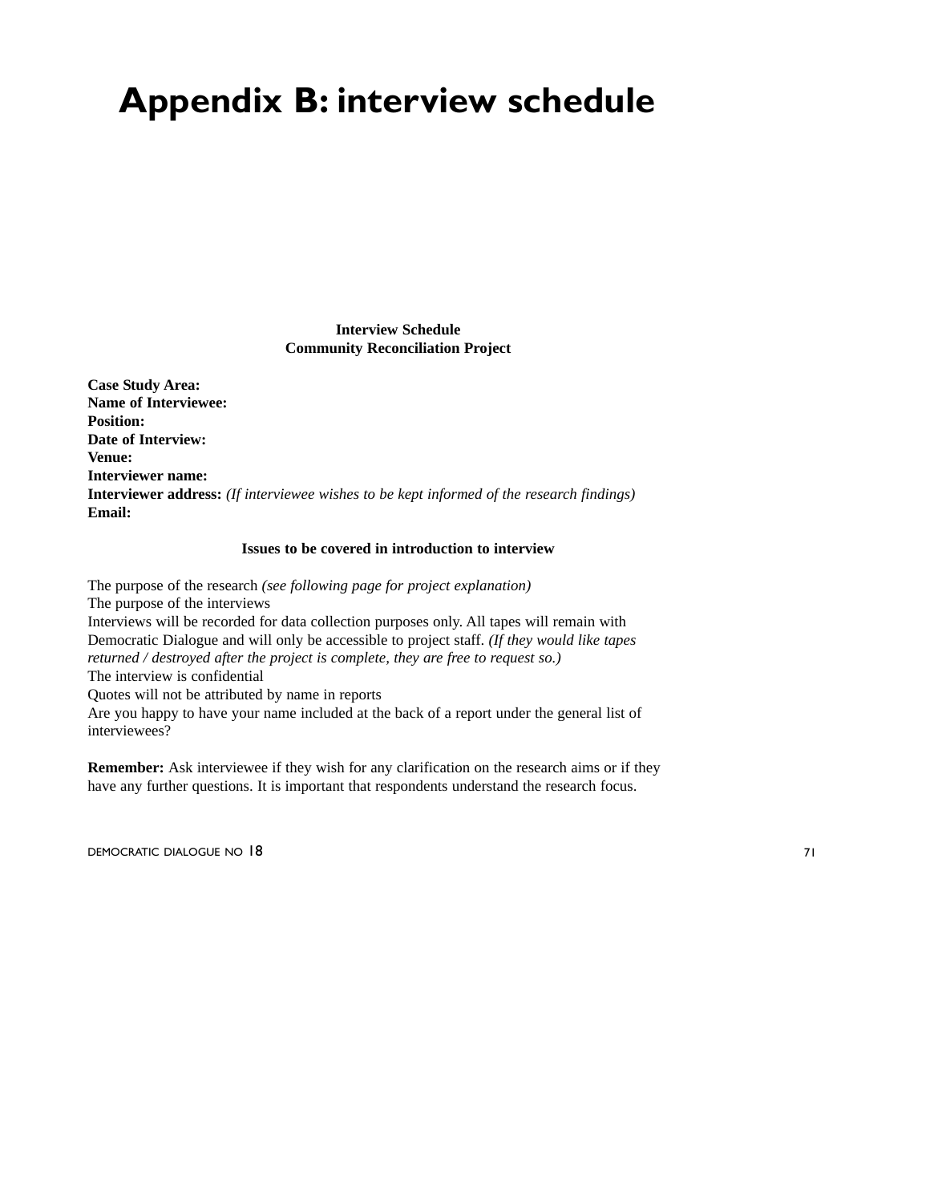# Appendix B: interview schedule

**Interview Schedule**
**Community Reconciliation Project**

**Case Study Area:**
**Name of Interviewee:**
**Position:**
**Date of Interview:**
**Venue:**
**Interviewer name:**
**Interviewer address:** *(If interviewee wishes to be kept informed of the research findings)*
**Email:**

**Issues to be covered in introduction to interview**

The purpose of the research *(see following page for project explanation)*
The purpose of the interviews
Interviews will be recorded for data collection purposes only. All tapes will remain with Democratic Dialogue and will only be accessible to project staff. *(If they would like tapes returned / destroyed after the project is complete, they are free to request so.)*
The interview is confidential
Quotes will not be attributed by name in reports
Are you happy to have your name included at the back of a report under the general list of interviewees?

**Remember:** Ask interviewee if they wish for any clarification on the research aims or if they have any further questions. It is important that respondents understand the research focus.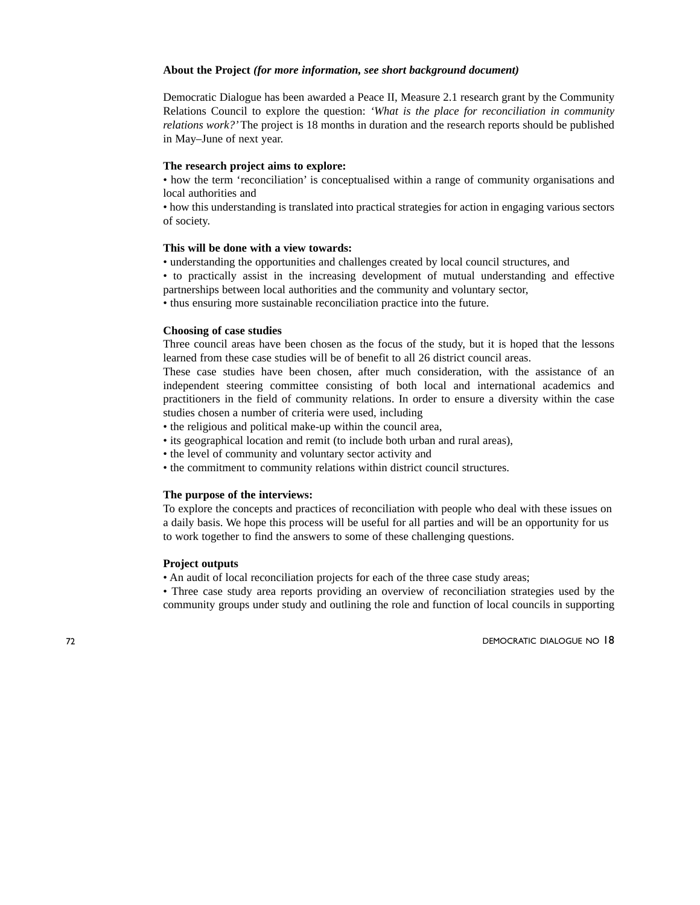**About the Project** ***(for more information, see short background document)***

Democratic Dialogue has been awarded a Peace II, Measure 2.1 research grant by the Community Relations Council to explore the question: *'What is the place for reconciliation in community relations work?'* The project is 18 months in duration and the research reports should be published in May–June of next year.

**The research project aims to explore:**

• how the term 'reconciliation' is conceptualised within a range of community organisations and local authorities and

• how this understanding is translated into practical strategies for action in engaging various sectors of society.

**This will be done with a view towards:**

• understanding the opportunities and challenges created by local council structures, and

• to practically assist in the increasing development of mutual understanding and effective partnerships between local authorities and the community and voluntary sector,

• thus ensuring more sustainable reconciliation practice into the future.

**Choosing of case studies**

Three council areas have been chosen as the focus of the study, but it is hoped that the lessons learned from these case studies will be of benefit to all 26 district council areas.

These case studies have been chosen, after much consideration, with the assistance of an independent steering committee consisting of both local and international academics and practitioners in the field of community relations. In order to ensure a diversity within the case studies chosen a number of criteria were used, including

• the religious and political make-up within the council area,

• its geographical location and remit (to include both urban and rural areas),

• the level of community and voluntary sector activity and

• the commitment to community relations within district council structures.

**The purpose of the interviews:**

To explore the concepts and practices of reconciliation with people who deal with these issues on a daily basis. We hope this process will be useful for all parties and will be an opportunity for us to work together to find the answers to some of these challenging questions.

**Project outputs**

• An audit of local reconciliation projects for each of the three case study areas;

• Three case study area reports providing an overview of reconciliation strategies used by the community groups under study and outlining the role and function of local councils in supporting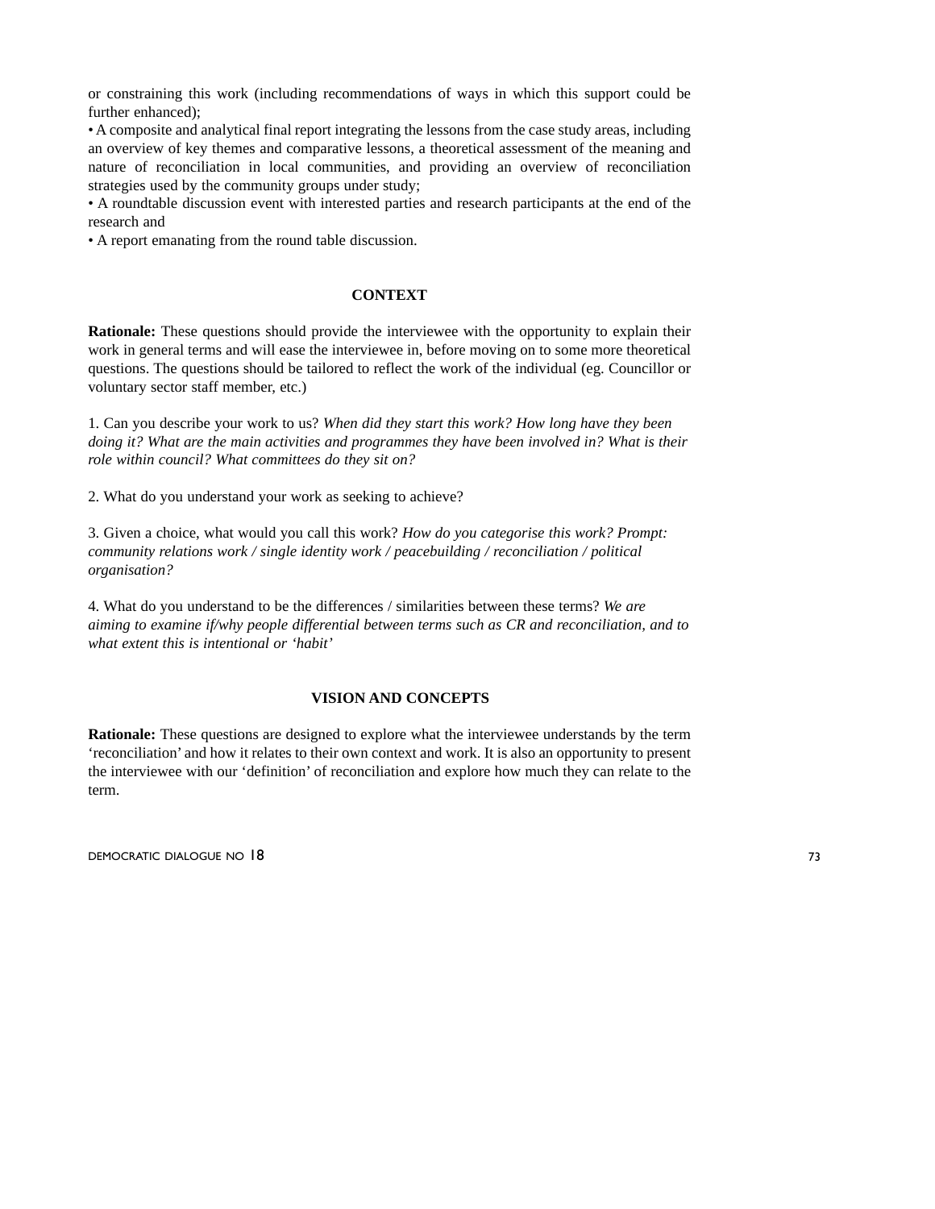or constraining this work (including recommendations of ways in which this support could be further enhanced);

- A composite and analytical final report integrating the lessons from the case study areas, including an overview of key themes and comparative lessons, a theoretical assessment of the meaning and nature of reconciliation in local communities, and providing an overview of reconciliation strategies used by the community groups under study;
- A roundtable discussion event with interested parties and research participants at the end of the research and
- A report emanating from the round table discussion.

## CONTEXT

**Rationale:** These questions should provide the interviewee with the opportunity to explain their work in general terms and will ease the interviewee in, before moving on to some more theoretical questions. The questions should be tailored to reflect the work of the individual (eg. Councillor or voluntary sector staff member, etc.)

1. Can you describe your work to us? *When did they start this work? How long have they been doing it? What are the main activities and programmes they have been involved in? What is their role within council? What committees do they sit on?*

2. What do you understand your work as seeking to achieve?

3. Given a choice, what would you call this work? *How do you categorise this work? Prompt: community relations work / single identity work / peacebuilding / reconciliation / political organisation?*

4. What do you understand to be the differences / similarities between these terms? *We are aiming to examine if/why people differential between terms such as CR and reconciliation, and to what extent this is intentional or 'habit'*

## VISION AND CONCEPTS

**Rationale:** These questions are designed to explore what the interviewee understands by the term 'reconciliation' and how it relates to their own context and work. It is also an opportunity to present the interviewee with our 'definition' of reconciliation and explore how much they can relate to the term.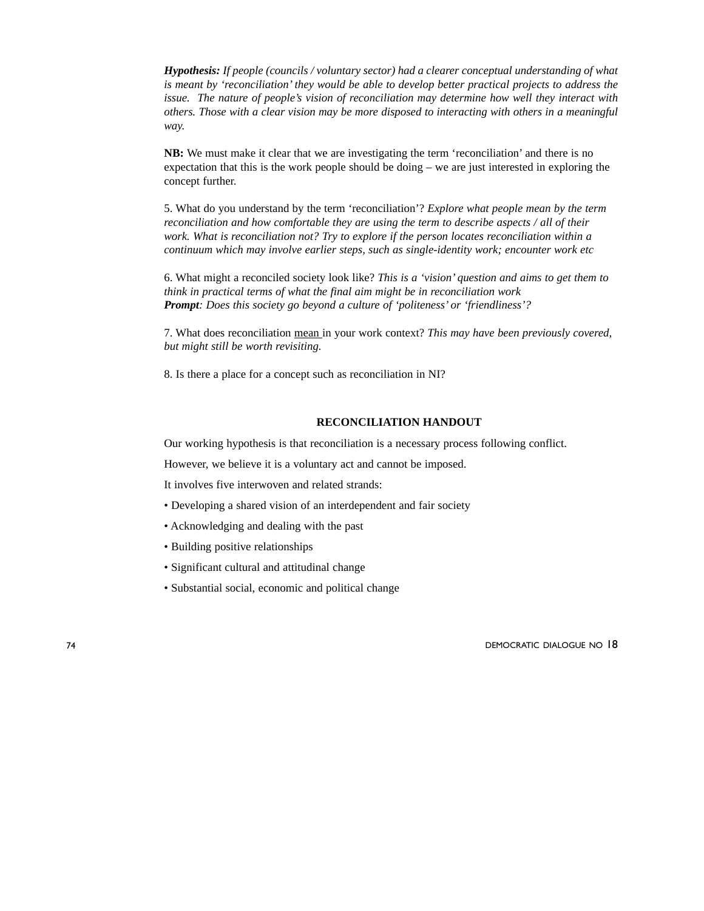***Hypothesis:*** *If people (councils / voluntary sector) had a clearer conceptual understanding of what is meant by 'reconciliation' they would be able to develop better practical projects to address the issue. The nature of people's vision of reconciliation may determine how well they interact with others. Those with a clear vision may be more disposed to interacting with others in a meaningful way.*

**NB:** We must make it clear that we are investigating the term 'reconciliation' and there is no expectation that this is the work people should be doing – we are just interested in exploring the concept further.

5. What do you understand by the term 'reconciliation'? *Explore what people mean by the term reconciliation and how comfortable they are using the term to describe aspects / all of their work. What is reconciliation not? Try to explore if the person locates reconciliation within a continuum which may involve earlier steps, such as single-identity work; encounter work etc*

6. What might a reconciled society look like? *This is a 'vision' question and aims to get them to think in practical terms of what the final aim might be in reconciliation work*
***Prompt****: Does this society go beyond a culture of 'politeness' or 'friendliness'?*

7. What does reconciliation <u>mean</u> in your work context? *This may have been previously covered, but might still be worth revisiting.*

8. Is there a place for a concept such as reconciliation in NI?

## RECONCILIATION HANDOUT

Our working hypothesis is that reconciliation is a necessary process following conflict.

However, we believe it is a voluntary act and cannot be imposed.

It involves five interwoven and related strands:

- Developing a shared vision of an interdependent and fair society
- Acknowledging and dealing with the past
- Building positive relationships
- Significant cultural and attitudinal change
- Substantial social, economic and political change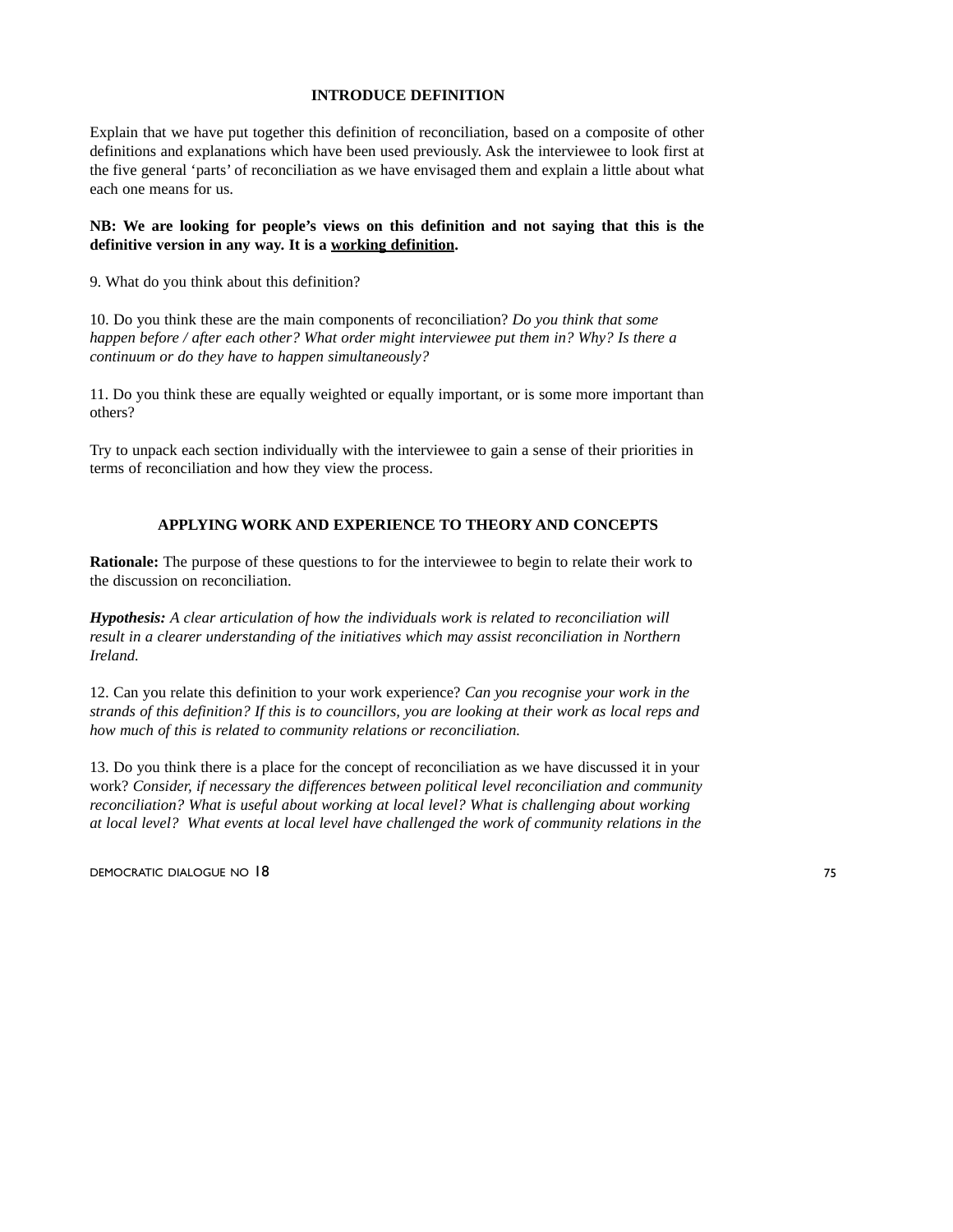## INTRODUCE DEFINITION

Explain that we have put together this definition of reconciliation, based on a composite of other definitions and explanations which have been used previously. Ask the interviewee to look first at the five general 'parts' of reconciliation as we have envisaged them and explain a little about what each one means for us.

**NB: We are looking for people's views on this definition and not saying that this is the definitive version in any way. It is a <u>working definition</u>.**

9. What do you think about this definition?

10. Do you think these are the main components of reconciliation? *Do you think that some happen before / after each other? What order might interviewee put them in? Why? Is there a continuum or do they have to happen simultaneously?*

11. Do you think these are equally weighted or equally important, or is some more important than others?

Try to unpack each section individually with the interviewee to gain a sense of their priorities in terms of reconciliation and how they view the process.

## APPLYING WORK AND EXPERIENCE TO THEORY AND CONCEPTS

**Rationale:** The purpose of these questions to for the interviewee to begin to relate their work to the discussion on reconciliation.

***Hypothesis:*** *A clear articulation of how the individuals work is related to reconciliation will result in a clearer understanding of the initiatives which may assist reconciliation in Northern Ireland.*

12. Can you relate this definition to your work experience? *Can you recognise your work in the strands of this definition? If this is to councillors, you are looking at their work as local reps and how much of this is related to community relations or reconciliation.*

13. Do you think there is a place for the concept of reconciliation as we have discussed it in your work? *Consider, if necessary the differences between political level reconciliation and community reconciliation? What is useful about working at local level? What is challenging about working at local level? What events at local level have challenged the work of community relations in the*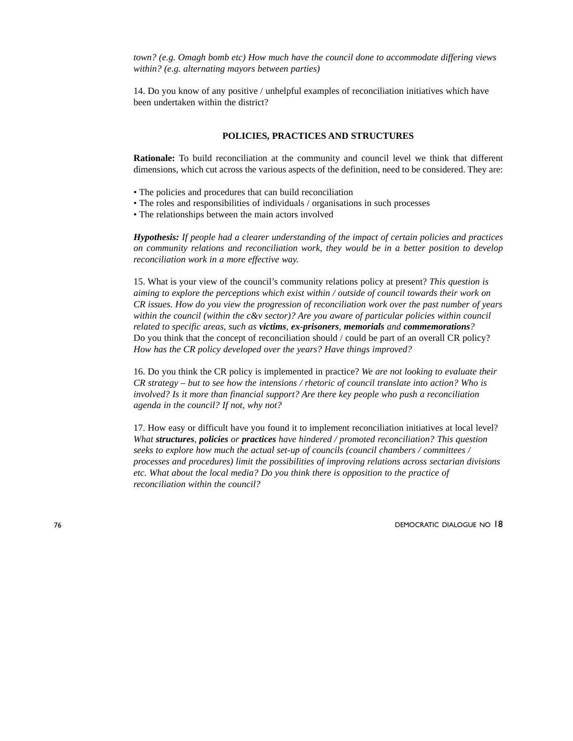*town? (e.g. Omagh bomb etc) How much have the council done to accommodate differing views within? (e.g. alternating mayors between parties)*

14. Do you know of any positive / unhelpful examples of reconciliation initiatives which have been undertaken within the district?

## POLICIES, PRACTICES AND STRUCTURES

**Rationale:** To build reconciliation at the community and council level we think that different dimensions, which cut across the various aspects of the definition, need to be considered. They are:

- The policies and procedures that can build reconciliation
- The roles and responsibilities of individuals / organisations in such processes
- The relationships between the main actors involved

***Hypothesis:*** *If people had a clearer understanding of the impact of certain policies and practices on community relations and reconciliation work, they would be in a better position to develop reconciliation work in a more effective way.*

15. What is your view of the council's community relations policy at present? *This question is aiming to explore the perceptions which exist within / outside of council towards their work on CR issues. How do you view the progression of reconciliation work over the past number of years within the council (within the c&v sector)? Are you aware of particular policies within council related to specific areas, such as* ***victims****,* ***ex-prisoners****,* ***memorials*** *and* ***commemorations****?*
Do you think that the concept of reconciliation should / could be part of an overall CR policy? *How has the CR policy developed over the years? Have things improved?*

16. Do you think the CR policy is implemented in practice? *We are not looking to evaluate their CR strategy – but to see how the intensions / rhetoric of council translate into action? Who is involved? Is it more than financial support? Are there key people who push a reconciliation agenda in the council? If not, why not?*

17. How easy or difficult have you found it to implement reconciliation initiatives at local level? *What* ***structures****,* ***policies*** *or* ***practices*** *have hindered / promoted reconciliation? This question seeks to explore how much the actual set-up of councils (council chambers / committees / processes and procedures) limit the possibilities of improving relations across sectarian divisions etc. What about the local media? Do you think there is opposition to the practice of reconciliation within the council?*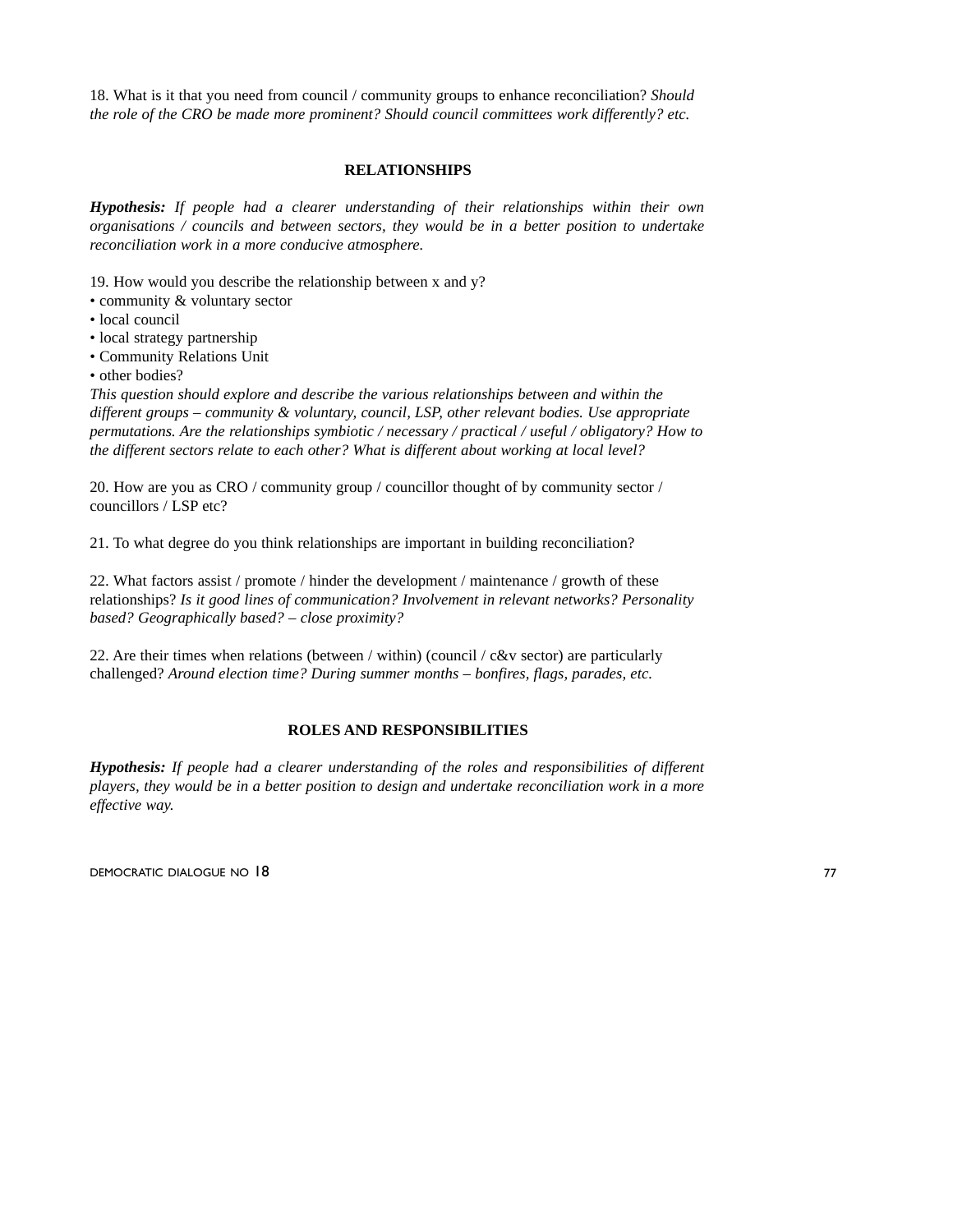18. What is it that you need from council / community groups to enhance reconciliation? *Should the role of the CRO be made more prominent? Should council committees work differently? etc.*

### RELATIONSHIPS

***Hypothesis:*** *If people had a clearer understanding of their relationships within their own organisations / councils and between sectors, they would be in a better position to undertake reconciliation work in a more conducive atmosphere.*

19. How would you describe the relationship between x and y?

- community & voluntary sector
- local council
- local strategy partnership
- Community Relations Unit
- other bodies?

*This question should explore and describe the various relationships between and within the different groups – community & voluntary, council, LSP, other relevant bodies. Use appropriate permutations. Are the relationships symbiotic / necessary / practical / useful / obligatory? How to the different sectors relate to each other? What is different about working at local level?*

20. How are you as CRO / community group / councillor thought of by community sector / councillors / LSP etc?

21. To what degree do you think relationships are important in building reconciliation?

22. What factors assist / promote / hinder the development / maintenance / growth of these relationships? *Is it good lines of communication? Involvement in relevant networks? Personality based? Geographically based? – close proximity?*

22. Are their times when relations (between / within) (council / c&v sector) are particularly challenged? *Around election time? During summer months – bonfires, flags, parades, etc.*

### ROLES AND RESPONSIBILITIES

***Hypothesis:*** *If people had a clearer understanding of the roles and responsibilities of different players, they would be in a better position to design and undertake reconciliation work in a more effective way.*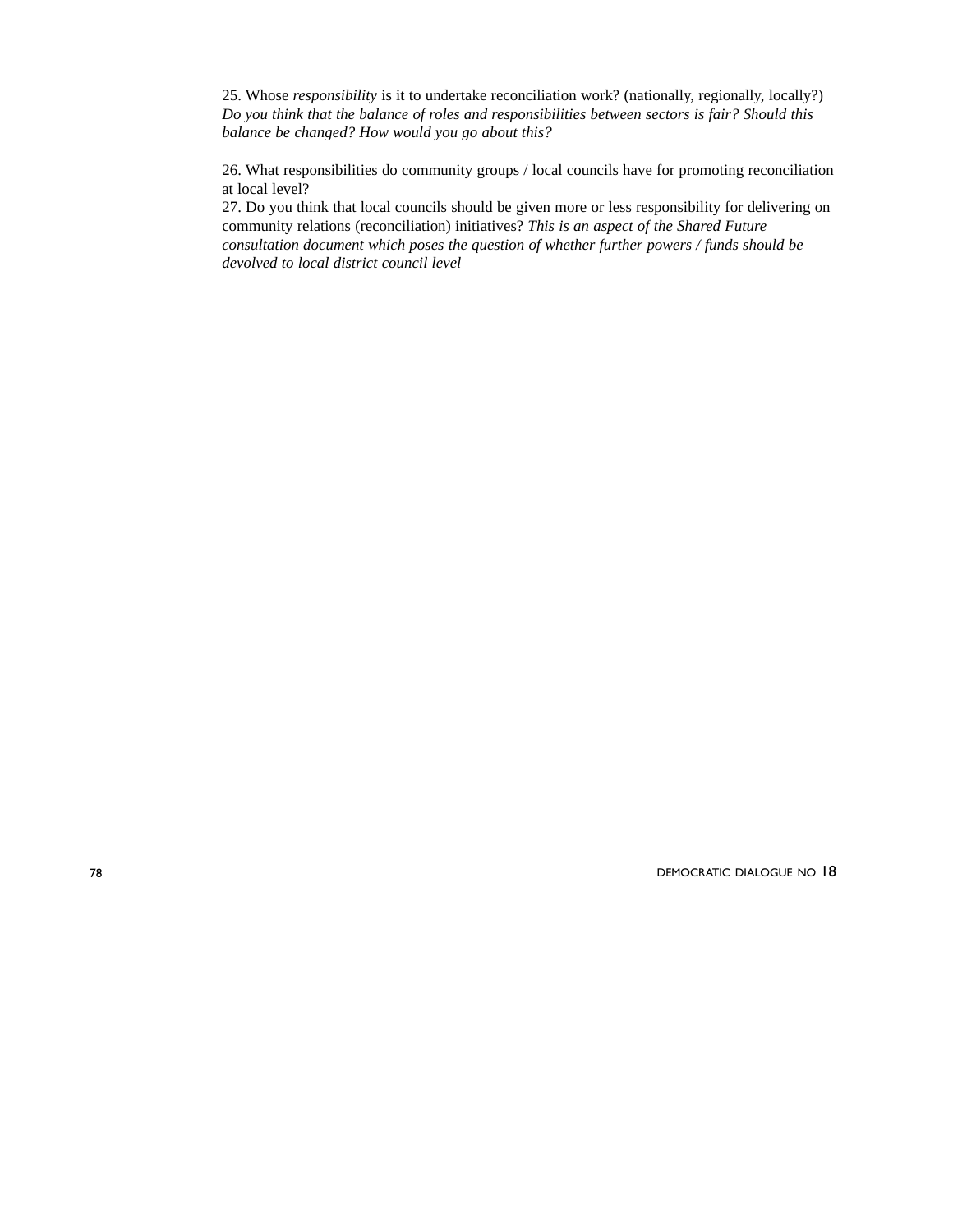25. Whose *responsibility* is it to undertake reconciliation work? (nationally, regionally, locally?) *Do you think that the balance of roles and responsibilities between sectors is fair? Should this balance be changed? How would you go about this?*

26. What responsibilities do community groups / local councils have for promoting reconciliation at local level?

27. Do you think that local councils should be given more or less responsibility for delivering on community relations (reconciliation) initiatives? *This is an aspect of the Shared Future consultation document which poses the question of whether further powers / funds should be devolved to local district council level*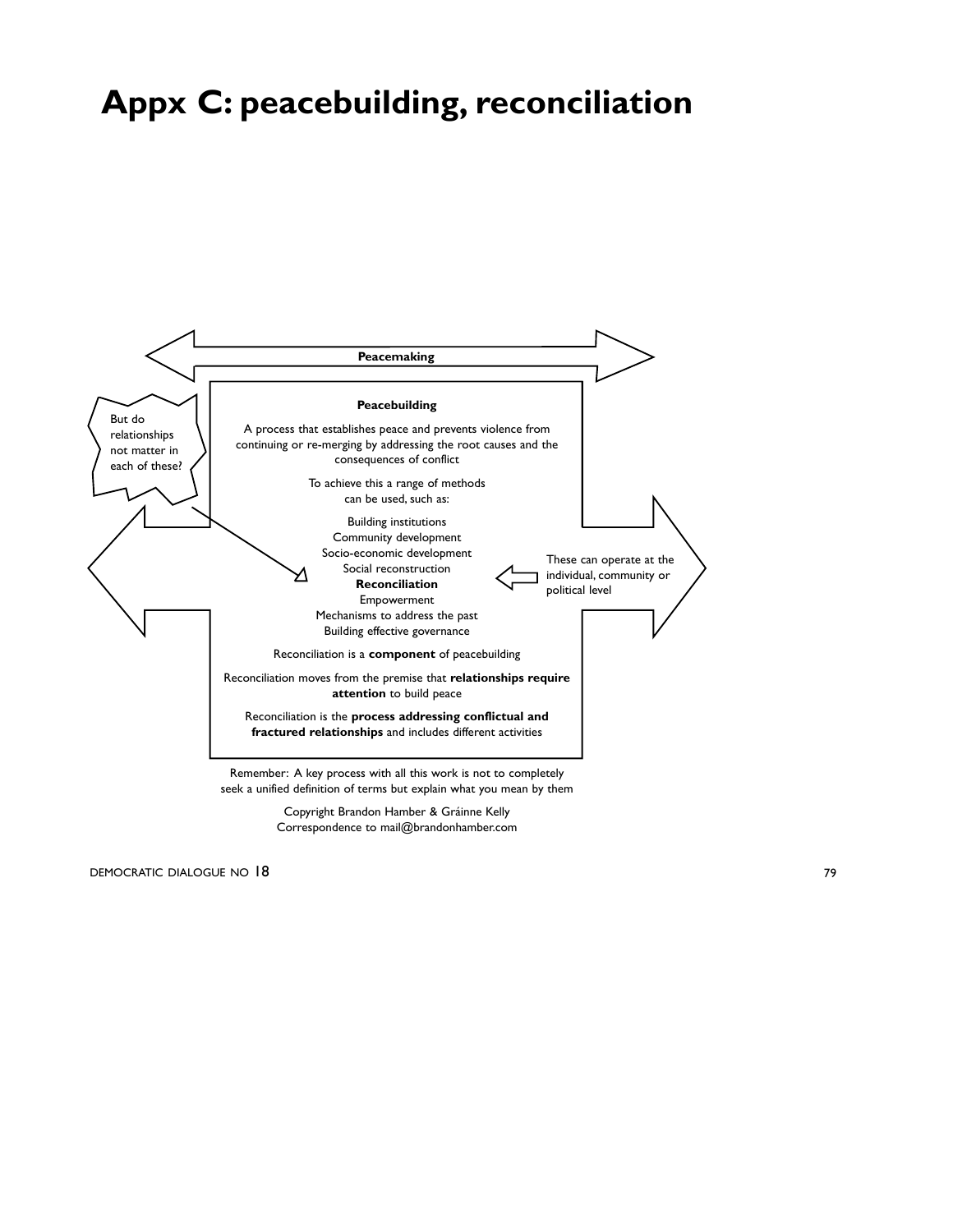# Appx C: peacebuilding, reconciliation

**Peacemaking**

But do relationships not matter in each of these?

**Peacebuilding**

A process that establishes peace and prevents violence from continuing or re-merging by addressing the root causes and the consequences of conflict

To achieve this a range of methods can be used, such as:

Building institutions
Community development
Socio-economic development
Social reconstruction
**Reconciliation**
Empowerment
Mechanisms to address the past
Building effective governance

These can operate at the individual, community or political level

Reconciliation is a **component** of peacebuilding

Reconciliation moves from the premise that **relationships require attention** to build peace

Reconciliation is the **process addressing conflictual and fractured relationships** and includes different activities

Remember: A key process with all this work is not to completely seek a unified definition of terms but explain what you mean by them

Copyright Brandon Hamber & Gráinne Kelly
Correspondence to mail@brandonhamber.com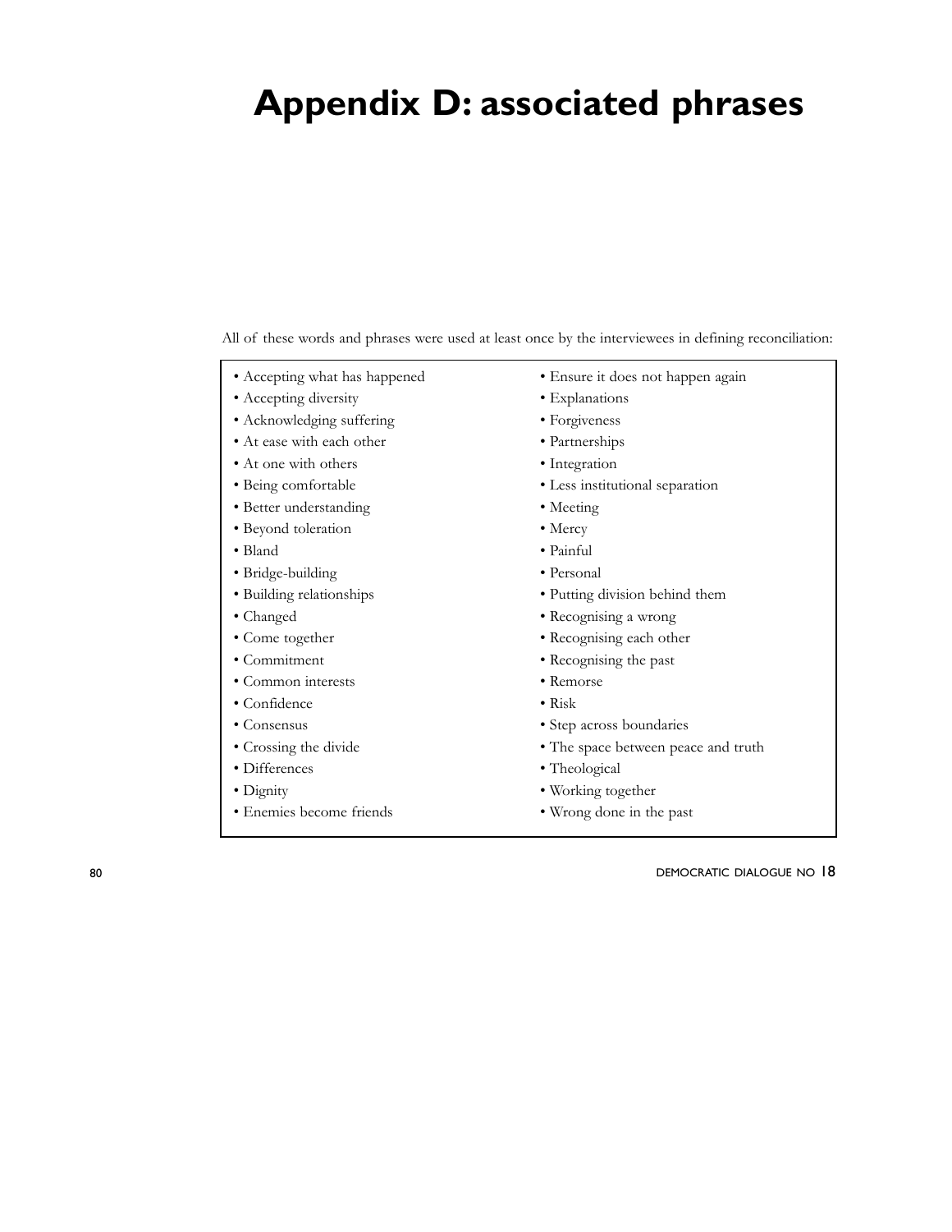# Appendix D: associated phrases

All of these words and phrases were used at least once by the interviewees in defining reconciliation:

- Accepting what has happened
- Accepting diversity
- Acknowledging suffering
- At ease with each other
- At one with others
- Being comfortable
- Better understanding
- Beyond toleration
- Bland
- Bridge-building
- Building relationships
- Changed
- Come together
- Commitment
- Common interests
- Confidence
- Consensus
- Crossing the divide
- Differences
- Dignity
- Enemies become friends
- Ensure it does not happen again
- Explanations
- Forgiveness
- Partnerships
- Integration
- Less institutional separation
- Meeting
- Mercy
- Painful
- Personal
- Putting division behind them
- Recognising a wrong
- Recognising each other
- Recognising the past
- Remorse
- Risk
- Step across boundaries
- The space between peace and truth
- Theological
- Working together
- Wrong done in the past